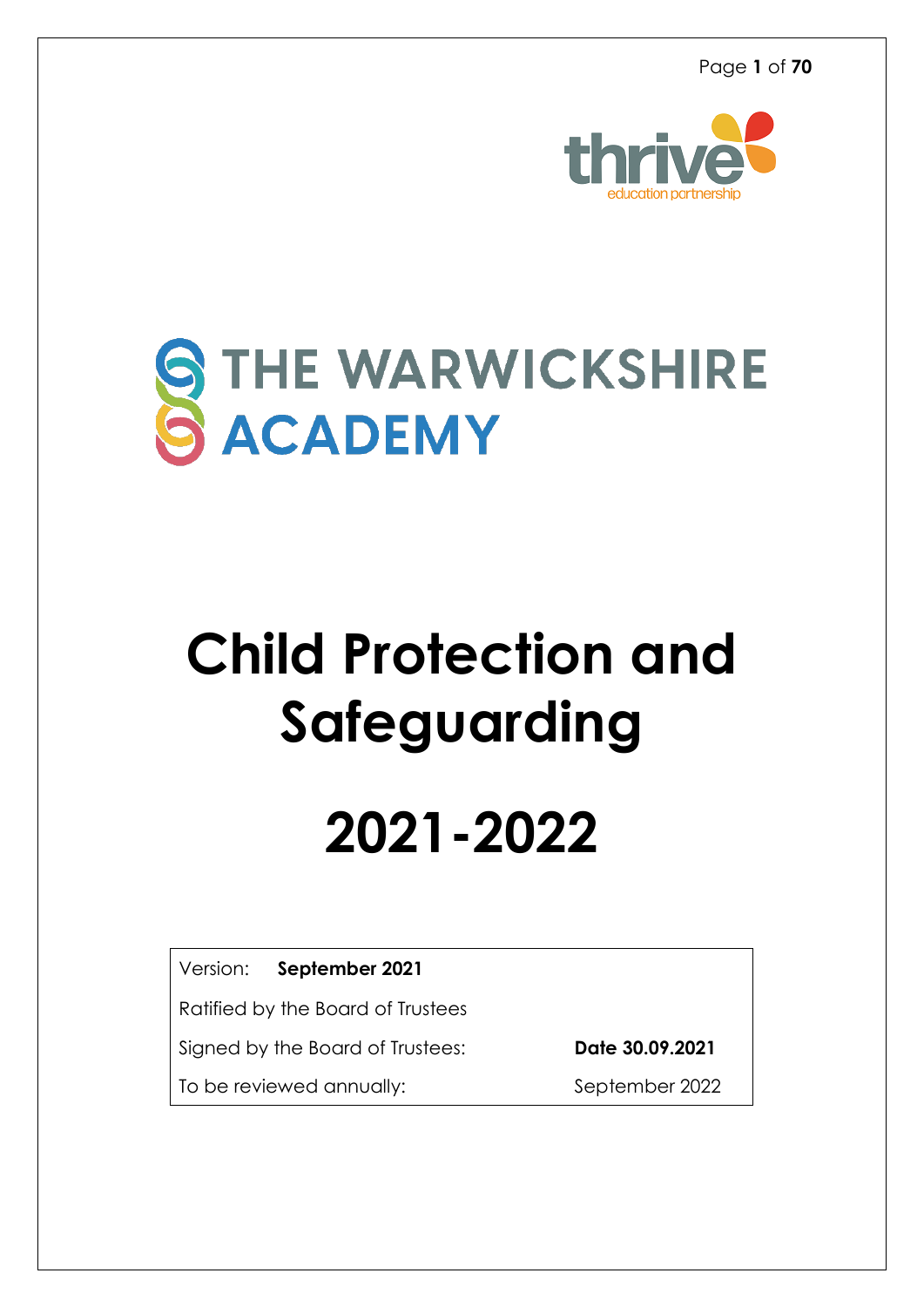thrive
education partnership

THE WARWICKSHIRE ACADEMY

# Child Protection and Safeguarding

# 2021-2022

| Version: **September 2021** | |
|---|---|
| Ratified by the Board of Trustees | |
| Signed by the Board of Trustees: | **Date 30.09.2021** |
| To be reviewed annually: | September 2022 |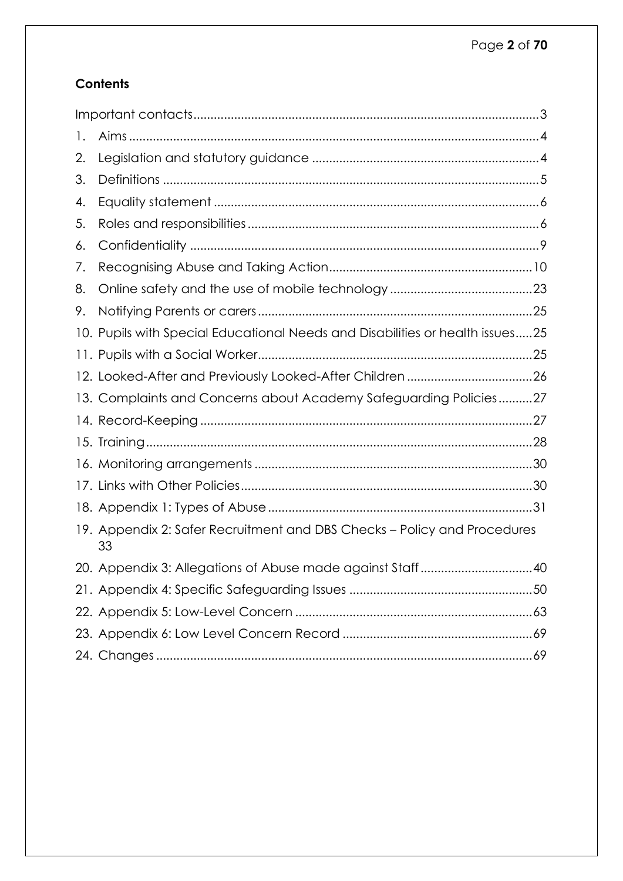**Contents**

Important contacts....................................................................................................3

1. Aims........................................................................................................................4
2. Legislation and statutory guidance ....................................................................4
3. Definitions ..............................................................................................................5
4. Equality statement ................................................................................................6
5. Roles and responsibilities......................................................................................6
6. Confidentiality .......................................................................................................9
7. Recognising Abuse and Taking Action.............................................................10
8. Online safety and the use of mobile technology ...........................................23
9. Notifying Parents or carers .................................................................................25
10. Pupils with Special Educational Needs and Disabilities or health issues.....25
11. Pupils with a Social Worker.................................................................................25
12. Looked-After and Previously Looked-After Children .....................................26
13. Complaints and Concerns about Academy Safeguarding Policies..........27
14. Record-Keeping .................................................................................................27
15. Training.................................................................................................................28
16. Monitoring arrangements .................................................................................30
17. Links with Other Policies.....................................................................................30
18. Appendix 1: Types of Abuse .............................................................................31
19. Appendix 2: Safer Recruitment and DBS Checks – Policy and Procedures 33
20. Appendix 3: Allegations of Abuse made against Staff .................................40
21. Appendix 4: Specific Safeguarding Issues ......................................................50
22. Appendix 5: Low-Level Concern ......................................................................63
23. Appendix 6: Low Level Concern Record ........................................................69
24. Changes ..............................................................................................................69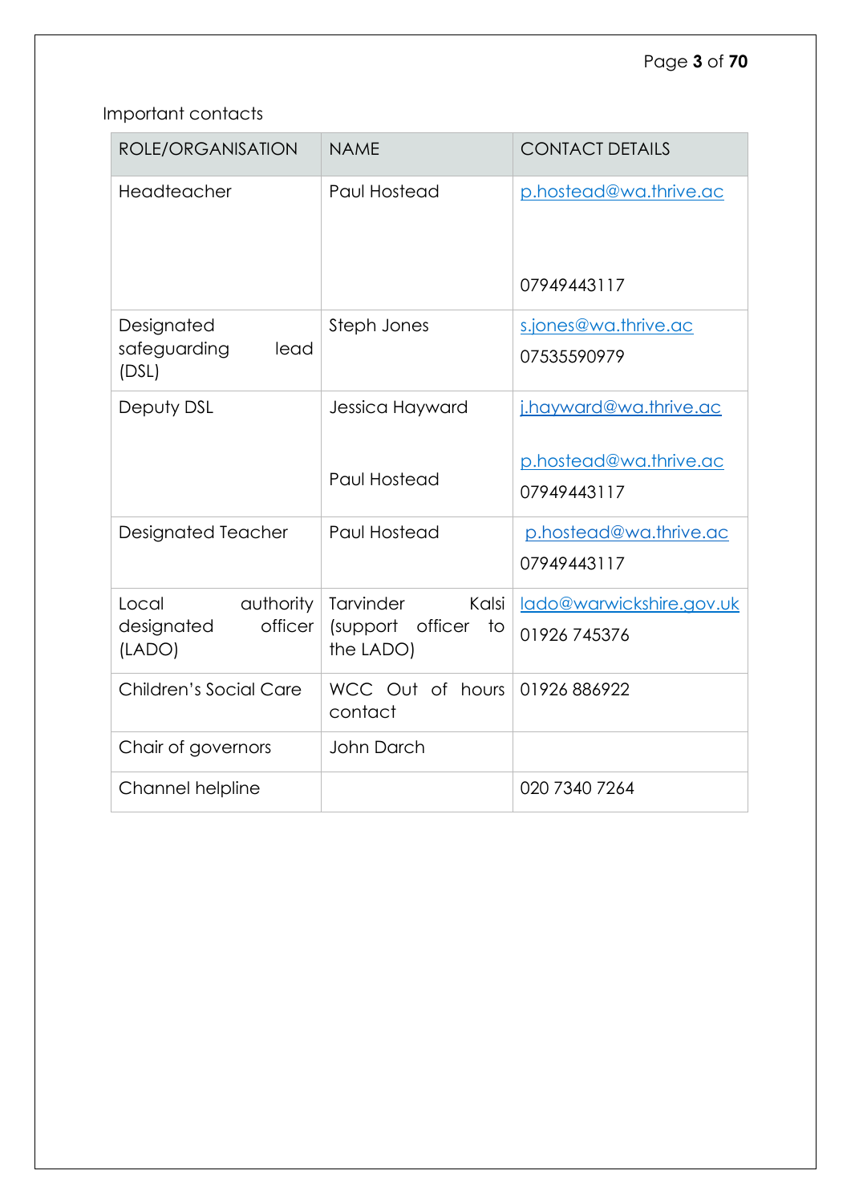Important contacts

| ROLE/ORGANISATION | NAME | CONTACT DETAILS |
|---|---|---|
| Headteacher | Paul Hostead | p.hostead@wa.thrive.ac<br><br>07949443117 |
| Designated safeguarding lead (DSL) | Steph Jones | s.jones@wa.thrive.ac<br>07535590979 |
| Deputy DSL | Jessica Hayward<br><br>Paul Hostead | j.hayward@wa.thrive.ac<br><br>p.hostead@wa.thrive.ac<br>07949443117 |
| Designated Teacher | Paul Hostead | p.hostead@wa.thrive.ac<br>07949443117 |
| Local authority designated officer (LADO) | Tarvinder Kalsi (support officer to the LADO) | lado@warwickshire.gov.uk<br>01926 745376 |
| Children's Social Care | WCC Out of hours contact | 01926 886922 |
| Chair of governors | John Darch | |
| Channel helpline | | 020 7340 7264 |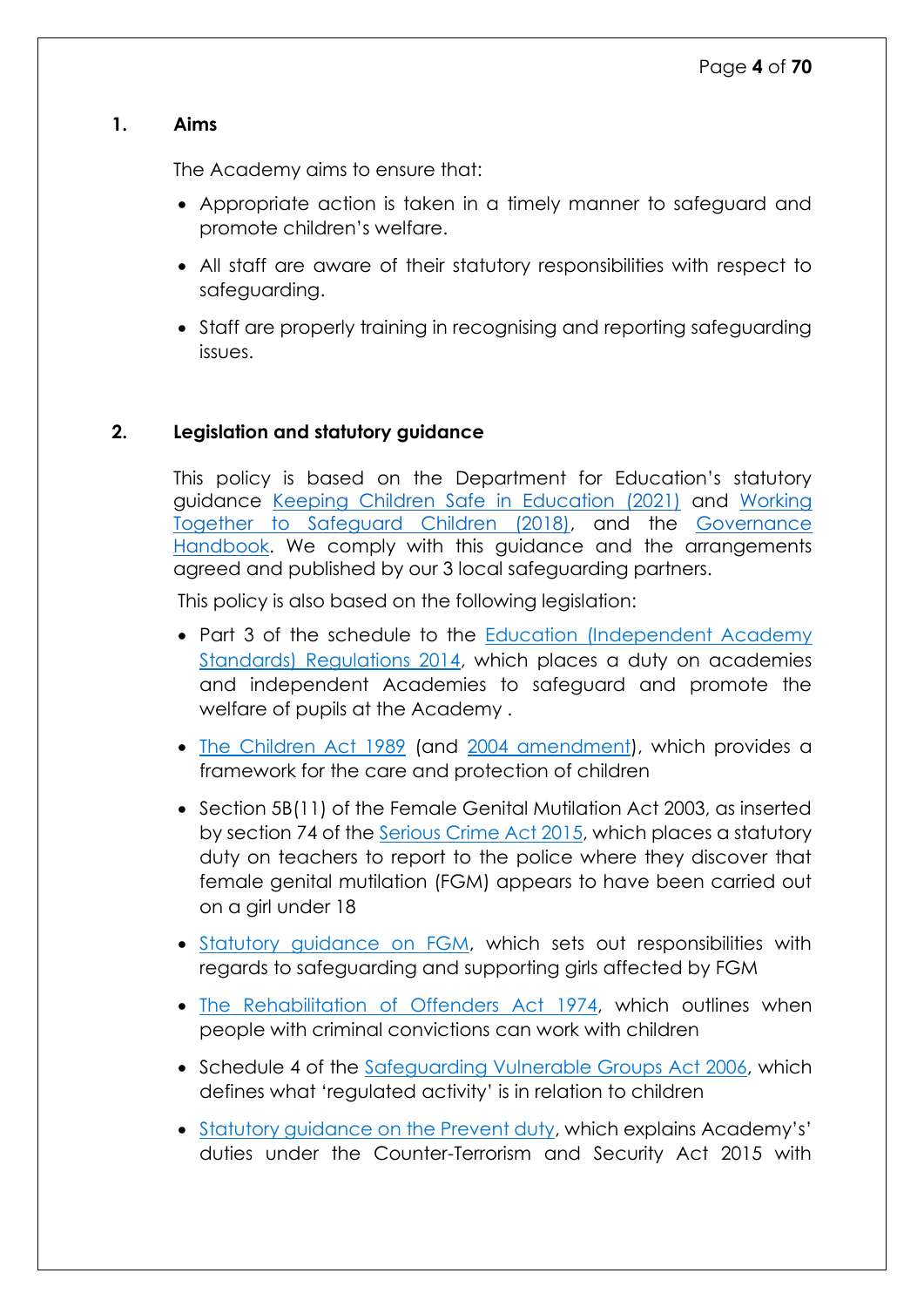## 1. Aims

The Academy aims to ensure that:

- Appropriate action is taken in a timely manner to safeguard and promote children's welfare.
- All staff are aware of their statutory responsibilities with respect to safeguarding.
- Staff are properly training in recognising and reporting safeguarding issues.

## 2. Legislation and statutory guidance

This policy is based on the Department for Education's statutory guidance Keeping Children Safe in Education (2021) and Working Together to Safeguard Children (2018), and the Governance Handbook. We comply with this guidance and the arrangements agreed and published by our 3 local safeguarding partners.

This policy is also based on the following legislation:

- Part 3 of the schedule to the Education (Independent Academy Standards) Regulations 2014, which places a duty on academies and independent Academies to safeguard and promote the welfare of pupils at the Academy .
- The Children Act 1989 (and 2004 amendment), which provides a framework for the care and protection of children
- Section 5B(11) of the Female Genital Mutilation Act 2003, as inserted by section 74 of the Serious Crime Act 2015, which places a statutory duty on teachers to report to the police where they discover that female genital mutilation (FGM) appears to have been carried out on a girl under 18
- Statutory guidance on FGM, which sets out responsibilities with regards to safeguarding and supporting girls affected by FGM
- The Rehabilitation of Offenders Act 1974, which outlines when people with criminal convictions can work with children
- Schedule 4 of the Safeguarding Vulnerable Groups Act 2006, which defines what 'regulated activity' is in relation to children
- Statutory guidance on the Prevent duty, which explains Academy's' duties under the Counter-Terrorism and Security Act 2015 with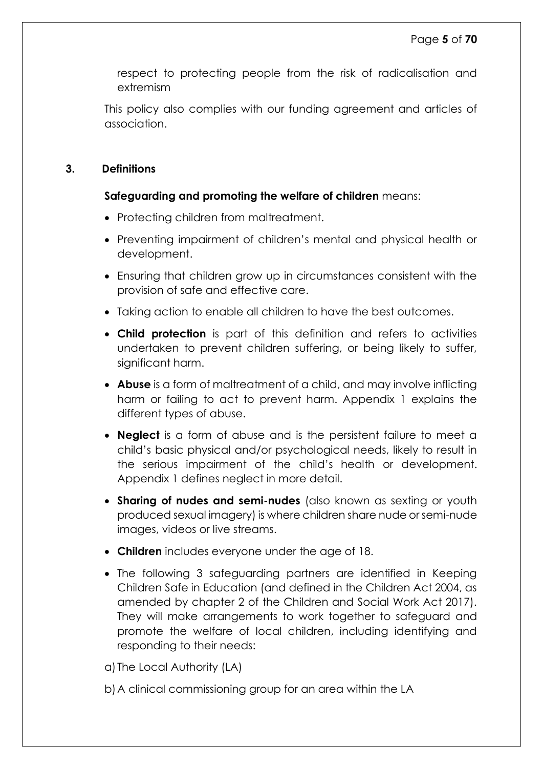respect to protecting people from the risk of radicalisation and extremism

This policy also complies with our funding agreement and articles of association.

## 3. Definitions

**Safeguarding and promoting the welfare of children** means:

- Protecting children from maltreatment.
- Preventing impairment of children's mental and physical health or development.
- Ensuring that children grow up in circumstances consistent with the provision of safe and effective care.
- Taking action to enable all children to have the best outcomes.
- **Child protection** is part of this definition and refers to activities undertaken to prevent children suffering, or being likely to suffer, significant harm.
- **Abuse** is a form of maltreatment of a child, and may involve inflicting harm or failing to act to prevent harm. Appendix 1 explains the different types of abuse.
- **Neglect** is a form of abuse and is the persistent failure to meet a child's basic physical and/or psychological needs, likely to result in the serious impairment of the child's health or development. Appendix 1 defines neglect in more detail.
- **Sharing of nudes and semi-nudes** (also known as sexting or youth produced sexual imagery) is where children share nude or semi-nude images, videos or live streams.
- **Children** includes everyone under the age of 18.
- The following 3 safeguarding partners are identified in Keeping Children Safe in Education (and defined in the Children Act 2004, as amended by chapter 2 of the Children and Social Work Act 2017). They will make arrangements to work together to safeguard and promote the welfare of local children, including identifying and responding to their needs:

a) The Local Authority (LA)

b) A clinical commissioning group for an area within the LA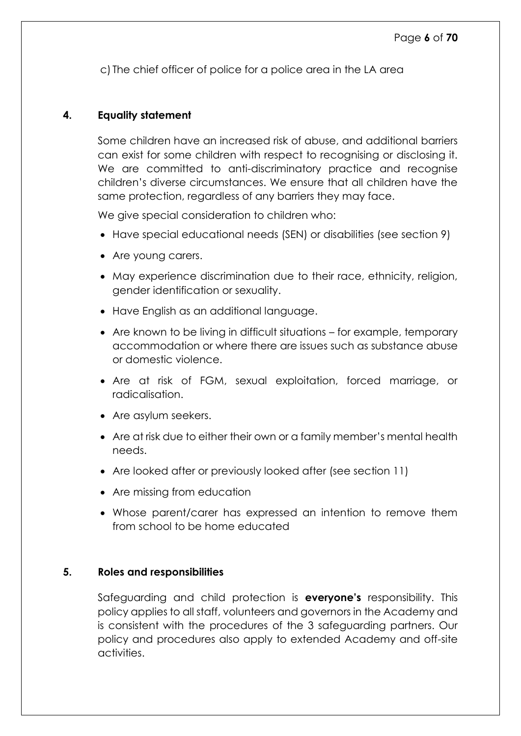c) The chief officer of police for a police area in the LA area

## 4. Equality statement

Some children have an increased risk of abuse, and additional barriers can exist for some children with respect to recognising or disclosing it. We are committed to anti-discriminatory practice and recognise children's diverse circumstances. We ensure that all children have the same protection, regardless of any barriers they may face.

We give special consideration to children who:

- Have special educational needs (SEN) or disabilities (see section 9)
- Are young carers.
- May experience discrimination due to their race, ethnicity, religion, gender identification or sexuality.
- Have English as an additional language.
- Are known to be living in difficult situations – for example, temporary accommodation or where there are issues such as substance abuse or domestic violence.
- Are at risk of FGM, sexual exploitation, forced marriage, or radicalisation.
- Are asylum seekers.
- Are at risk due to either their own or a family member's mental health needs.
- Are looked after or previously looked after (see section 11)
- Are missing from education
- Whose parent/carer has expressed an intention to remove them from school to be home educated

## 5. Roles and responsibilities

Safeguarding and child protection is **everyone's** responsibility. This policy applies to all staff, volunteers and governors in the Academy and is consistent with the procedures of the 3 safeguarding partners. Our policy and procedures also apply to extended Academy and off-site activities.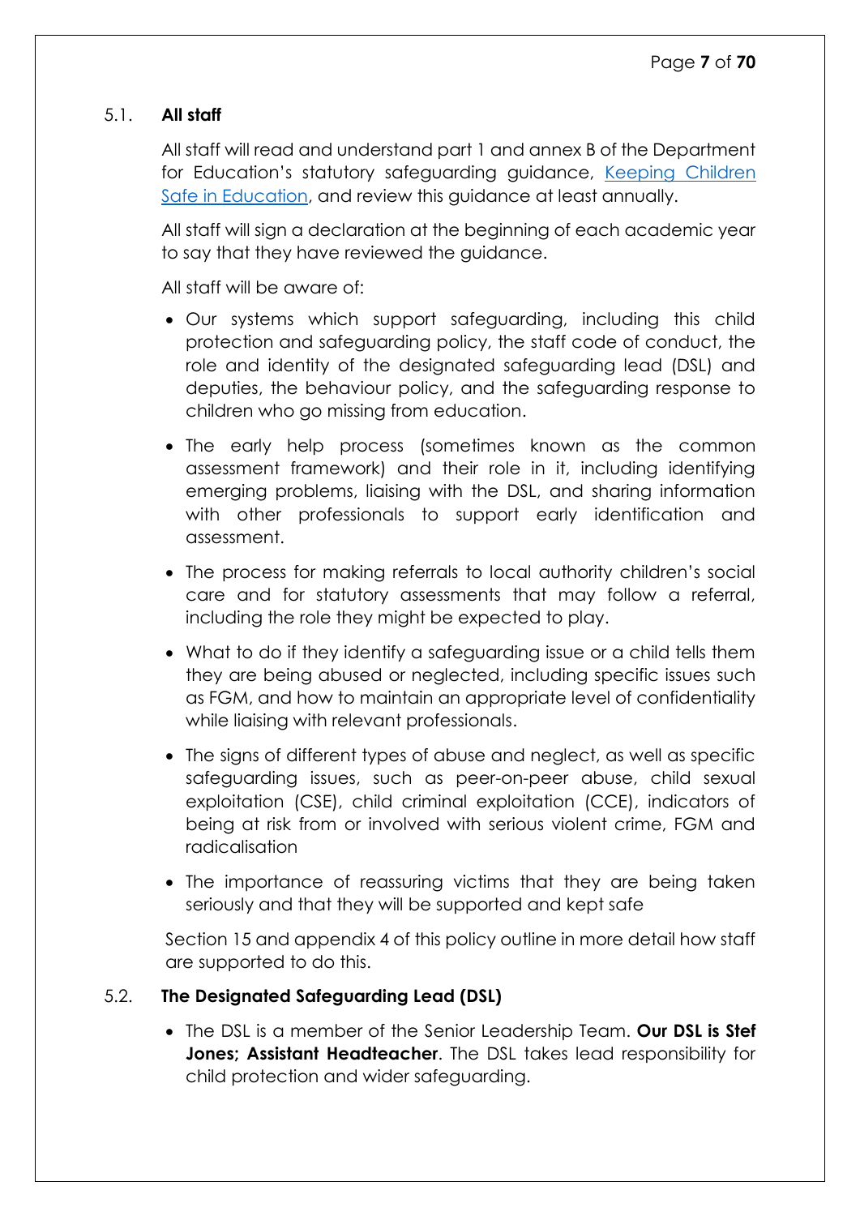### 5.1. **All staff**

All staff will read and understand part 1 and annex B of the Department for Education's statutory safeguarding guidance, [Keeping Children Safe in Education](), and review this guidance at least annually.

All staff will sign a declaration at the beginning of each academic year to say that they have reviewed the guidance.

All staff will be aware of:

- Our systems which support safeguarding, including this child protection and safeguarding policy, the staff code of conduct, the role and identity of the designated safeguarding lead (DSL) and deputies, the behaviour policy, and the safeguarding response to children who go missing from education.
- The early help process (sometimes known as the common assessment framework) and their role in it, including identifying emerging problems, liaising with the DSL, and sharing information with other professionals to support early identification and assessment.
- The process for making referrals to local authority children's social care and for statutory assessments that may follow a referral, including the role they might be expected to play.
- What to do if they identify a safeguarding issue or a child tells them they are being abused or neglected, including specific issues such as FGM, and how to maintain an appropriate level of confidentiality while liaising with relevant professionals.
- The signs of different types of abuse and neglect, as well as specific safeguarding issues, such as peer-on-peer abuse, child sexual exploitation (CSE), child criminal exploitation (CCE), indicators of being at risk from or involved with serious violent crime, FGM and radicalisation
- The importance of reassuring victims that they are being taken seriously and that they will be supported and kept safe

Section 15 and appendix 4 of this policy outline in more detail how staff are supported to do this.

### 5.2. **The Designated Safeguarding Lead (DSL)**

- The DSL is a member of the Senior Leadership Team. **Our DSL is Stef Jones; Assistant Headteacher**. The DSL takes lead responsibility for child protection and wider safeguarding.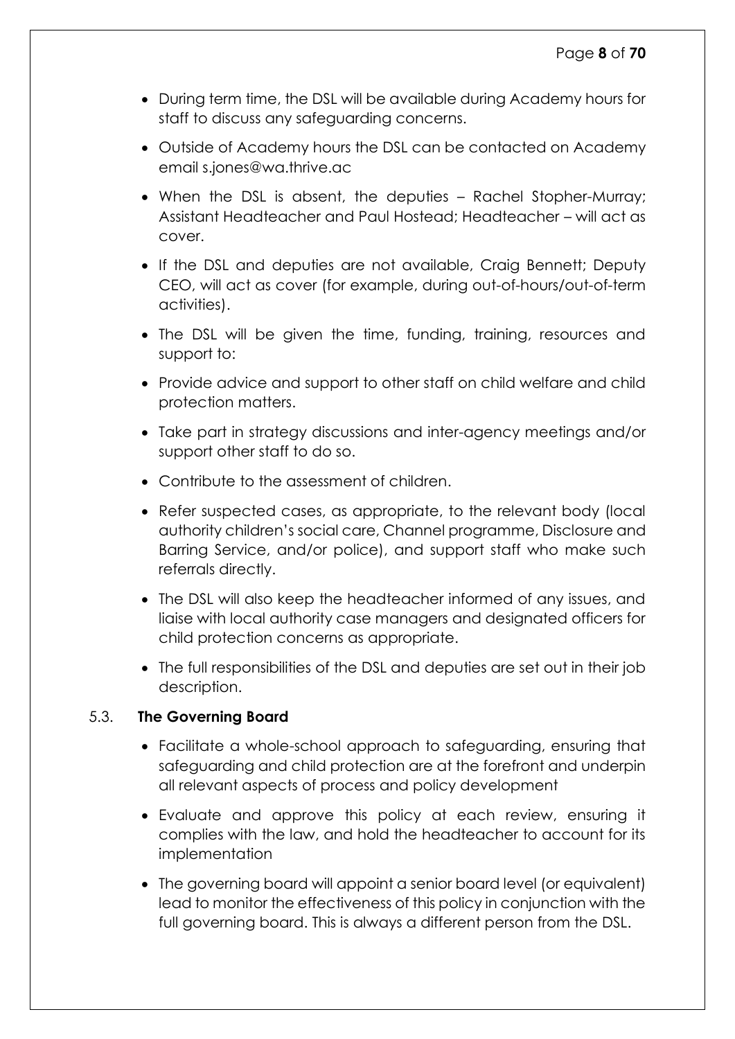- During term time, the DSL will be available during Academy hours for staff to discuss any safeguarding concerns.
- Outside of Academy hours the DSL can be contacted on Academy email s.jones@wa.thrive.ac
- When the DSL is absent, the deputies – Rachel Stopher-Murray; Assistant Headteacher and Paul Hostead; Headteacher – will act as cover.
- If the DSL and deputies are not available, Craig Bennett; Deputy CEO, will act as cover (for example, during out-of-hours/out-of-term activities).
- The DSL will be given the time, funding, training, resources and support to:
- Provide advice and support to other staff on child welfare and child protection matters.
- Take part in strategy discussions and inter-agency meetings and/or support other staff to do so.
- Contribute to the assessment of children.
- Refer suspected cases, as appropriate, to the relevant body (local authority children's social care, Channel programme, Disclosure and Barring Service, and/or police), and support staff who make such referrals directly.
- The DSL will also keep the headteacher informed of any issues, and liaise with local authority case managers and designated officers for child protection concerns as appropriate.
- The full responsibilities of the DSL and deputies are set out in their job description.

### 5.3. **The Governing Board**

- Facilitate a whole-school approach to safeguarding, ensuring that safeguarding and child protection are at the forefront and underpin all relevant aspects of process and policy development
- Evaluate and approve this policy at each review, ensuring it complies with the law, and hold the headteacher to account for its implementation
- The governing board will appoint a senior board level (or equivalent) lead to monitor the effectiveness of this policy in conjunction with the full governing board. This is always a different person from the DSL.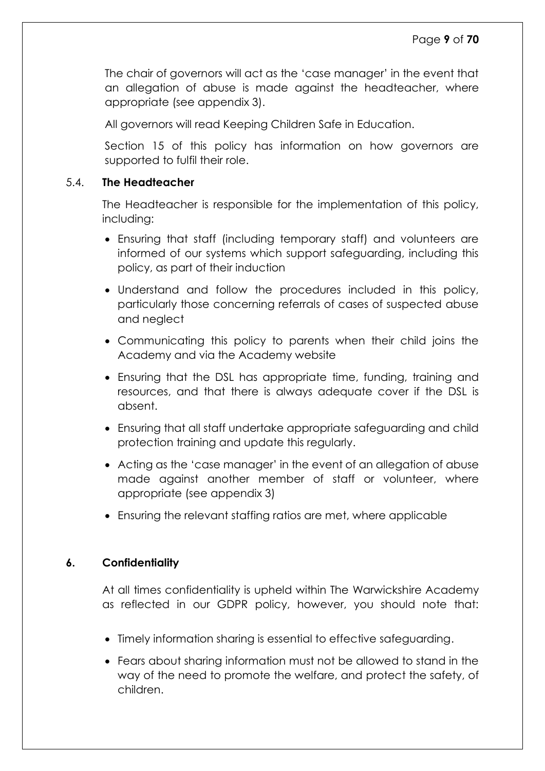The chair of governors will act as the 'case manager' in the event that an allegation of abuse is made against the headteacher, where appropriate (see appendix 3).

All governors will read Keeping Children Safe in Education.

Section 15 of this policy has information on how governors are supported to fulfil their role.

### 5.4. **The Headteacher**

The Headteacher is responsible for the implementation of this policy, including:

- Ensuring that staff (including temporary staff) and volunteers are informed of our systems which support safeguarding, including this policy, as part of their induction
- Understand and follow the procedures included in this policy, particularly those concerning referrals of cases of suspected abuse and neglect
- Communicating this policy to parents when their child joins the Academy and via the Academy website
- Ensuring that the DSL has appropriate time, funding, training and resources, and that there is always adequate cover if the DSL is absent.
- Ensuring that all staff undertake appropriate safeguarding and child protection training and update this regularly.
- Acting as the 'case manager' in the event of an allegation of abuse made against another member of staff or volunteer, where appropriate (see appendix 3)
- Ensuring the relevant staffing ratios are met, where applicable

## 6. **Confidentiality**

At all times confidentiality is upheld within The Warwickshire Academy as reflected in our GDPR policy, however, you should note that:

- Timely information sharing is essential to effective safeguarding.
- Fears about sharing information must not be allowed to stand in the way of the need to promote the welfare, and protect the safety, of children.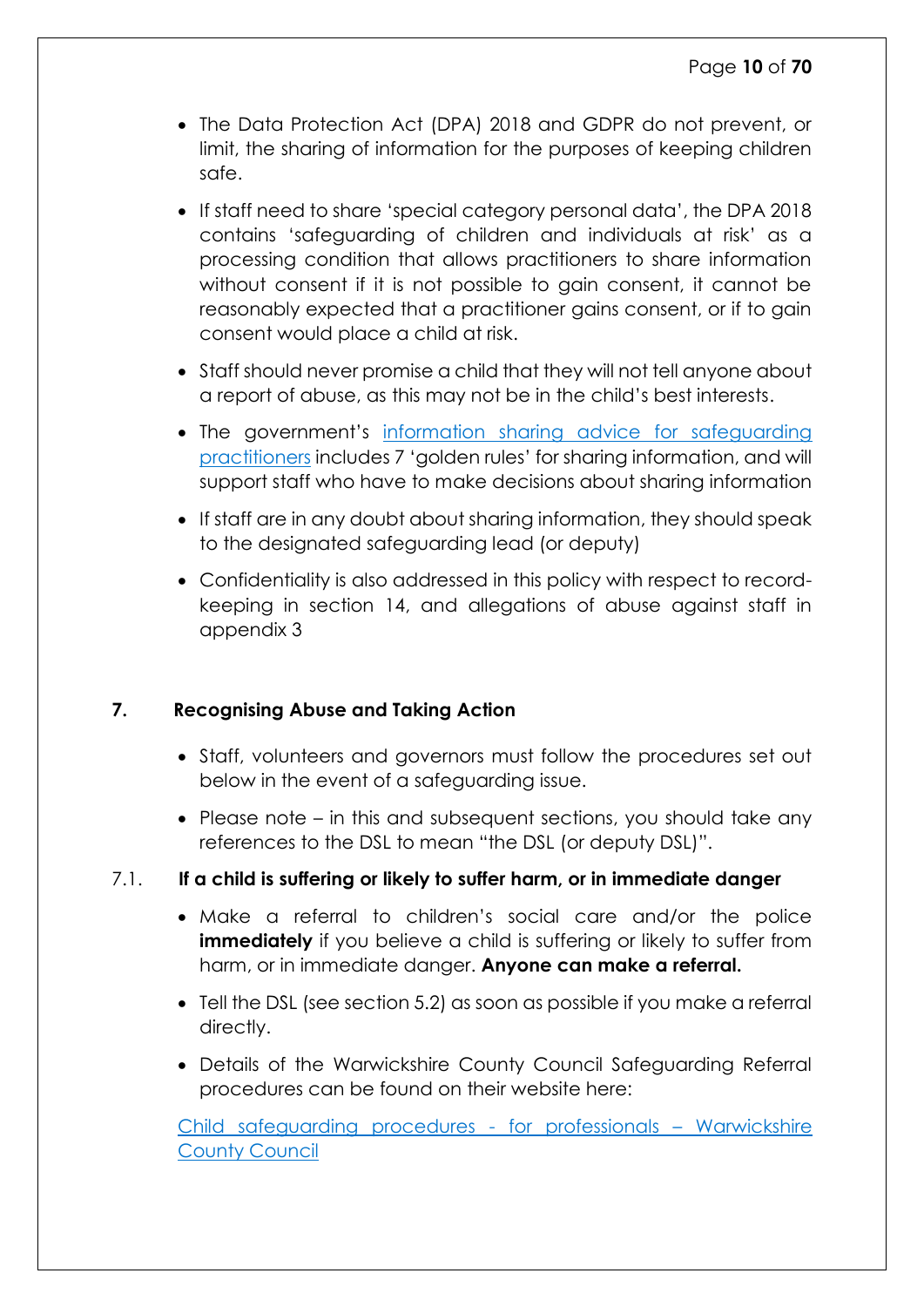- The Data Protection Act (DPA) 2018 and GDPR do not prevent, or limit, the sharing of information for the purposes of keeping children safe.
- If staff need to share 'special category personal data', the DPA 2018 contains 'safeguarding of children and individuals at risk' as a processing condition that allows practitioners to share information without consent if it is not possible to gain consent, it cannot be reasonably expected that a practitioner gains consent, or if to gain consent would place a child at risk.
- Staff should never promise a child that they will not tell anyone about a report of abuse, as this may not be in the child's best interests.
- The government's information sharing advice for safeguarding practitioners includes 7 'golden rules' for sharing information, and will support staff who have to make decisions about sharing information
- If staff are in any doubt about sharing information, they should speak to the designated safeguarding lead (or deputy)
- Confidentiality is also addressed in this policy with respect to record-keeping in section 14, and allegations of abuse against staff in appendix 3

## 7. Recognising Abuse and Taking Action

- Staff, volunteers and governors must follow the procedures set out below in the event of a safeguarding issue.
- Please note – in this and subsequent sections, you should take any references to the DSL to mean "the DSL (or deputy DSL)".

### 7.1. If a child is suffering or likely to suffer harm, or in immediate danger

- Make a referral to children's social care and/or the police **immediately** if you believe a child is suffering or likely to suffer from harm, or in immediate danger. **Anyone can make a referral.**
- Tell the DSL (see section 5.2) as soon as possible if you make a referral directly.
- Details of the Warwickshire County Council Safeguarding Referral procedures can be found on their website here:

Child safeguarding procedures - for professionals – Warwickshire County Council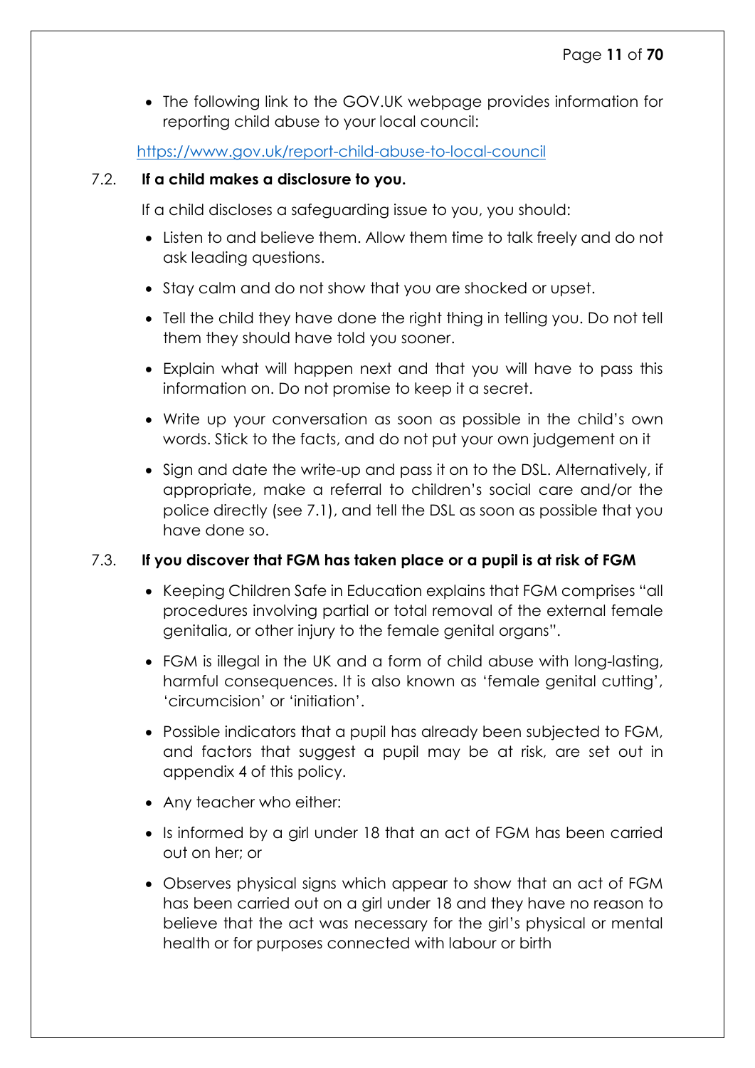- The following link to the GOV.UK webpage provides information for reporting child abuse to your local council:

https://www.gov.uk/report-child-abuse-to-local-council

### 7.2. If a child makes a disclosure to you.

If a child discloses a safeguarding issue to you, you should:

- Listen to and believe them. Allow them time to talk freely and do not ask leading questions.
- Stay calm and do not show that you are shocked or upset.
- Tell the child they have done the right thing in telling you. Do not tell them they should have told you sooner.
- Explain what will happen next and that you will have to pass this information on. Do not promise to keep it a secret.
- Write up your conversation as soon as possible in the child's own words. Stick to the facts, and do not put your own judgement on it
- Sign and date the write-up and pass it on to the DSL. Alternatively, if appropriate, make a referral to children's social care and/or the police directly (see 7.1), and tell the DSL as soon as possible that you have done so.

### 7.3. If you discover that FGM has taken place or a pupil is at risk of FGM

- Keeping Children Safe in Education explains that FGM comprises "all procedures involving partial or total removal of the external female genitalia, or other injury to the female genital organs".
- FGM is illegal in the UK and a form of child abuse with long-lasting, harmful consequences. It is also known as 'female genital cutting', 'circumcision' or 'initiation'.
- Possible indicators that a pupil has already been subjected to FGM, and factors that suggest a pupil may be at risk, are set out in appendix 4 of this policy.
- Any teacher who either:
- Is informed by a girl under 18 that an act of FGM has been carried out on her; or
- Observes physical signs which appear to show that an act of FGM has been carried out on a girl under 18 and they have no reason to believe that the act was necessary for the girl's physical or mental health or for purposes connected with labour or birth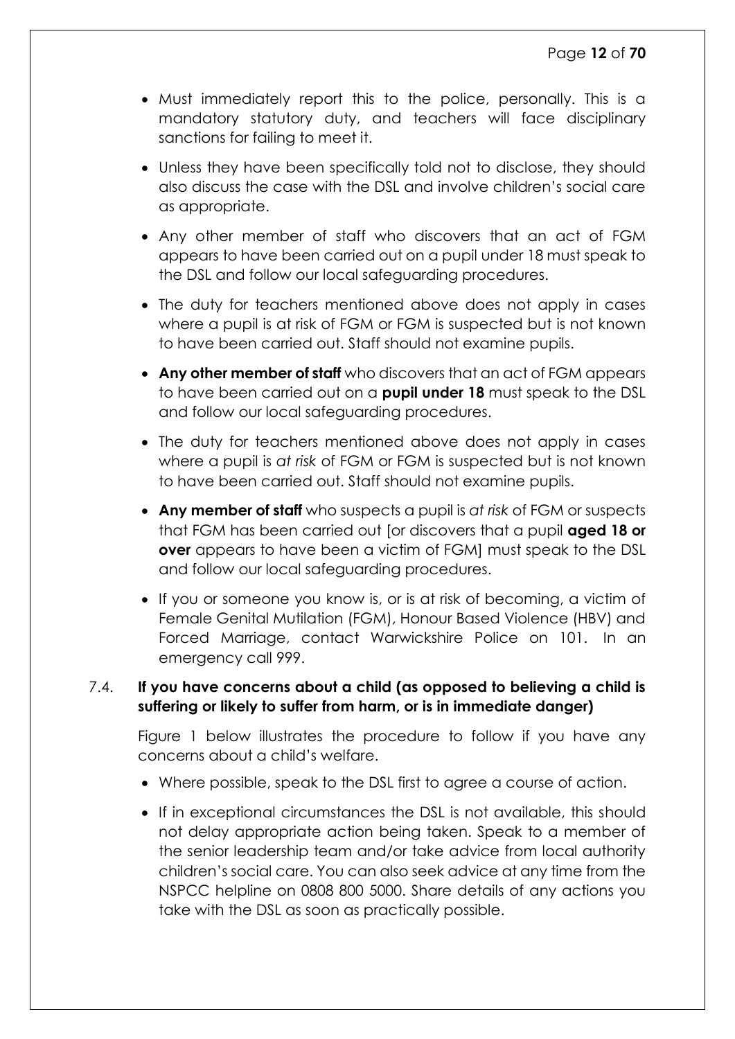- Must immediately report this to the police, personally. This is a mandatory statutory duty, and teachers will face disciplinary sanctions for failing to meet it.
- Unless they have been specifically told not to disclose, they should also discuss the case with the DSL and involve children's social care as appropriate.
- Any other member of staff who discovers that an act of FGM appears to have been carried out on a pupil under 18 must speak to the DSL and follow our local safeguarding procedures.
- The duty for teachers mentioned above does not apply in cases where a pupil is at risk of FGM or FGM is suspected but is not known to have been carried out. Staff should not examine pupils.
- **Any other member of staff** who discovers that an act of FGM appears to have been carried out on a **pupil under 18** must speak to the DSL and follow our local safeguarding procedures.
- The duty for teachers mentioned above does not apply in cases where a pupil is *at risk* of FGM or FGM is suspected but is not known to have been carried out. Staff should not examine pupils.
- **Any member of staff** who suspects a pupil is *at risk* of FGM or suspects that FGM has been carried out [or discovers that a pupil **aged 18 or over** appears to have been a victim of FGM] must speak to the DSL and follow our local safeguarding procedures.
- If you or someone you know is, or is at risk of becoming, a victim of Female Genital Mutilation (FGM), Honour Based Violence (HBV) and Forced Marriage, contact Warwickshire Police on 101. In an emergency call 999.

### 7.4. If you have concerns about a child (as opposed to believing a child is suffering or likely to suffer from harm, or is in immediate danger)

Figure 1 below illustrates the procedure to follow if you have any concerns about a child's welfare.

- Where possible, speak to the DSL first to agree a course of action.
- If in exceptional circumstances the DSL is not available, this should not delay appropriate action being taken. Speak to a member of the senior leadership team and/or take advice from local authority children's social care. You can also seek advice at any time from the NSPCC helpline on 0808 800 5000. Share details of any actions you take with the DSL as soon as practically possible.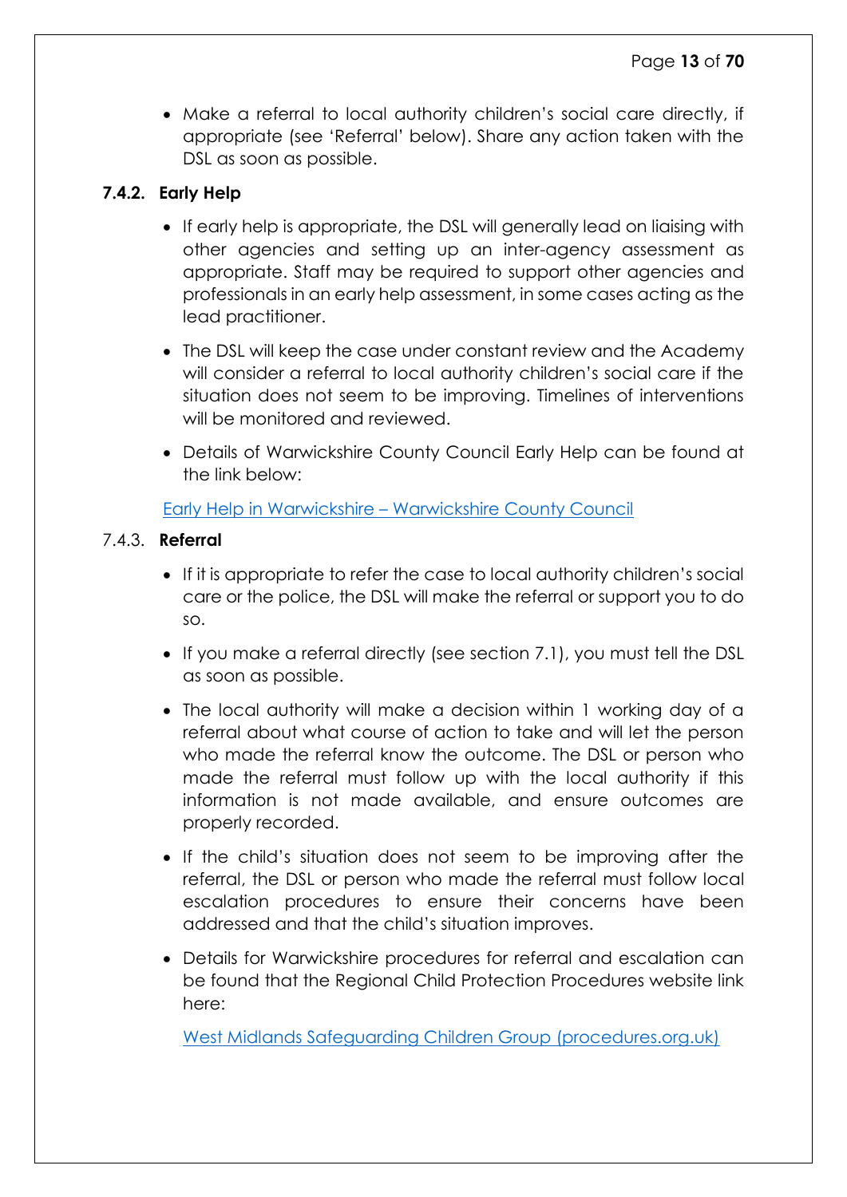- Make a referral to local authority children's social care directly, if appropriate (see 'Referral' below). Share any action taken with the DSL as soon as possible.

### 7.4.2. Early Help

- If early help is appropriate, the DSL will generally lead on liaising with other agencies and setting up an inter-agency assessment as appropriate. Staff may be required to support other agencies and professionals in an early help assessment, in some cases acting as the lead practitioner.
- The DSL will keep the case under constant review and the Academy will consider a referral to local authority children's social care if the situation does not seem to be improving. Timelines of interventions will be monitored and reviewed.
- Details of Warwickshire County Council Early Help can be found at the link below:

Early Help in Warwickshire – Warwickshire County Council

### 7.4.3. Referral

- If it is appropriate to refer the case to local authority children's social care or the police, the DSL will make the referral or support you to do so.
- If you make a referral directly (see section 7.1), you must tell the DSL as soon as possible.
- The local authority will make a decision within 1 working day of a referral about what course of action to take and will let the person who made the referral know the outcome. The DSL or person who made the referral must follow up with the local authority if this information is not made available, and ensure outcomes are properly recorded.
- If the child's situation does not seem to be improving after the referral, the DSL or person who made the referral must follow local escalation procedures to ensure their concerns have been addressed and that the child's situation improves.
- Details for Warwickshire procedures for referral and escalation can be found that the Regional Child Protection Procedures website link here:

  West Midlands Safeguarding Children Group (procedures.org.uk)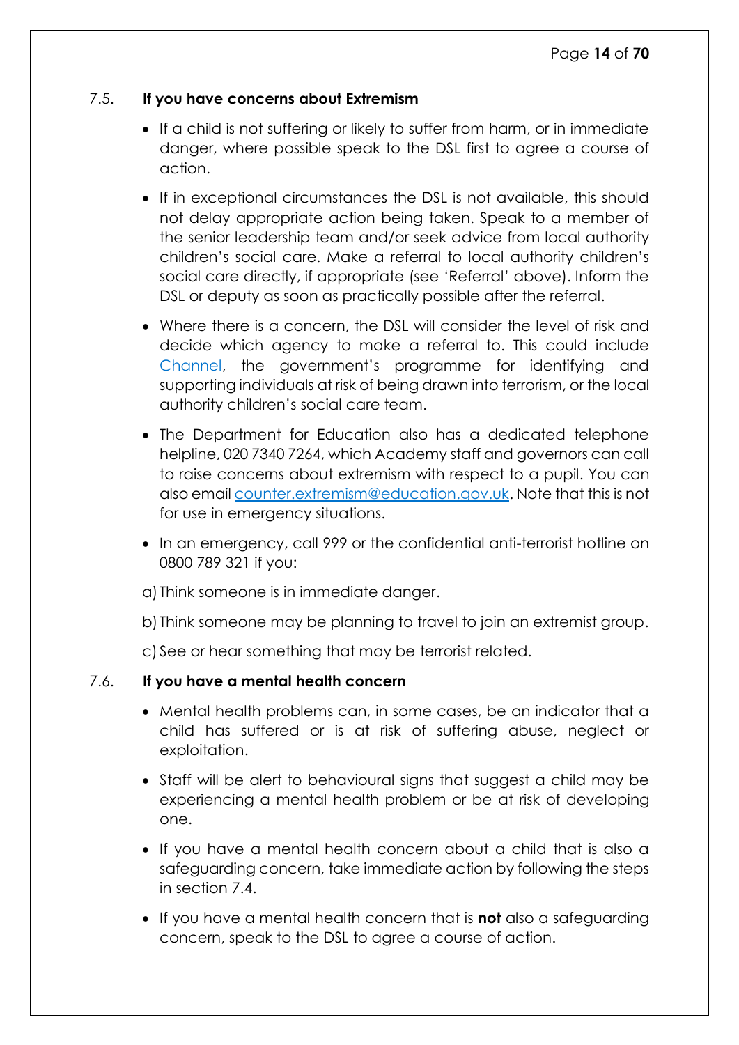### 7.5. **If you have concerns about Extremism**

- If a child is not suffering or likely to suffer from harm, or in immediate danger, where possible speak to the DSL first to agree a course of action.
- If in exceptional circumstances the DSL is not available, this should not delay appropriate action being taken. Speak to a member of the senior leadership team and/or seek advice from local authority children's social care. Make a referral to local authority children's social care directly, if appropriate (see 'Referral' above). Inform the DSL or deputy as soon as practically possible after the referral.
- Where there is a concern, the DSL will consider the level of risk and decide which agency to make a referral to. This could include [Channel](), the government's programme for identifying and supporting individuals at risk of being drawn into terrorism, or the local authority children's social care team.
- The Department for Education also has a dedicated telephone helpline, 020 7340 7264, which Academy staff and governors can call to raise concerns about extremism with respect to a pupil. You can also email counter.extremism@education.gov.uk. Note that this is not for use in emergency situations.
- In an emergency, call 999 or the confidential anti-terrorist hotline on 0800 789 321 if you:

a) Think someone is in immediate danger.

b) Think someone may be planning to travel to join an extremist group.

c) See or hear something that may be terrorist related.

### 7.6. **If you have a mental health concern**

- Mental health problems can, in some cases, be an indicator that a child has suffered or is at risk of suffering abuse, neglect or exploitation.
- Staff will be alert to behavioural signs that suggest a child may be experiencing a mental health problem or be at risk of developing one.
- If you have a mental health concern about a child that is also a safeguarding concern, take immediate action by following the steps in section 7.4.
- If you have a mental health concern that is **not** also a safeguarding concern, speak to the DSL to agree a course of action.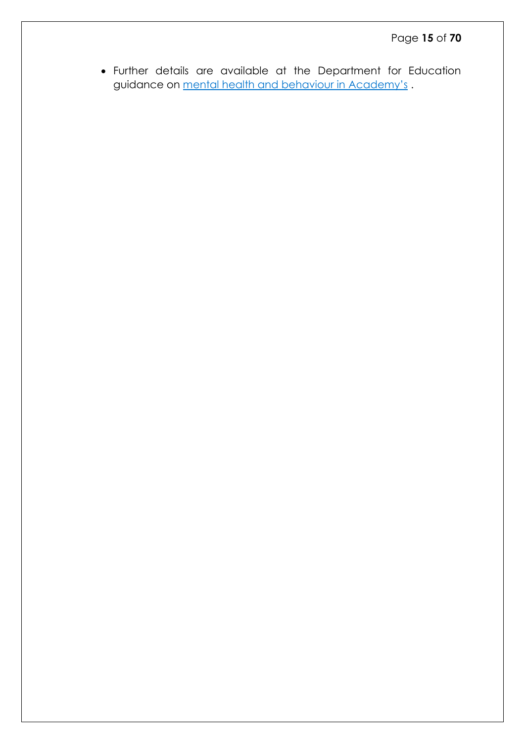- Further details are available at the Department for Education guidance on [mental health and behaviour in Academy's](#) .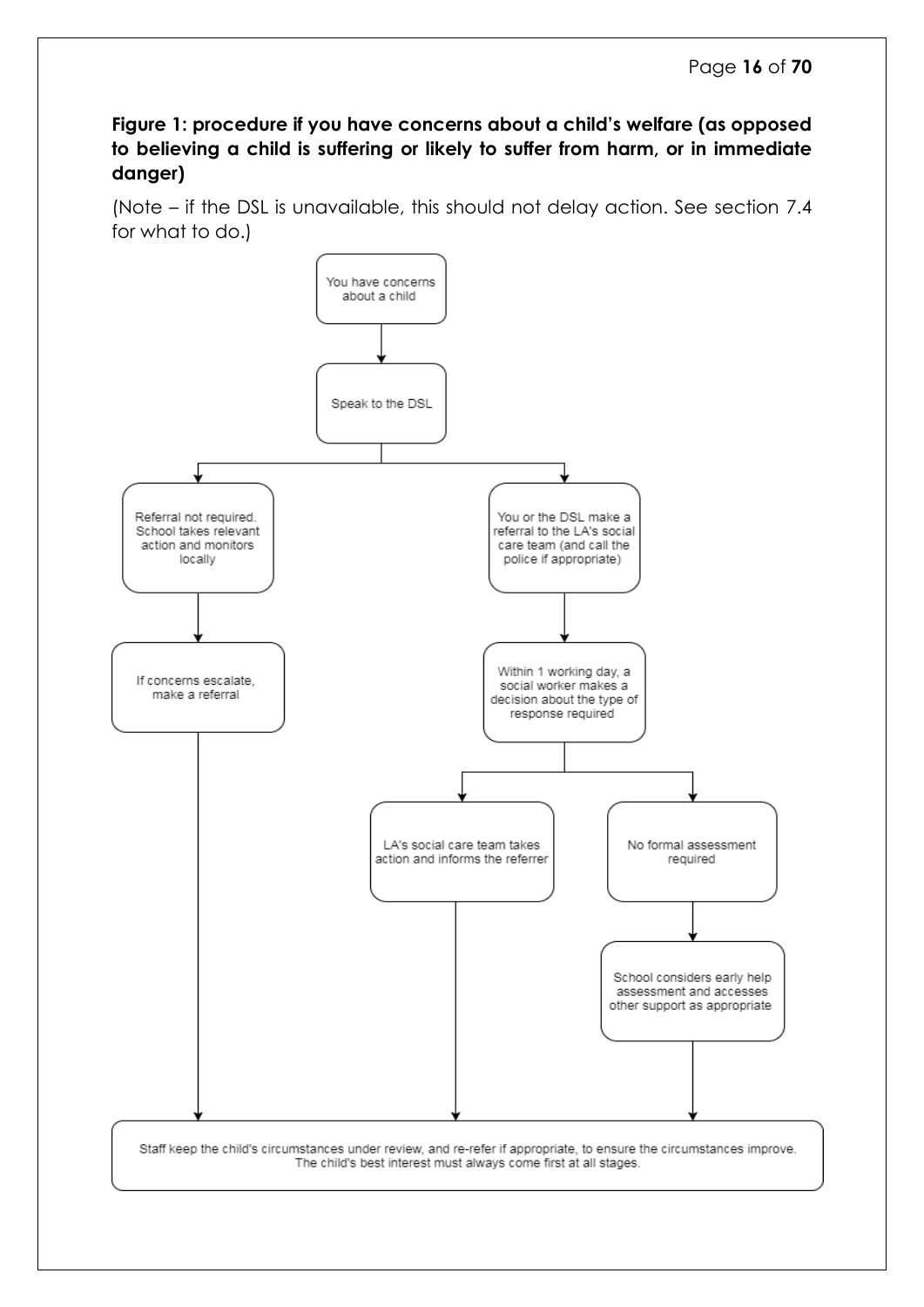**Figure 1: procedure if you have concerns about a child's welfare (as opposed to believing a child is suffering or likely to suffer from harm, or in immediate danger)**

(Note – if the DSL is unavailable, this should not delay action. See section 7.4 for what to do.)

You have concerns about a child

↓

Speak to the DSL

↓

- Referral not required. School takes relevant action and monitors locally
  - ↓
  - If concerns escalate, make a referral
- You or the DSL make a referral to the LA's social care team (and call the police if appropriate)
  - ↓
  - Within 1 working day, a social worker makes a decision about the type of response required
    - LA's social care team takes action and informs the referrer
    - No formal assessment required
      - ↓
      - School considers early help assessment and accesses other support as appropriate

↓

Staff keep the child's circumstances under review, and re-refer if appropriate, to ensure the circumstances improve. The child's best interest must always come first at all stages.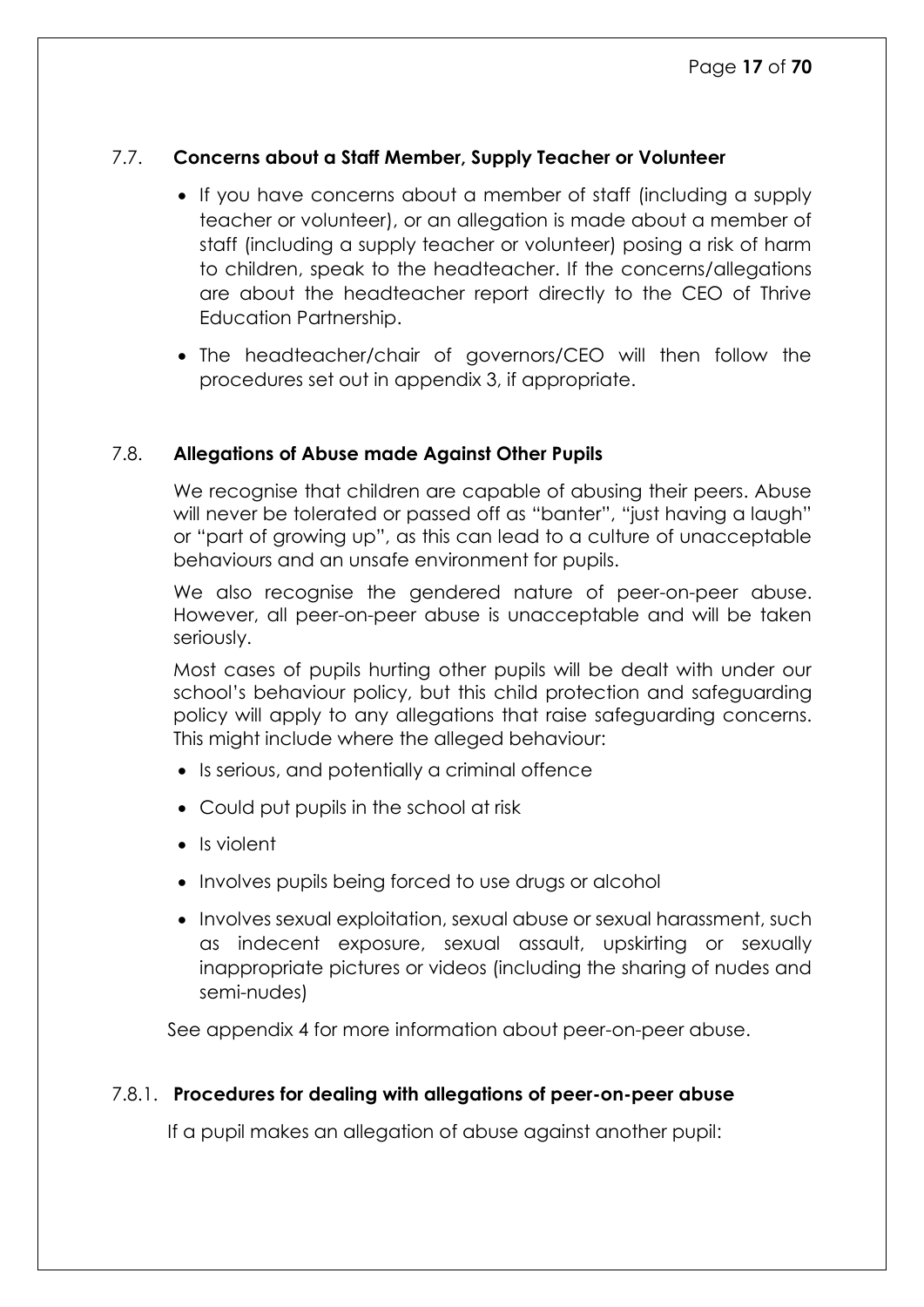### 7.7. **Concerns about a Staff Member, Supply Teacher or Volunteer**

- If you have concerns about a member of staff (including a supply teacher or volunteer), or an allegation is made about a member of staff (including a supply teacher or volunteer) posing a risk of harm to children, speak to the headteacher. If the concerns/allegations are about the headteacher report directly to the CEO of Thrive Education Partnership.
- The headteacher/chair of governors/CEO will then follow the procedures set out in appendix 3, if appropriate.

### 7.8. **Allegations of Abuse made Against Other Pupils**

We recognise that children are capable of abusing their peers. Abuse will never be tolerated or passed off as "banter", "just having a laugh" or "part of growing up", as this can lead to a culture of unacceptable behaviours and an unsafe environment for pupils.

We also recognise the gendered nature of peer-on-peer abuse. However, all peer-on-peer abuse is unacceptable and will be taken seriously.

Most cases of pupils hurting other pupils will be dealt with under our school's behaviour policy, but this child protection and safeguarding policy will apply to any allegations that raise safeguarding concerns. This might include where the alleged behaviour:

- Is serious, and potentially a criminal offence
- Could put pupils in the school at risk
- Is violent
- Involves pupils being forced to use drugs or alcohol
- Involves sexual exploitation, sexual abuse or sexual harassment, such as indecent exposure, sexual assault, upskirting or sexually inappropriate pictures or videos (including the sharing of nudes and semi-nudes)

See appendix 4 for more information about peer-on-peer abuse.

#### 7.8.1. **Procedures for dealing with allegations of peer-on-peer abuse**

If a pupil makes an allegation of abuse against another pupil: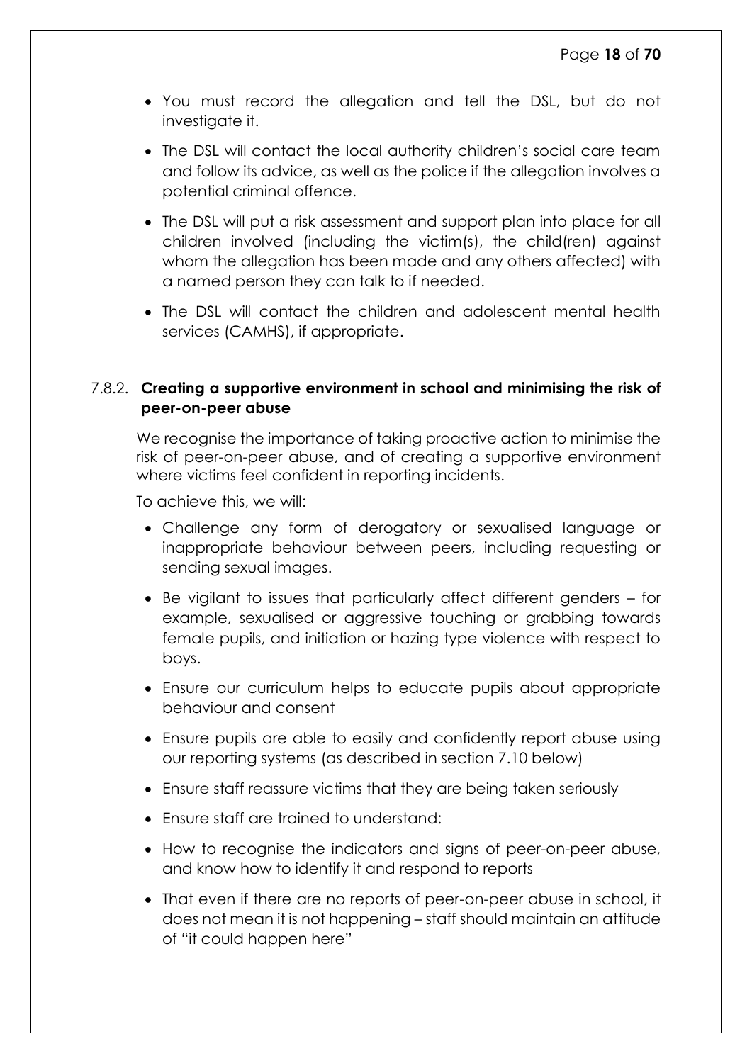- You must record the allegation and tell the DSL, but do not investigate it.
- The DSL will contact the local authority children's social care team and follow its advice, as well as the police if the allegation involves a potential criminal offence.
- The DSL will put a risk assessment and support plan into place for all children involved (including the victim(s), the child(ren) against whom the allegation has been made and any others affected) with a named person they can talk to if needed.
- The DSL will contact the children and adolescent mental health services (CAMHS), if appropriate.

### 7.8.2. **Creating a supportive environment in school and minimising the risk of peer-on-peer abuse**

We recognise the importance of taking proactive action to minimise the risk of peer-on-peer abuse, and of creating a supportive environment where victims feel confident in reporting incidents.

To achieve this, we will:

- Challenge any form of derogatory or sexualised language or inappropriate behaviour between peers, including requesting or sending sexual images.
- Be vigilant to issues that particularly affect different genders – for example, sexualised or aggressive touching or grabbing towards female pupils, and initiation or hazing type violence with respect to boys.
- Ensure our curriculum helps to educate pupils about appropriate behaviour and consent
- Ensure pupils are able to easily and confidently report abuse using our reporting systems (as described in section 7.10 below)
- Ensure staff reassure victims that they are being taken seriously
- Ensure staff are trained to understand:
- How to recognise the indicators and signs of peer-on-peer abuse, and know how to identify it and respond to reports
- That even if there are no reports of peer-on-peer abuse in school, it does not mean it is not happening – staff should maintain an attitude of "it could happen here"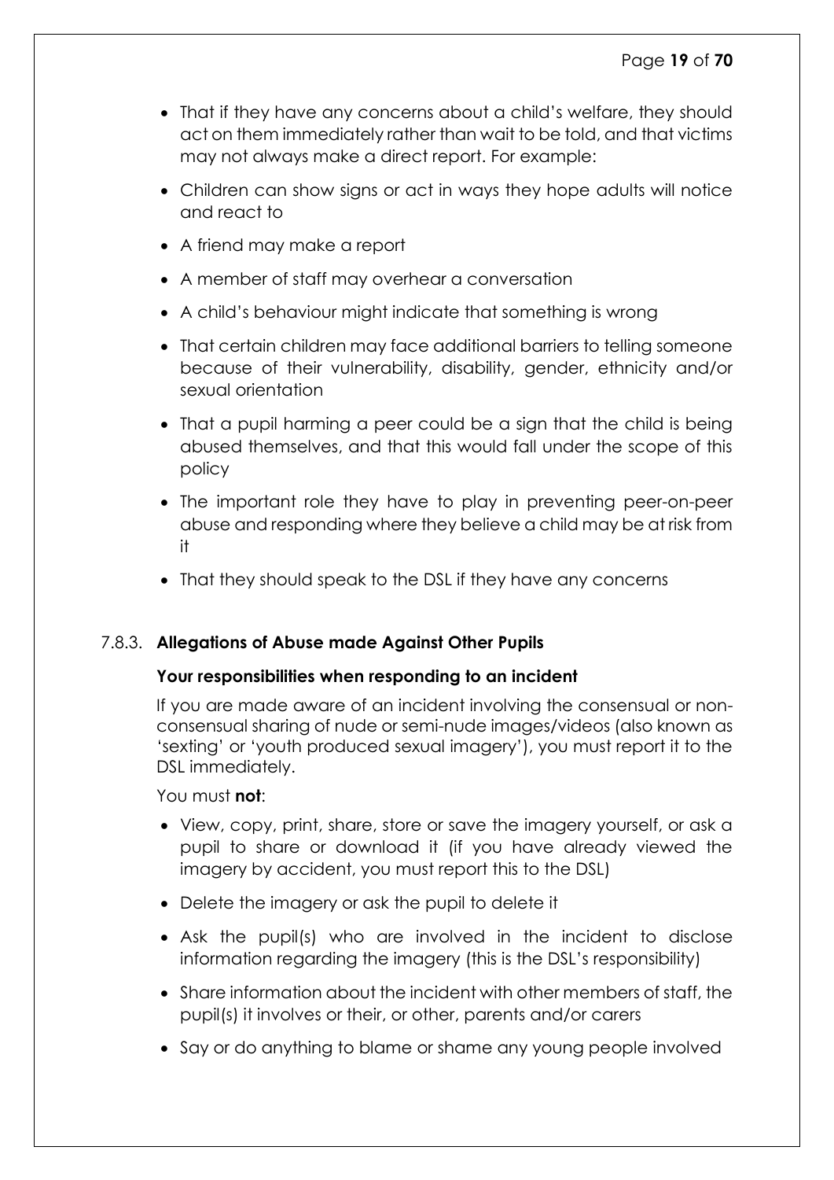- That if they have any concerns about a child's welfare, they should act on them immediately rather than wait to be told, and that victims may not always make a direct report. For example:
- Children can show signs or act in ways they hope adults will notice and react to
- A friend may make a report
- A member of staff may overhear a conversation
- A child's behaviour might indicate that something is wrong
- That certain children may face additional barriers to telling someone because of their vulnerability, disability, gender, ethnicity and/or sexual orientation
- That a pupil harming a peer could be a sign that the child is being abused themselves, and that this would fall under the scope of this policy
- The important role they have to play in preventing peer-on-peer abuse and responding where they believe a child may be at risk from it
- That they should speak to the DSL if they have any concerns

### 7.8.3. Allegations of Abuse made Against Other Pupils

**Your responsibilities when responding to an incident**

If you are made aware of an incident involving the consensual or non-consensual sharing of nude or semi-nude images/videos (also known as 'sexting' or 'youth produced sexual imagery'), you must report it to the DSL immediately.

You must **not**:

- View, copy, print, share, store or save the imagery yourself, or ask a pupil to share or download it (if you have already viewed the imagery by accident, you must report this to the DSL)
- Delete the imagery or ask the pupil to delete it
- Ask the pupil(s) who are involved in the incident to disclose information regarding the imagery (this is the DSL's responsibility)
- Share information about the incident with other members of staff, the pupil(s) it involves or their, or other, parents and/or carers
- Say or do anything to blame or shame any young people involved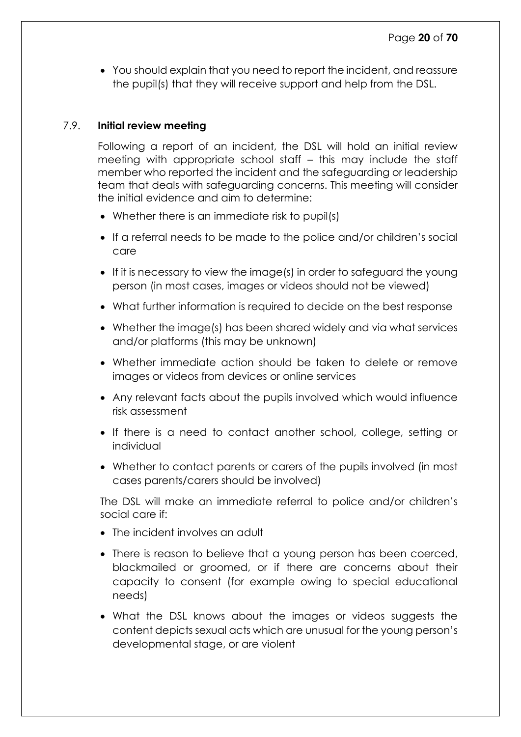- You should explain that you need to report the incident, and reassure the pupil(s) that they will receive support and help from the DSL.

### 7.9. **Initial review meeting**

Following a report of an incident, the DSL will hold an initial review meeting with appropriate school staff – this may include the staff member who reported the incident and the safeguarding or leadership team that deals with safeguarding concerns. This meeting will consider the initial evidence and aim to determine:

- Whether there is an immediate risk to pupil(s)
- If a referral needs to be made to the police and/or children's social care
- If it is necessary to view the image(s) in order to safeguard the young person (in most cases, images or videos should not be viewed)
- What further information is required to decide on the best response
- Whether the image(s) has been shared widely and via what services and/or platforms (this may be unknown)
- Whether immediate action should be taken to delete or remove images or videos from devices or online services
- Any relevant facts about the pupils involved which would influence risk assessment
- If there is a need to contact another school, college, setting or individual
- Whether to contact parents or carers of the pupils involved (in most cases parents/carers should be involved)

The DSL will make an immediate referral to police and/or children's social care if:

- The incident involves an adult
- There is reason to believe that a young person has been coerced, blackmailed or groomed, or if there are concerns about their capacity to consent (for example owing to special educational needs)
- What the DSL knows about the images or videos suggests the content depicts sexual acts which are unusual for the young person's developmental stage, or are violent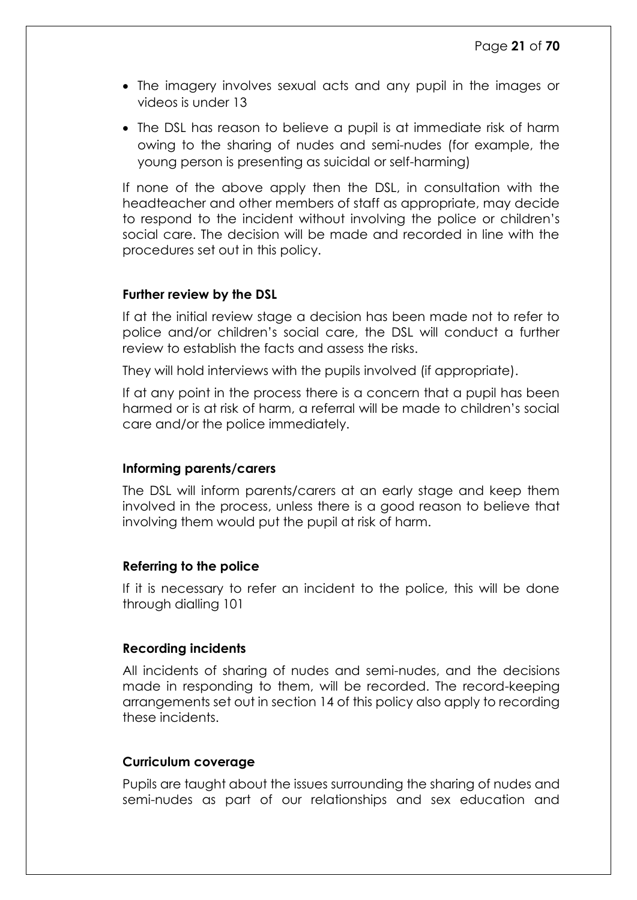- The imagery involves sexual acts and any pupil in the images or videos is under 13
- The DSL has reason to believe a pupil is at immediate risk of harm owing to the sharing of nudes and semi-nudes (for example, the young person is presenting as suicidal or self-harming)

If none of the above apply then the DSL, in consultation with the headteacher and other members of staff as appropriate, may decide to respond to the incident without involving the police or children's social care. The decision will be made and recorded in line with the procedures set out in this policy.

**Further review by the DSL**

If at the initial review stage a decision has been made not to refer to police and/or children's social care, the DSL will conduct a further review to establish the facts and assess the risks.

They will hold interviews with the pupils involved (if appropriate).

If at any point in the process there is a concern that a pupil has been harmed or is at risk of harm, a referral will be made to children's social care and/or the police immediately.

**Informing parents/carers**

The DSL will inform parents/carers at an early stage and keep them involved in the process, unless there is a good reason to believe that involving them would put the pupil at risk of harm.

**Referring to the police**

If it is necessary to refer an incident to the police, this will be done through dialling 101

**Recording incidents**

All incidents of sharing of nudes and semi-nudes, and the decisions made in responding to them, will be recorded. The record-keeping arrangements set out in section 14 of this policy also apply to recording these incidents.

**Curriculum coverage**

Pupils are taught about the issues surrounding the sharing of nudes and semi-nudes as part of our relationships and sex education and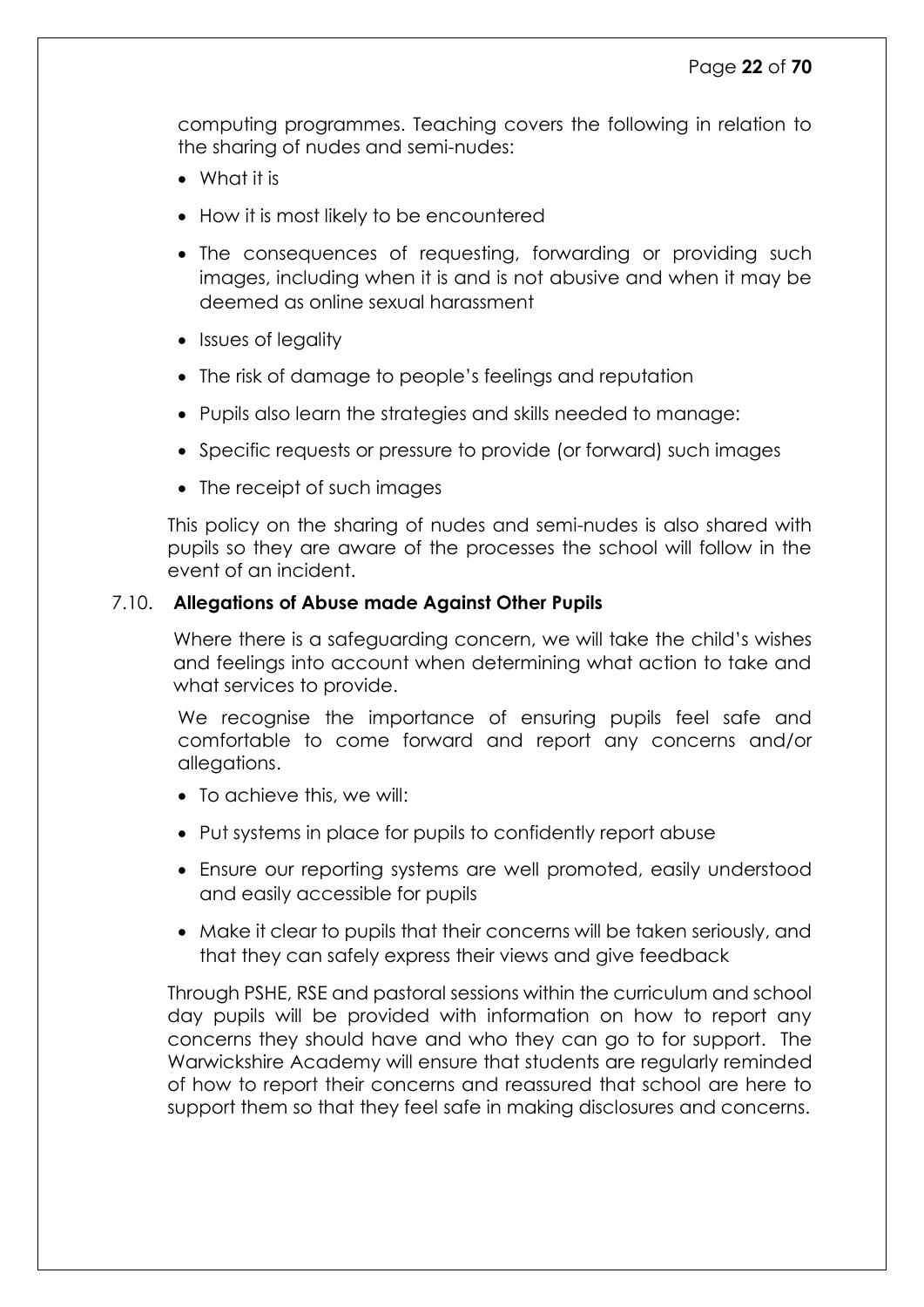computing programmes. Teaching covers the following in relation to the sharing of nudes and semi-nudes:

- What it is
- How it is most likely to be encountered
- The consequences of requesting, forwarding or providing such images, including when it is and is not abusive and when it may be deemed as online sexual harassment
- Issues of legality
- The risk of damage to people's feelings and reputation
- Pupils also learn the strategies and skills needed to manage:
- Specific requests or pressure to provide (or forward) such images
- The receipt of such images

This policy on the sharing of nudes and semi-nudes is also shared with pupils so they are aware of the processes the school will follow in the event of an incident.

### 7.10. **Allegations of Abuse made Against Other Pupils**

Where there is a safeguarding concern, we will take the child's wishes and feelings into account when determining what action to take and what services to provide.

We recognise the importance of ensuring pupils feel safe and comfortable to come forward and report any concerns and/or allegations.

- To achieve this, we will:
- Put systems in place for pupils to confidently report abuse
- Ensure our reporting systems are well promoted, easily understood and easily accessible for pupils
- Make it clear to pupils that their concerns will be taken seriously, and that they can safely express their views and give feedback

Through PSHE, RSE and pastoral sessions within the curriculum and school day pupils will be provided with information on how to report any concerns they should have and who they can go to for support. The Warwickshire Academy will ensure that students are regularly reminded of how to report their concerns and reassured that school are here to support them so that they feel safe in making disclosures and concerns.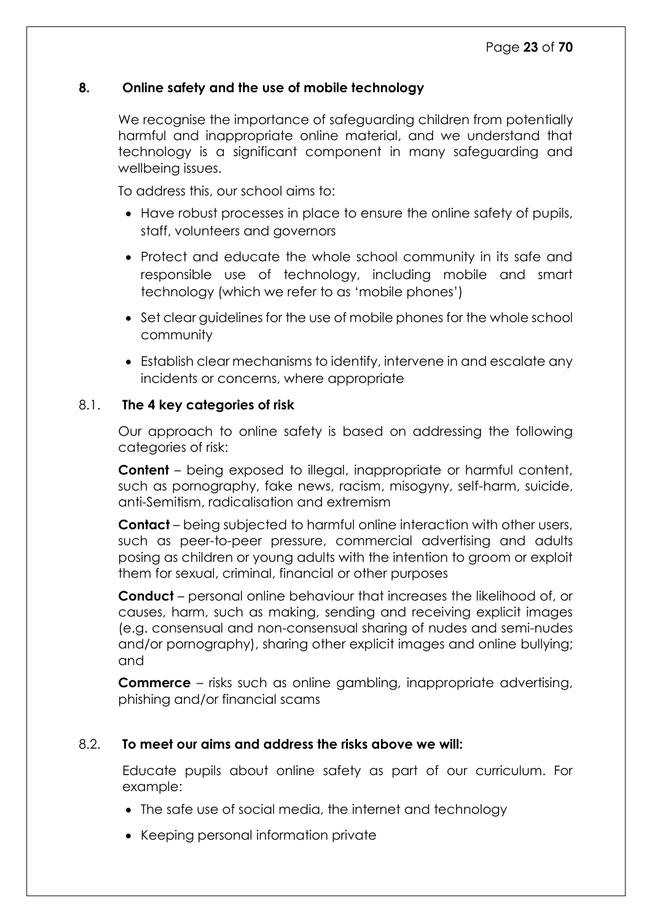## 8. Online safety and the use of mobile technology

We recognise the importance of safeguarding children from potentially harmful and inappropriate online material, and we understand that technology is a significant component in many safeguarding and wellbeing issues.

To address this, our school aims to:

- Have robust processes in place to ensure the online safety of pupils, staff, volunteers and governors
- Protect and educate the whole school community in its safe and responsible use of technology, including mobile and smart technology (which we refer to as 'mobile phones')
- Set clear guidelines for the use of mobile phones for the whole school community
- Establish clear mechanisms to identify, intervene in and escalate any incidents or concerns, where appropriate

### 8.1. The 4 key categories of risk

Our approach to online safety is based on addressing the following categories of risk:

**Content** – being exposed to illegal, inappropriate or harmful content, such as pornography, fake news, racism, misogyny, self-harm, suicide, anti-Semitism, radicalisation and extremism

**Contact** – being subjected to harmful online interaction with other users, such as peer-to-peer pressure, commercial advertising and adults posing as children or young adults with the intention to groom or exploit them for sexual, criminal, financial or other purposes

**Conduct** – personal online behaviour that increases the likelihood of, or causes, harm, such as making, sending and receiving explicit images (e.g. consensual and non-consensual sharing of nudes and semi-nudes and/or pornography), sharing other explicit images and online bullying; and

**Commerce** – risks such as online gambling, inappropriate advertising, phishing and/or financial scams

### 8.2. To meet our aims and address the risks above we will:

Educate pupils about online safety as part of our curriculum. For example:

- The safe use of social media, the internet and technology
- Keeping personal information private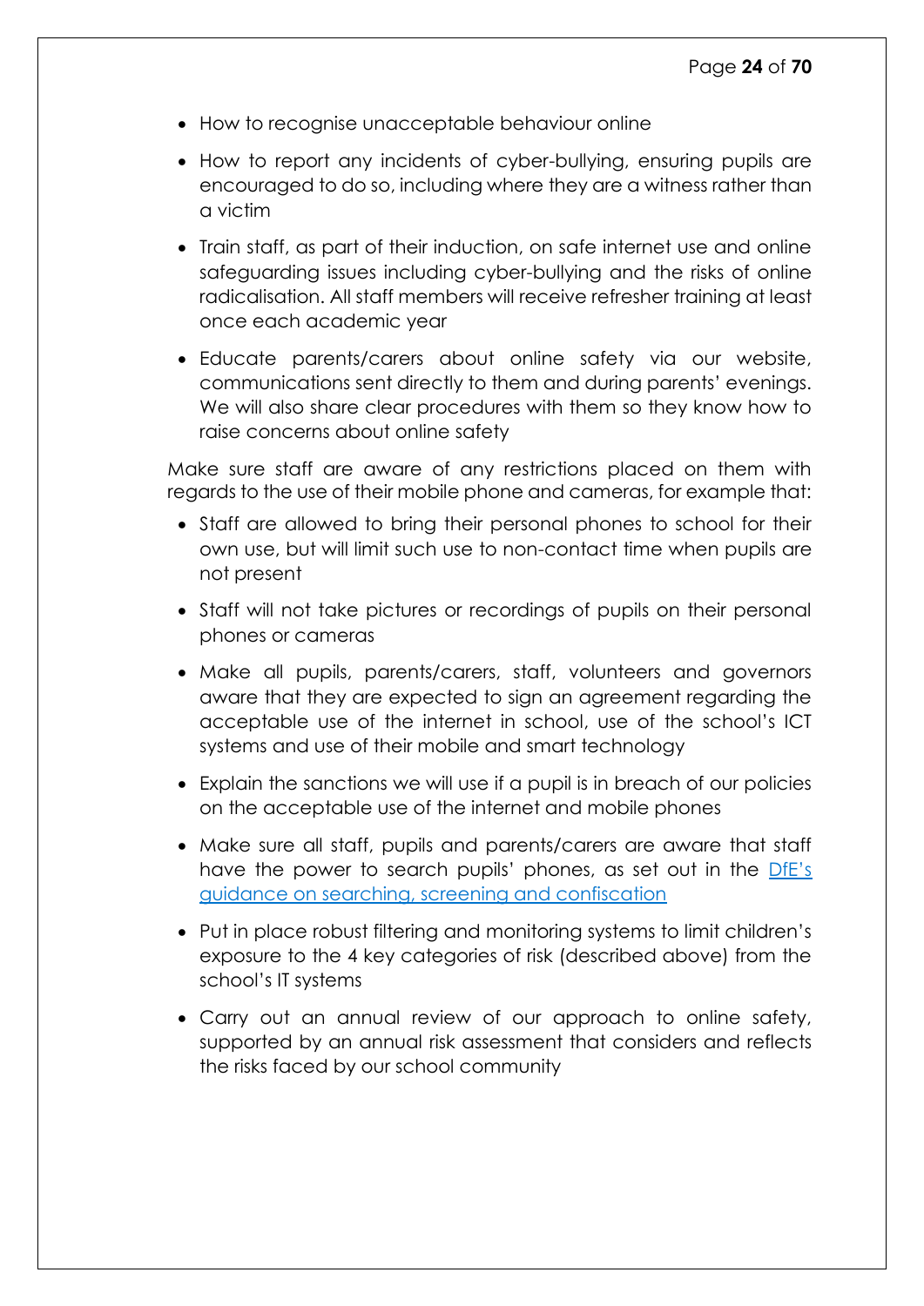- How to recognise unacceptable behaviour online
- How to report any incidents of cyber-bullying, ensuring pupils are encouraged to do so, including where they are a witness rather than a victim
- Train staff, as part of their induction, on safe internet use and online safeguarding issues including cyber-bullying and the risks of online radicalisation. All staff members will receive refresher training at least once each academic year
- Educate parents/carers about online safety via our website, communications sent directly to them and during parents' evenings. We will also share clear procedures with them so they know how to raise concerns about online safety

Make sure staff are aware of any restrictions placed on them with regards to the use of their mobile phone and cameras, for example that:

- Staff are allowed to bring their personal phones to school for their own use, but will limit such use to non-contact time when pupils are not present
- Staff will not take pictures or recordings of pupils on their personal phones or cameras
- Make all pupils, parents/carers, staff, volunteers and governors aware that they are expected to sign an agreement regarding the acceptable use of the internet in school, use of the school's ICT systems and use of their mobile and smart technology
- Explain the sanctions we will use if a pupil is in breach of our policies on the acceptable use of the internet and mobile phones
- Make sure all staff, pupils and parents/carers are aware that staff have the power to search pupils' phones, as set out in the [DfE's guidance on searching, screening and confiscation]()
- Put in place robust filtering and monitoring systems to limit children's exposure to the 4 key categories of risk (described above) from the school's IT systems
- Carry out an annual review of our approach to online safety, supported by an annual risk assessment that considers and reflects the risks faced by our school community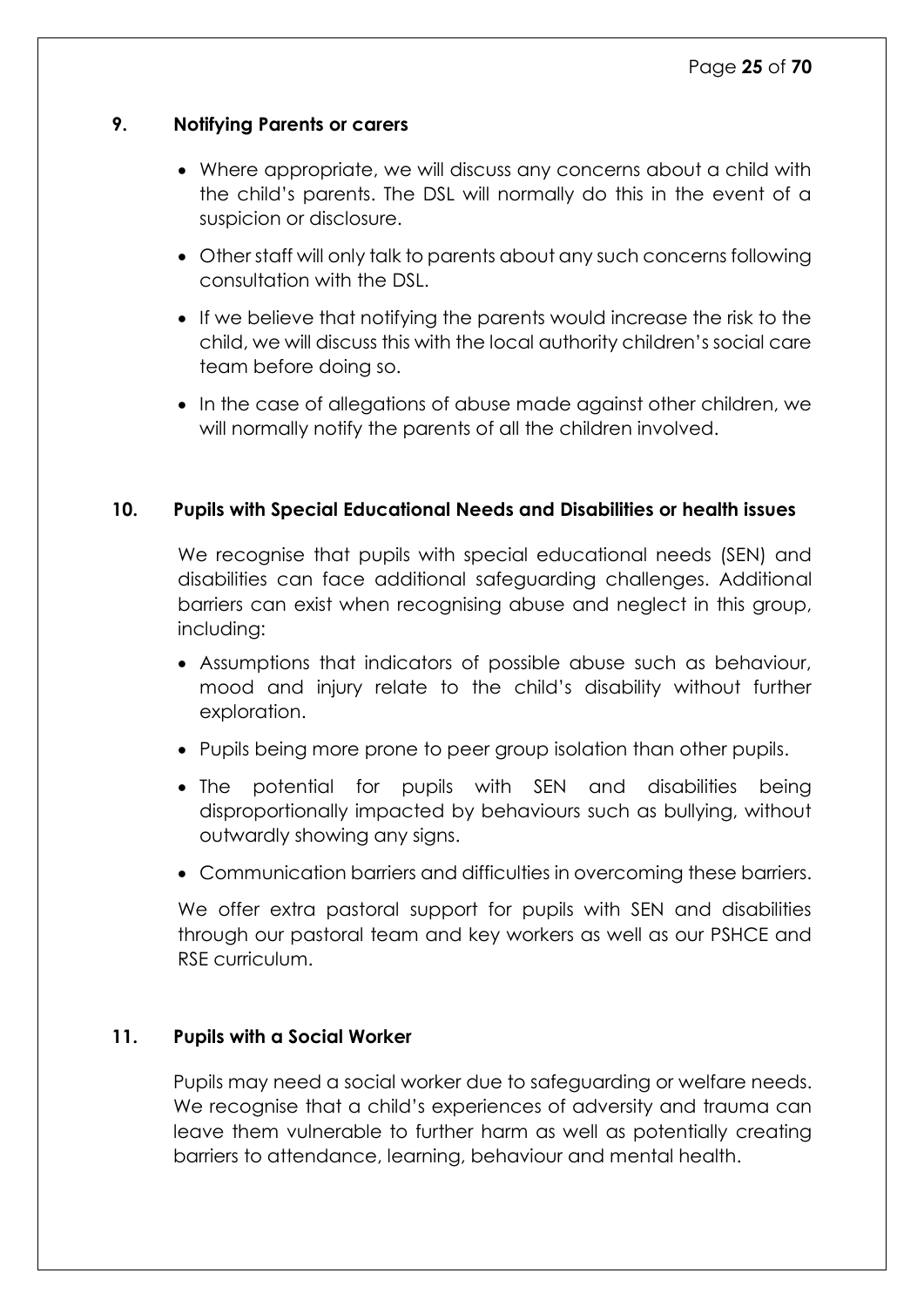## 9. Notifying Parents or carers

- Where appropriate, we will discuss any concerns about a child with the child's parents. The DSL will normally do this in the event of a suspicion or disclosure.
- Other staff will only talk to parents about any such concerns following consultation with the DSL.
- If we believe that notifying the parents would increase the risk to the child, we will discuss this with the local authority children's social care team before doing so.
- In the case of allegations of abuse made against other children, we will normally notify the parents of all the children involved.

## 10. Pupils with Special Educational Needs and Disabilities or health issues

We recognise that pupils with special educational needs (SEN) and disabilities can face additional safeguarding challenges. Additional barriers can exist when recognising abuse and neglect in this group, including:

- Assumptions that indicators of possible abuse such as behaviour, mood and injury relate to the child's disability without further exploration.
- Pupils being more prone to peer group isolation than other pupils.
- The potential for pupils with SEN and disabilities being disproportionally impacted by behaviours such as bullying, without outwardly showing any signs.
- Communication barriers and difficulties in overcoming these barriers.

We offer extra pastoral support for pupils with SEN and disabilities through our pastoral team and key workers as well as our PSHCE and RSE curriculum.

## 11. Pupils with a Social Worker

Pupils may need a social worker due to safeguarding or welfare needs. We recognise that a child's experiences of adversity and trauma can leave them vulnerable to further harm as well as potentially creating barriers to attendance, learning, behaviour and mental health.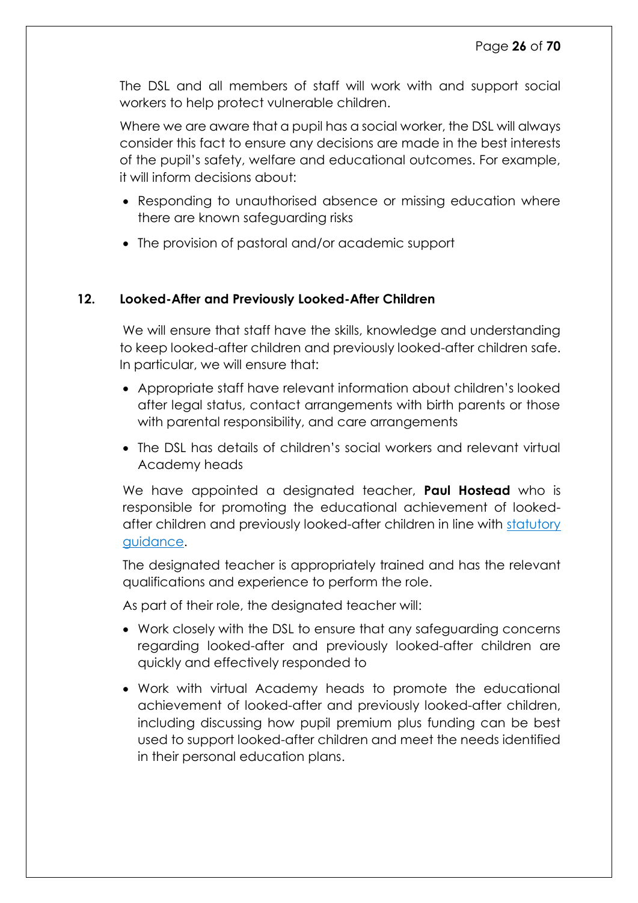The DSL and all members of staff will work with and support social workers to help protect vulnerable children.

Where we are aware that a pupil has a social worker, the DSL will always consider this fact to ensure any decisions are made in the best interests of the pupil's safety, welfare and educational outcomes. For example, it will inform decisions about:

- Responding to unauthorised absence or missing education where there are known safeguarding risks
- The provision of pastoral and/or academic support

## 12. Looked-After and Previously Looked-After Children

We will ensure that staff have the skills, knowledge and understanding to keep looked-after children and previously looked-after children safe. In particular, we will ensure that:

- Appropriate staff have relevant information about children's looked after legal status, contact arrangements with birth parents or those with parental responsibility, and care arrangements
- The DSL has details of children's social workers and relevant virtual Academy heads

We have appointed a designated teacher, **Paul Hostead** who is responsible for promoting the educational achievement of looked-after children and previously looked-after children in line with statutory guidance.

The designated teacher is appropriately trained and has the relevant qualifications and experience to perform the role.

As part of their role, the designated teacher will:

- Work closely with the DSL to ensure that any safeguarding concerns regarding looked-after and previously looked-after children are quickly and effectively responded to
- Work with virtual Academy heads to promote the educational achievement of looked-after and previously looked-after children, including discussing how pupil premium plus funding can be best used to support looked-after children and meet the needs identified in their personal education plans.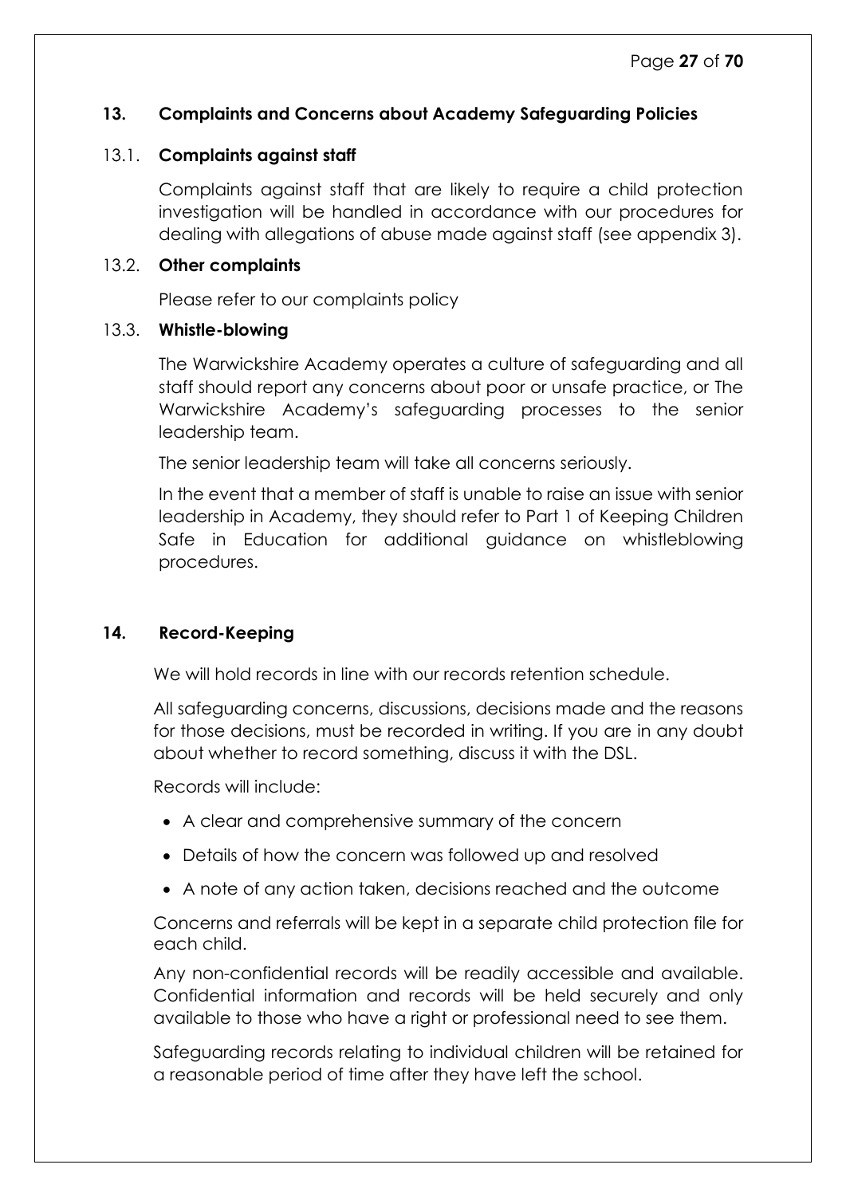## 13. Complaints and Concerns about Academy Safeguarding Policies

### 13.1. Complaints against staff

Complaints against staff that are likely to require a child protection investigation will be handled in accordance with our procedures for dealing with allegations of abuse made against staff (see appendix 3).

### 13.2. Other complaints

Please refer to our complaints policy

### 13.3. Whistle-blowing

The Warwickshire Academy operates a culture of safeguarding and all staff should report any concerns about poor or unsafe practice, or The Warwickshire Academy's safeguarding processes to the senior leadership team.

The senior leadership team will take all concerns seriously.

In the event that a member of staff is unable to raise an issue with senior leadership in Academy, they should refer to Part 1 of Keeping Children Safe in Education for additional guidance on whistleblowing procedures.

## 14. Record-Keeping

We will hold records in line with our records retention schedule.

All safeguarding concerns, discussions, decisions made and the reasons for those decisions, must be recorded in writing. If you are in any doubt about whether to record something, discuss it with the DSL.

Records will include:

- A clear and comprehensive summary of the concern
- Details of how the concern was followed up and resolved
- A note of any action taken, decisions reached and the outcome

Concerns and referrals will be kept in a separate child protection file for each child.

Any non-confidential records will be readily accessible and available. Confidential information and records will be held securely and only available to those who have a right or professional need to see them.

Safeguarding records relating to individual children will be retained for a reasonable period of time after they have left the school.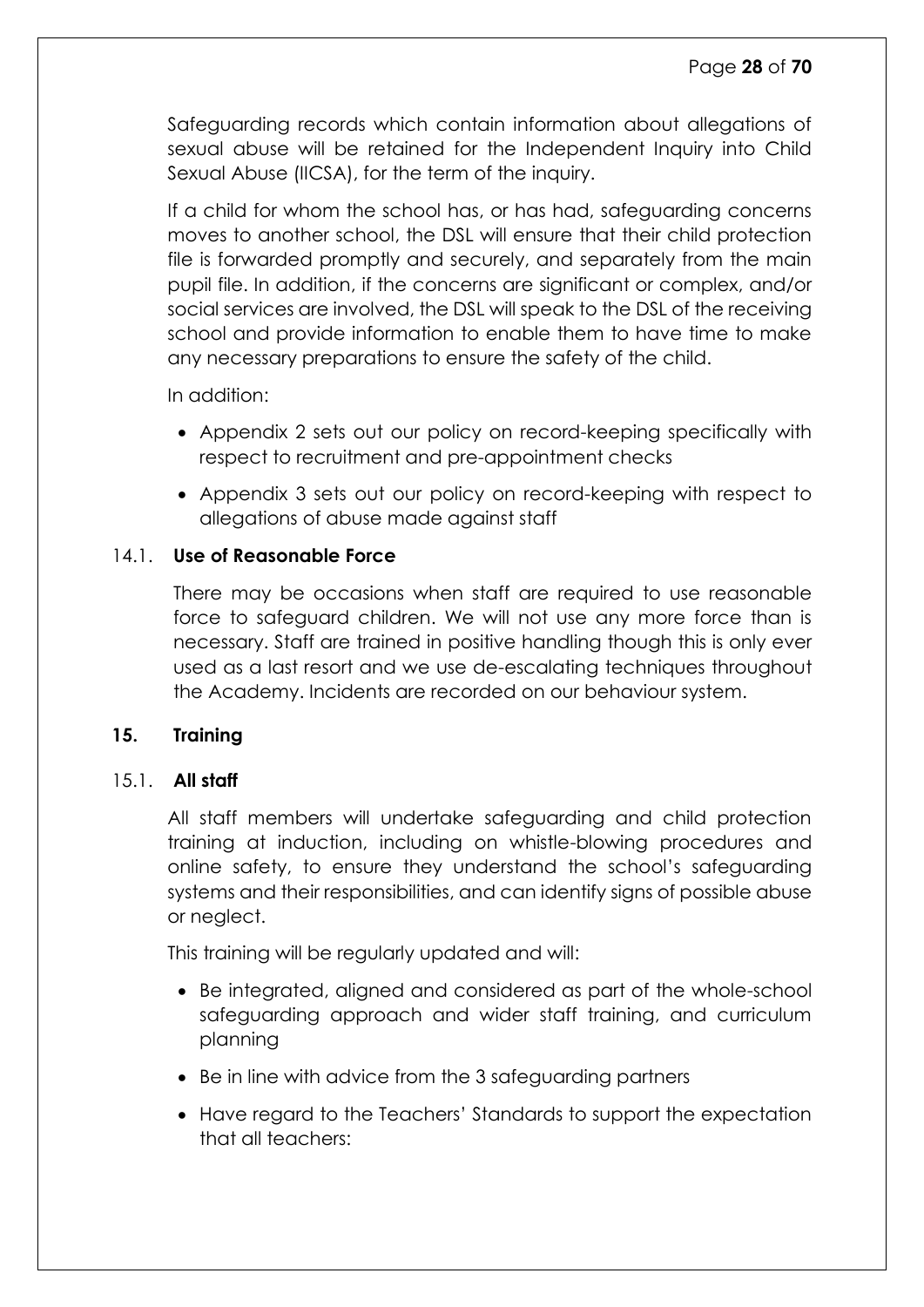Safeguarding records which contain information about allegations of sexual abuse will be retained for the Independent Inquiry into Child Sexual Abuse (IICSA), for the term of the inquiry.

If a child for whom the school has, or has had, safeguarding concerns moves to another school, the DSL will ensure that their child protection file is forwarded promptly and securely, and separately from the main pupil file. In addition, if the concerns are significant or complex, and/or social services are involved, the DSL will speak to the DSL of the receiving school and provide information to enable them to have time to make any necessary preparations to ensure the safety of the child.

In addition:

- Appendix 2 sets out our policy on record-keeping specifically with respect to recruitment and pre-appointment checks
- Appendix 3 sets out our policy on record-keeping with respect to allegations of abuse made against staff

### 14.1. Use of Reasonable Force

There may be occasions when staff are required to use reasonable force to safeguard children. We will not use any more force than is necessary. Staff are trained in positive handling though this is only ever used as a last resort and we use de-escalating techniques throughout the Academy. Incidents are recorded on our behaviour system.

## 15. Training

### 15.1. All staff

All staff members will undertake safeguarding and child protection training at induction, including on whistle-blowing procedures and online safety, to ensure they understand the school's safeguarding systems and their responsibilities, and can identify signs of possible abuse or neglect.

This training will be regularly updated and will:

- Be integrated, aligned and considered as part of the whole-school safeguarding approach and wider staff training, and curriculum planning
- Be in line with advice from the 3 safeguarding partners
- Have regard to the Teachers' Standards to support the expectation that all teachers: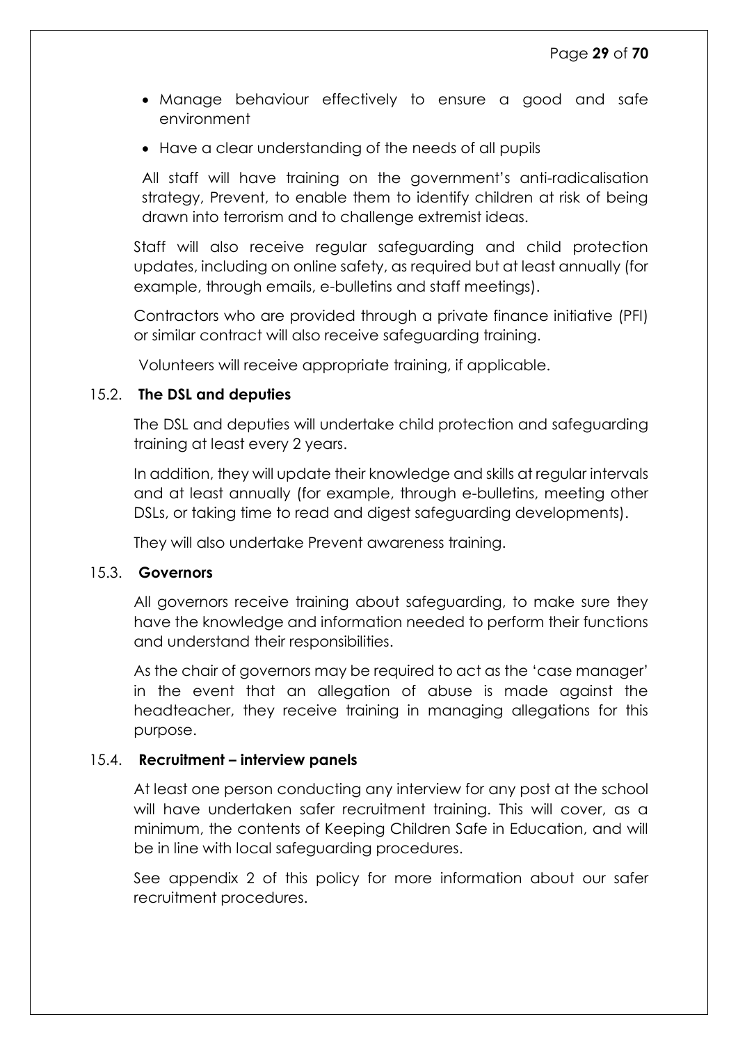- Manage behaviour effectively to ensure a good and safe environment
- Have a clear understanding of the needs of all pupils

All staff will have training on the government's anti-radicalisation strategy, Prevent, to enable them to identify children at risk of being drawn into terrorism and to challenge extremist ideas.

Staff will also receive regular safeguarding and child protection updates, including on online safety, as required but at least annually (for example, through emails, e-bulletins and staff meetings).

Contractors who are provided through a private finance initiative (PFI) or similar contract will also receive safeguarding training.

Volunteers will receive appropriate training, if applicable.

### 15.2. **The DSL and deputies**

The DSL and deputies will undertake child protection and safeguarding training at least every 2 years.

In addition, they will update their knowledge and skills at regular intervals and at least annually (for example, through e-bulletins, meeting other DSLs, or taking time to read and digest safeguarding developments).

They will also undertake Prevent awareness training.

### 15.3. **Governors**

All governors receive training about safeguarding, to make sure they have the knowledge and information needed to perform their functions and understand their responsibilities.

As the chair of governors may be required to act as the 'case manager' in the event that an allegation of abuse is made against the headteacher, they receive training in managing allegations for this purpose.

### 15.4. **Recruitment – interview panels**

At least one person conducting any interview for any post at the school will have undertaken safer recruitment training. This will cover, as a minimum, the contents of Keeping Children Safe in Education, and will be in line with local safeguarding procedures.

See appendix 2 of this policy for more information about our safer recruitment procedures.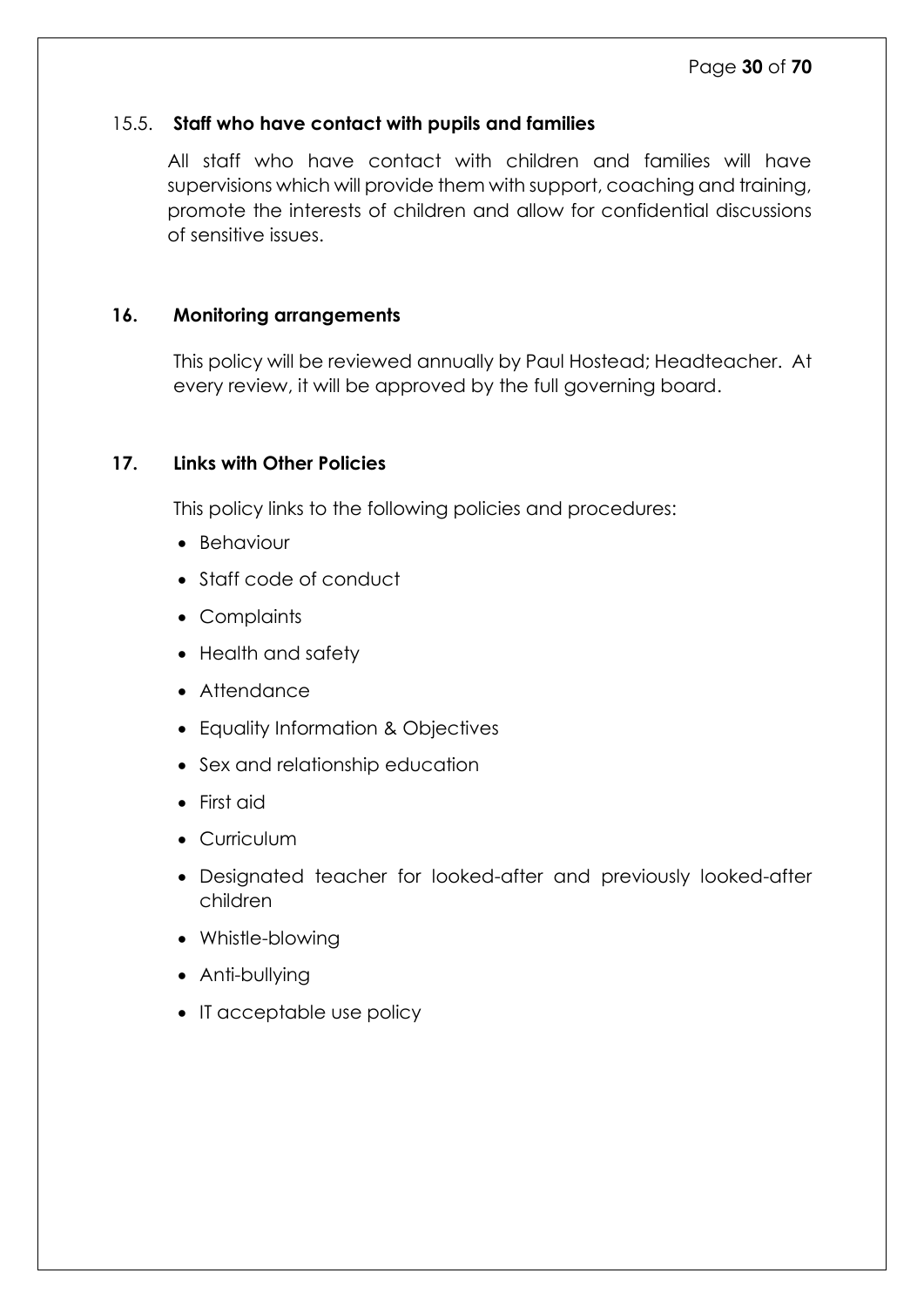### 15.5. **Staff who have contact with pupils and families**

All staff who have contact with children and families will have supervisions which will provide them with support, coaching and training, promote the interests of children and allow for confidential discussions of sensitive issues.

## 16. Monitoring arrangements

This policy will be reviewed annually by Paul Hostead; Headteacher. At every review, it will be approved by the full governing board.

## 17. Links with Other Policies

This policy links to the following policies and procedures:

- Behaviour
- Staff code of conduct
- Complaints
- Health and safety
- Attendance
- Equality Information & Objectives
- Sex and relationship education
- First aid
- Curriculum
- Designated teacher for looked-after and previously looked-after children
- Whistle-blowing
- Anti-bullying
- IT acceptable use policy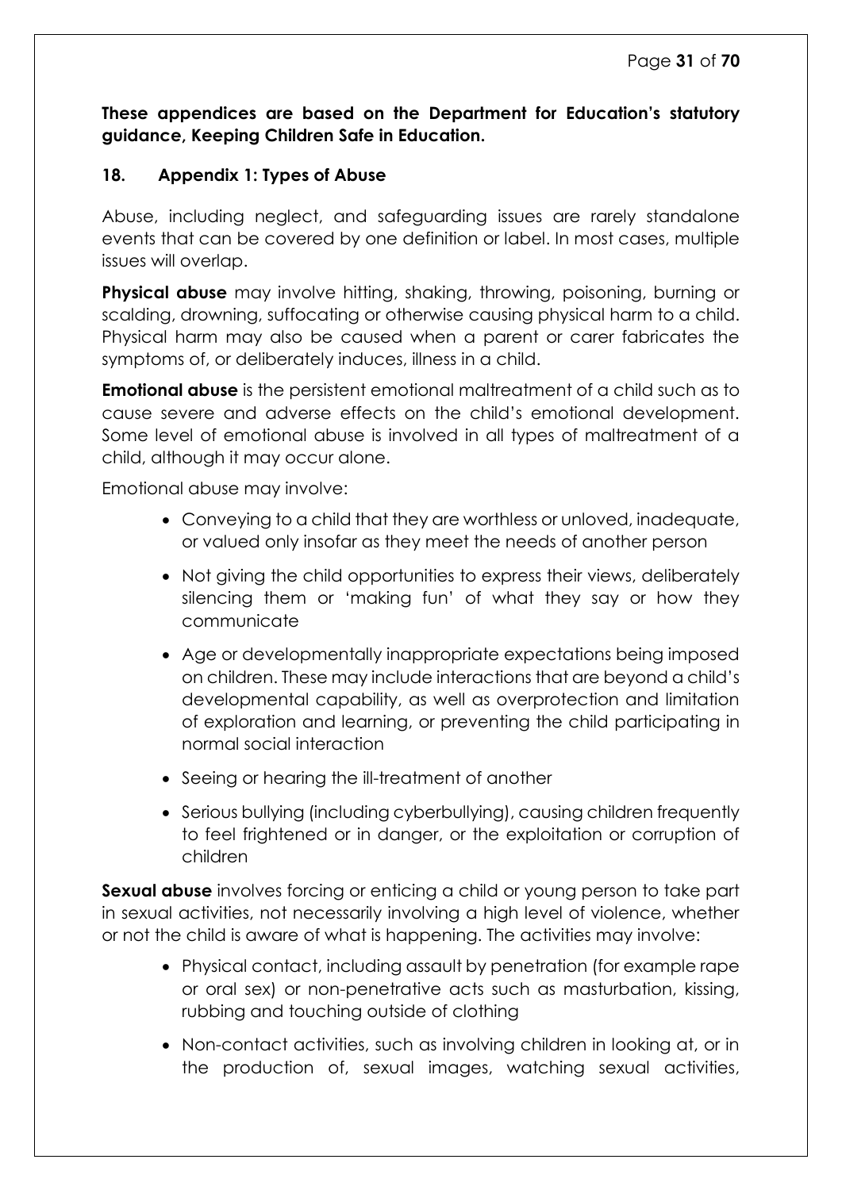**These appendices are based on the Department for Education's statutory guidance, Keeping Children Safe in Education.**

## 18. Appendix 1: Types of Abuse

Abuse, including neglect, and safeguarding issues are rarely standalone events that can be covered by one definition or label. In most cases, multiple issues will overlap.

**Physical abuse** may involve hitting, shaking, throwing, poisoning, burning or scalding, drowning, suffocating or otherwise causing physical harm to a child. Physical harm may also be caused when a parent or carer fabricates the symptoms of, or deliberately induces, illness in a child.

**Emotional abuse** is the persistent emotional maltreatment of a child such as to cause severe and adverse effects on the child's emotional development. Some level of emotional abuse is involved in all types of maltreatment of a child, although it may occur alone.

Emotional abuse may involve:

- Conveying to a child that they are worthless or unloved, inadequate, or valued only insofar as they meet the needs of another person
- Not giving the child opportunities to express their views, deliberately silencing them or 'making fun' of what they say or how they communicate
- Age or developmentally inappropriate expectations being imposed on children. These may include interactions that are beyond a child's developmental capability, as well as overprotection and limitation of exploration and learning, or preventing the child participating in normal social interaction
- Seeing or hearing the ill-treatment of another
- Serious bullying (including cyberbullying), causing children frequently to feel frightened or in danger, or the exploitation or corruption of children

**Sexual abuse** involves forcing or enticing a child or young person to take part in sexual activities, not necessarily involving a high level of violence, whether or not the child is aware of what is happening. The activities may involve:

- Physical contact, including assault by penetration (for example rape or oral sex) or non-penetrative acts such as masturbation, kissing, rubbing and touching outside of clothing
- Non-contact activities, such as involving children in looking at, or in the production of, sexual images, watching sexual activities,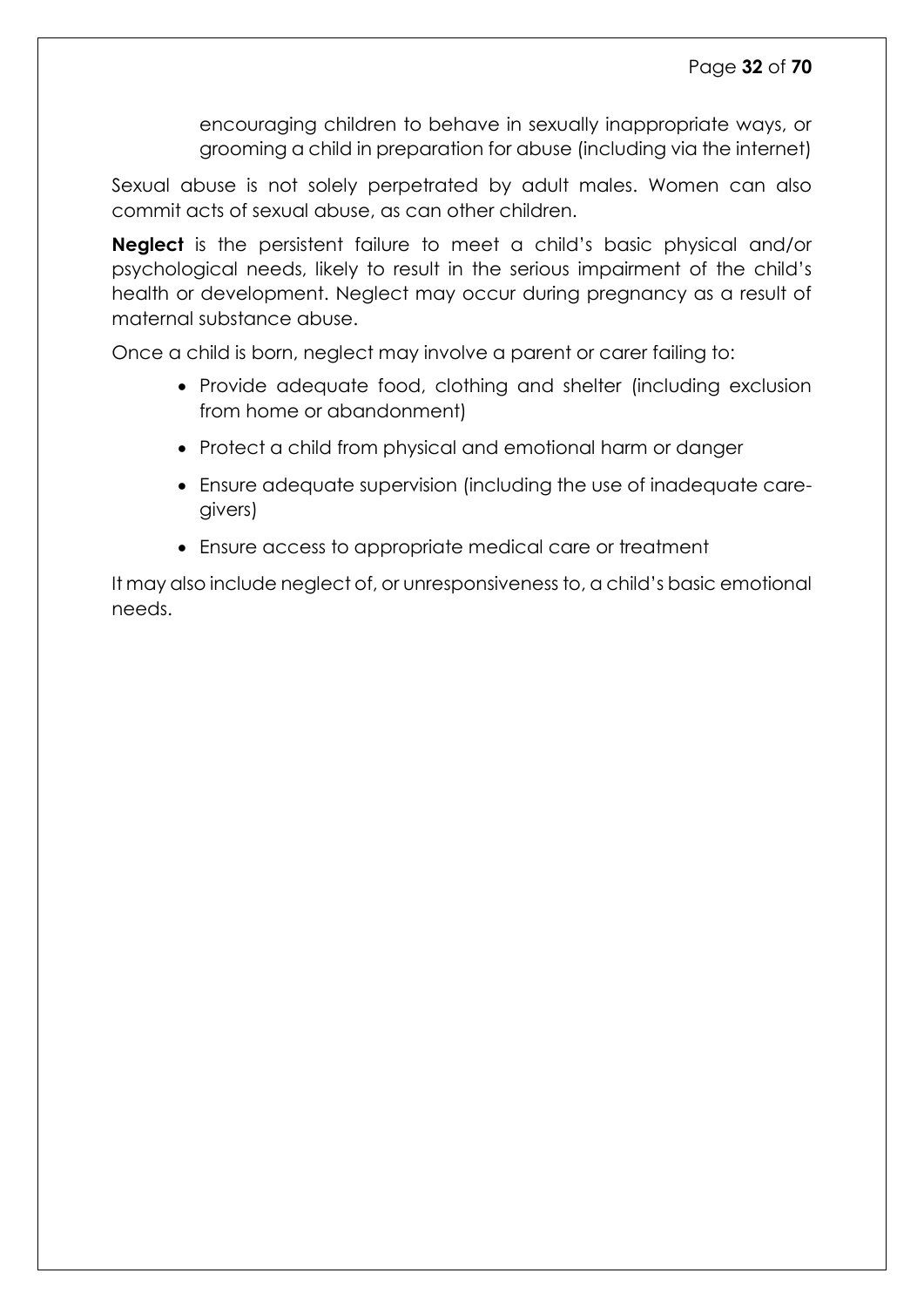encouraging children to behave in sexually inappropriate ways, or grooming a child in preparation for abuse (including via the internet)

Sexual abuse is not solely perpetrated by adult males. Women can also commit acts of sexual abuse, as can other children.

**Neglect** is the persistent failure to meet a child's basic physical and/or psychological needs, likely to result in the serious impairment of the child's health or development. Neglect may occur during pregnancy as a result of maternal substance abuse.

Once a child is born, neglect may involve a parent or carer failing to:

- Provide adequate food, clothing and shelter (including exclusion from home or abandonment)
- Protect a child from physical and emotional harm or danger
- Ensure adequate supervision (including the use of inadequate care-givers)
- Ensure access to appropriate medical care or treatment

It may also include neglect of, or unresponsiveness to, a child's basic emotional needs.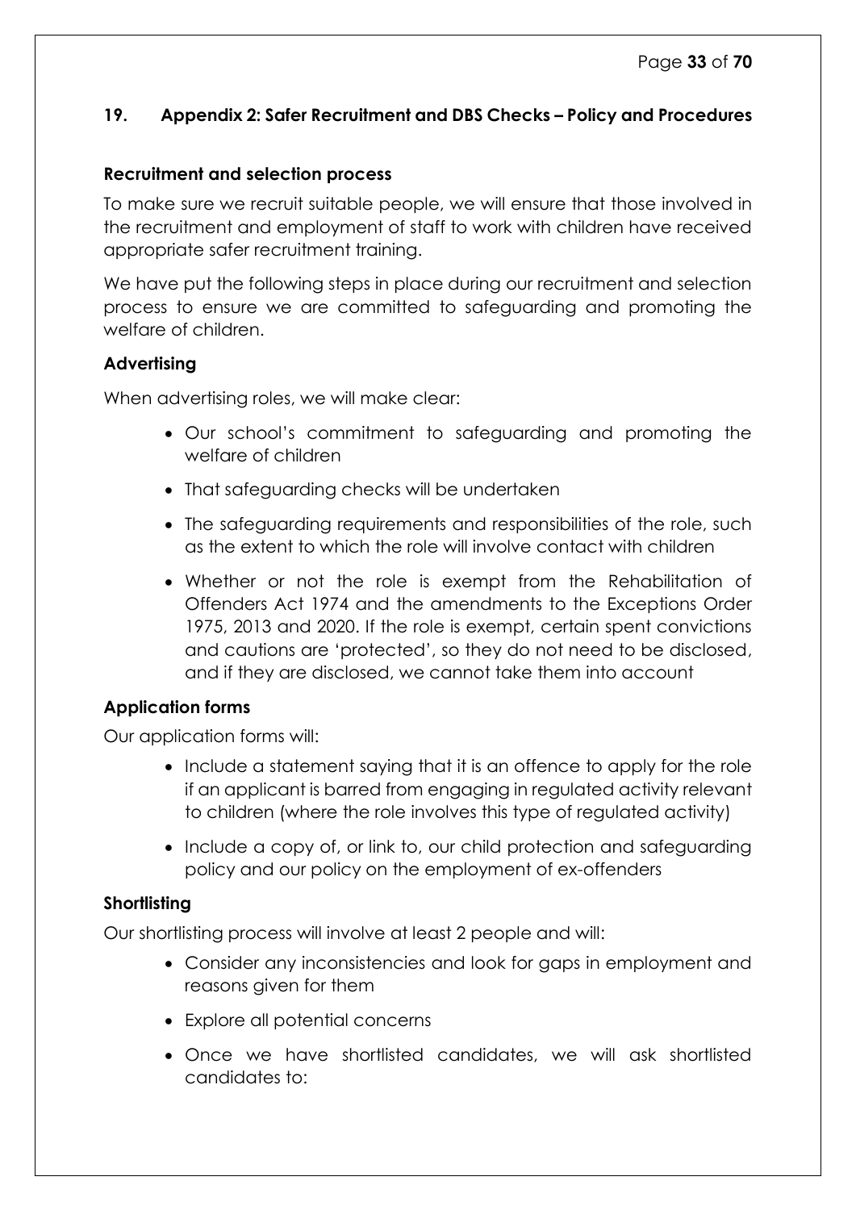## 19. Appendix 2: Safer Recruitment and DBS Checks – Policy and Procedures

### Recruitment and selection process

To make sure we recruit suitable people, we will ensure that those involved in the recruitment and employment of staff to work with children have received appropriate safer recruitment training.

We have put the following steps in place during our recruitment and selection process to ensure we are committed to safeguarding and promoting the welfare of children.

### Advertising

When advertising roles, we will make clear:

- Our school's commitment to safeguarding and promoting the welfare of children
- That safeguarding checks will be undertaken
- The safeguarding requirements and responsibilities of the role, such as the extent to which the role will involve contact with children
- Whether or not the role is exempt from the Rehabilitation of Offenders Act 1974 and the amendments to the Exceptions Order 1975, 2013 and 2020. If the role is exempt, certain spent convictions and cautions are 'protected', so they do not need to be disclosed, and if they are disclosed, we cannot take them into account

### Application forms

Our application forms will:

- Include a statement saying that it is an offence to apply for the role if an applicant is barred from engaging in regulated activity relevant to children (where the role involves this type of regulated activity)
- Include a copy of, or link to, our child protection and safeguarding policy and our policy on the employment of ex-offenders

### Shortlisting

Our shortlisting process will involve at least 2 people and will:

- Consider any inconsistencies and look for gaps in employment and reasons given for them
- Explore all potential concerns
- Once we have shortlisted candidates, we will ask shortlisted candidates to: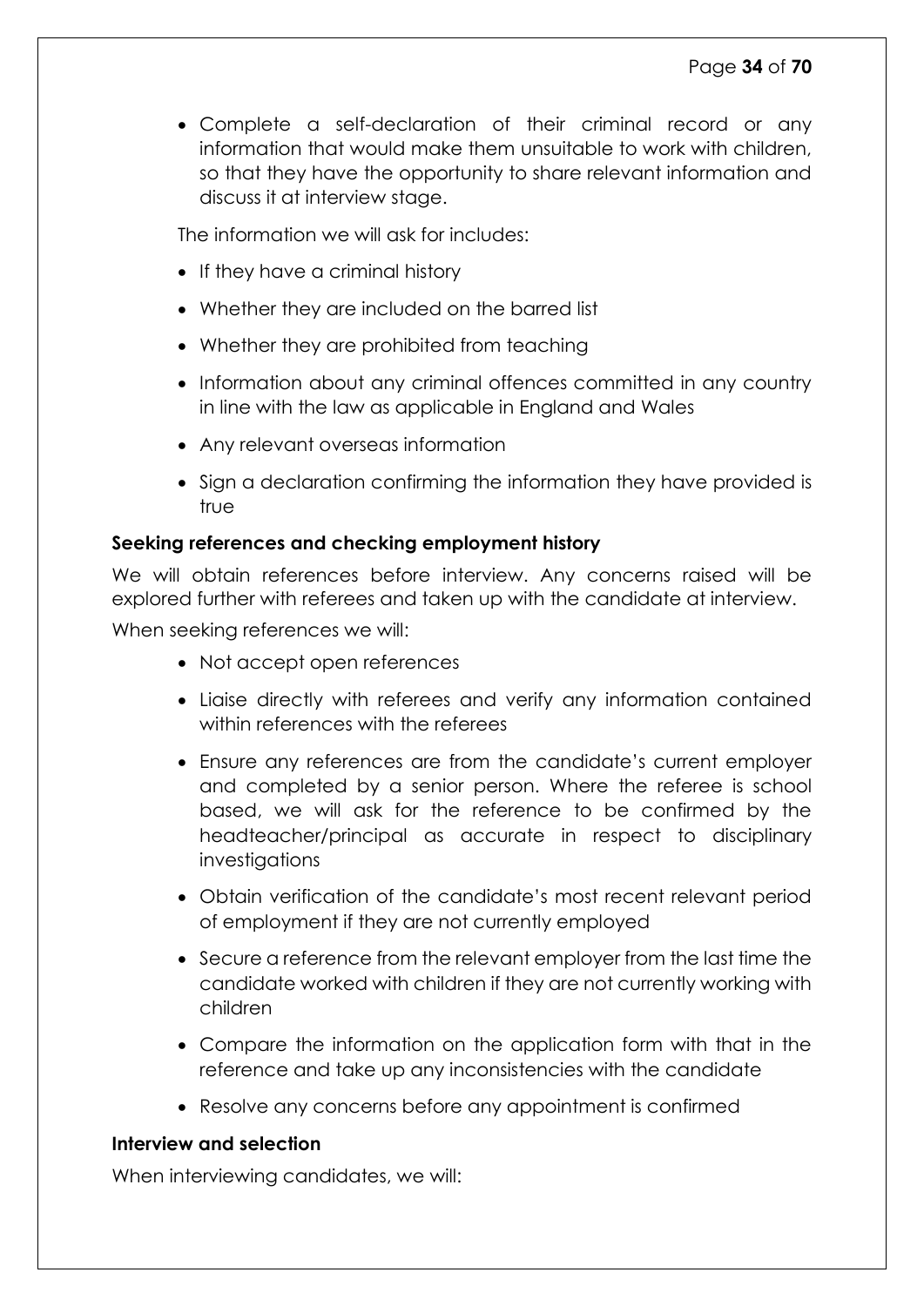- Complete a self-declaration of their criminal record or any information that would make them unsuitable to work with children, so that they have the opportunity to share relevant information and discuss it at interview stage.

The information we will ask for includes:

- If they have a criminal history
- Whether they are included on the barred list
- Whether they are prohibited from teaching
- Information about any criminal offences committed in any country in line with the law as applicable in England and Wales
- Any relevant overseas information
- Sign a declaration confirming the information they have provided is true

**Seeking references and checking employment history**

We will obtain references before interview. Any concerns raised will be explored further with referees and taken up with the candidate at interview.

When seeking references we will:

- Not accept open references
- Liaise directly with referees and verify any information contained within references with the referees
- Ensure any references are from the candidate's current employer and completed by a senior person. Where the referee is school based, we will ask for the reference to be confirmed by the headteacher/principal as accurate in respect to disciplinary investigations
- Obtain verification of the candidate's most recent relevant period of employment if they are not currently employed
- Secure a reference from the relevant employer from the last time the candidate worked with children if they are not currently working with children
- Compare the information on the application form with that in the reference and take up any inconsistencies with the candidate
- Resolve any concerns before any appointment is confirmed

**Interview and selection**

When interviewing candidates, we will: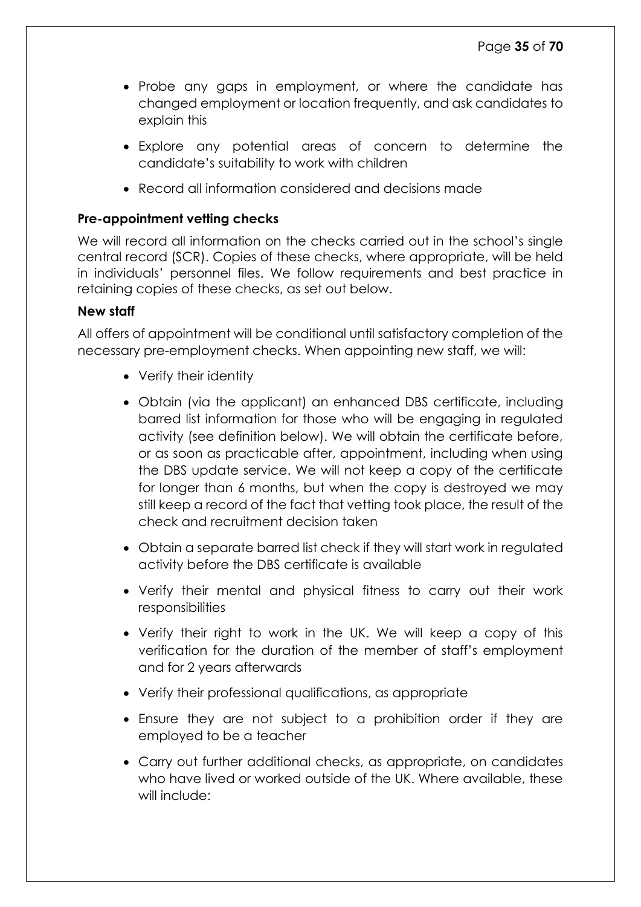- Probe any gaps in employment, or where the candidate has changed employment or location frequently, and ask candidates to explain this
- Explore any potential areas of concern to determine the candidate's suitability to work with children
- Record all information considered and decisions made

**Pre-appointment vetting checks**

We will record all information on the checks carried out in the school's single central record (SCR). Copies of these checks, where appropriate, will be held in individuals' personnel files. We follow requirements and best practice in retaining copies of these checks, as set out below.

**New staff**

All offers of appointment will be conditional until satisfactory completion of the necessary pre-employment checks. When appointing new staff, we will:

- Verify their identity
- Obtain (via the applicant) an enhanced DBS certificate, including barred list information for those who will be engaging in regulated activity (see definition below). We will obtain the certificate before, or as soon as practicable after, appointment, including when using the DBS update service. We will not keep a copy of the certificate for longer than 6 months, but when the copy is destroyed we may still keep a record of the fact that vetting took place, the result of the check and recruitment decision taken
- Obtain a separate barred list check if they will start work in regulated activity before the DBS certificate is available
- Verify their mental and physical fitness to carry out their work responsibilities
- Verify their right to work in the UK. We will keep a copy of this verification for the duration of the member of staff's employment and for 2 years afterwards
- Verify their professional qualifications, as appropriate
- Ensure they are not subject to a prohibition order if they are employed to be a teacher
- Carry out further additional checks, as appropriate, on candidates who have lived or worked outside of the UK. Where available, these will include: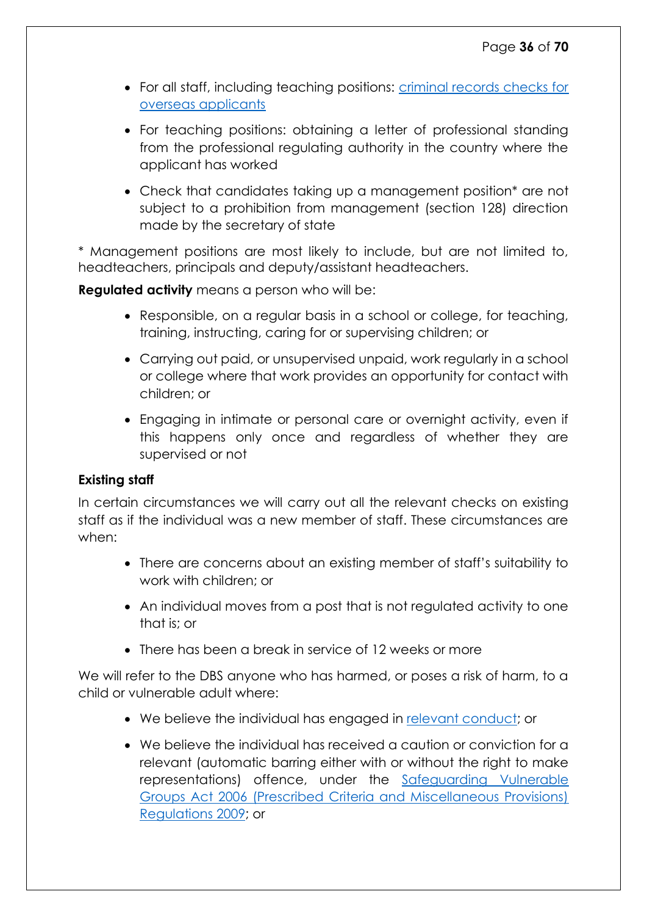- For all staff, including teaching positions: criminal records checks for overseas applicants
- For teaching positions: obtaining a letter of professional standing from the professional regulating authority in the country where the applicant has worked
- Check that candidates taking up a management position* are not subject to a prohibition from management (section 128) direction made by the secretary of state

* Management positions are most likely to include, but are not limited to, headteachers, principals and deputy/assistant headteachers.

**Regulated activity** means a person who will be:

- Responsible, on a regular basis in a school or college, for teaching, training, instructing, caring for or supervising children; or
- Carrying out paid, or unsupervised unpaid, work regularly in a school or college where that work provides an opportunity for contact with children; or
- Engaging in intimate or personal care or overnight activity, even if this happens only once and regardless of whether they are supervised or not

**Existing staff**

In certain circumstances we will carry out all the relevant checks on existing staff as if the individual was a new member of staff. These circumstances are when:

- There are concerns about an existing member of staff's suitability to work with children; or
- An individual moves from a post that is not regulated activity to one that is; or
- There has been a break in service of 12 weeks or more

We will refer to the DBS anyone who has harmed, or poses a risk of harm, to a child or vulnerable adult where:

- We believe the individual has engaged in relevant conduct; or
- We believe the individual has received a caution or conviction for a relevant (automatic barring either with or without the right to make representations) offence, under the Safeguarding Vulnerable Groups Act 2006 (Prescribed Criteria and Miscellaneous Provisions) Regulations 2009; or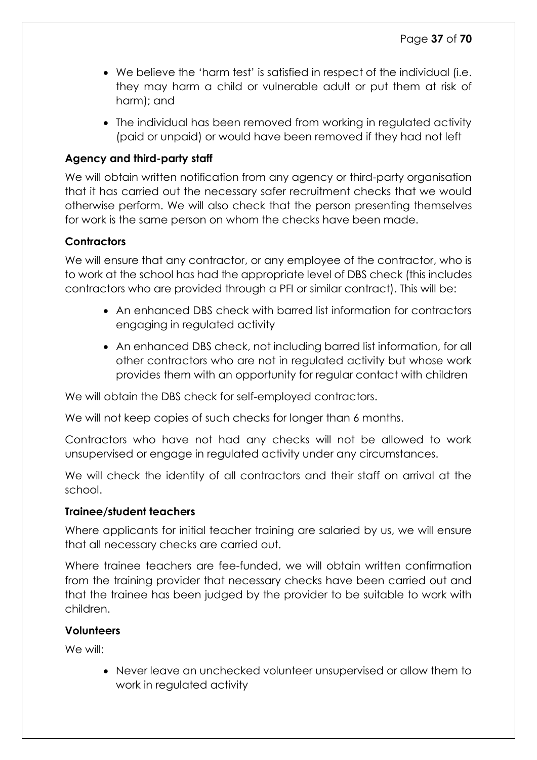- We believe the 'harm test' is satisfied in respect of the individual (i.e. they may harm a child or vulnerable adult or put them at risk of harm); and
- The individual has been removed from working in regulated activity (paid or unpaid) or would have been removed if they had not left

**Agency and third-party staff**

We will obtain written notification from any agency or third-party organisation that it has carried out the necessary safer recruitment checks that we would otherwise perform. We will also check that the person presenting themselves for work is the same person on whom the checks have been made.

**Contractors**

We will ensure that any contractor, or any employee of the contractor, who is to work at the school has had the appropriate level of DBS check (this includes contractors who are provided through a PFI or similar contract). This will be:

- An enhanced DBS check with barred list information for contractors engaging in regulated activity
- An enhanced DBS check, not including barred list information, for all other contractors who are not in regulated activity but whose work provides them with an opportunity for regular contact with children

We will obtain the DBS check for self-employed contractors.

We will not keep copies of such checks for longer than 6 months.

Contractors who have not had any checks will not be allowed to work unsupervised or engage in regulated activity under any circumstances.

We will check the identity of all contractors and their staff on arrival at the school.

**Trainee/student teachers**

Where applicants for initial teacher training are salaried by us, we will ensure that all necessary checks are carried out.

Where trainee teachers are fee-funded, we will obtain written confirmation from the training provider that necessary checks have been carried out and that the trainee has been judged by the provider to be suitable to work with children.

**Volunteers**

We will:

- Never leave an unchecked volunteer unsupervised or allow them to work in regulated activity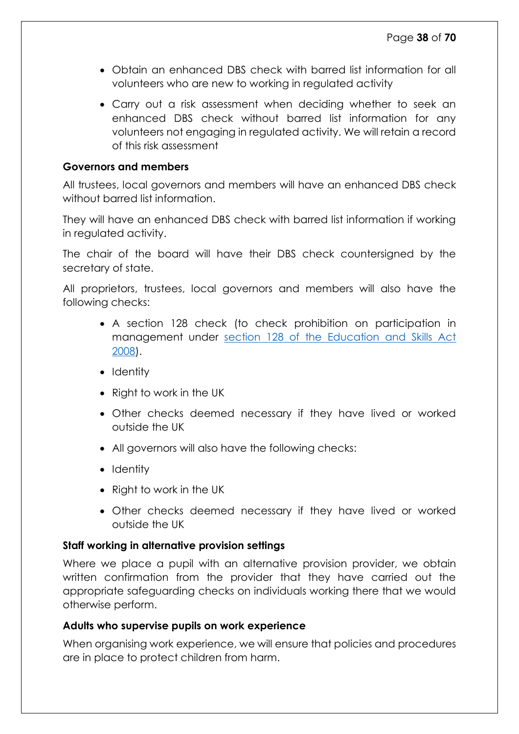- Obtain an enhanced DBS check with barred list information for all volunteers who are new to working in regulated activity
- Carry out a risk assessment when deciding whether to seek an enhanced DBS check without barred list information for any volunteers not engaging in regulated activity. We will retain a record of this risk assessment

**Governors and members**

All trustees, local governors and members will have an enhanced DBS check without barred list information.

They will have an enhanced DBS check with barred list information if working in regulated activity.

The chair of the board will have their DBS check countersigned by the secretary of state.

All proprietors, trustees, local governors and members will also have the following checks:

- A section 128 check (to check prohibition on participation in management under [section 128 of the Education and Skills Act 2008](#)).
- Identity
- Right to work in the UK
- Other checks deemed necessary if they have lived or worked outside the UK
- All governors will also have the following checks:
- Identity
- Right to work in the UK
- Other checks deemed necessary if they have lived or worked outside the UK

**Staff working in alternative provision settings**

Where we place a pupil with an alternative provision provider, we obtain written confirmation from the provider that they have carried out the appropriate safeguarding checks on individuals working there that we would otherwise perform.

**Adults who supervise pupils on work experience**

When organising work experience, we will ensure that policies and procedures are in place to protect children from harm.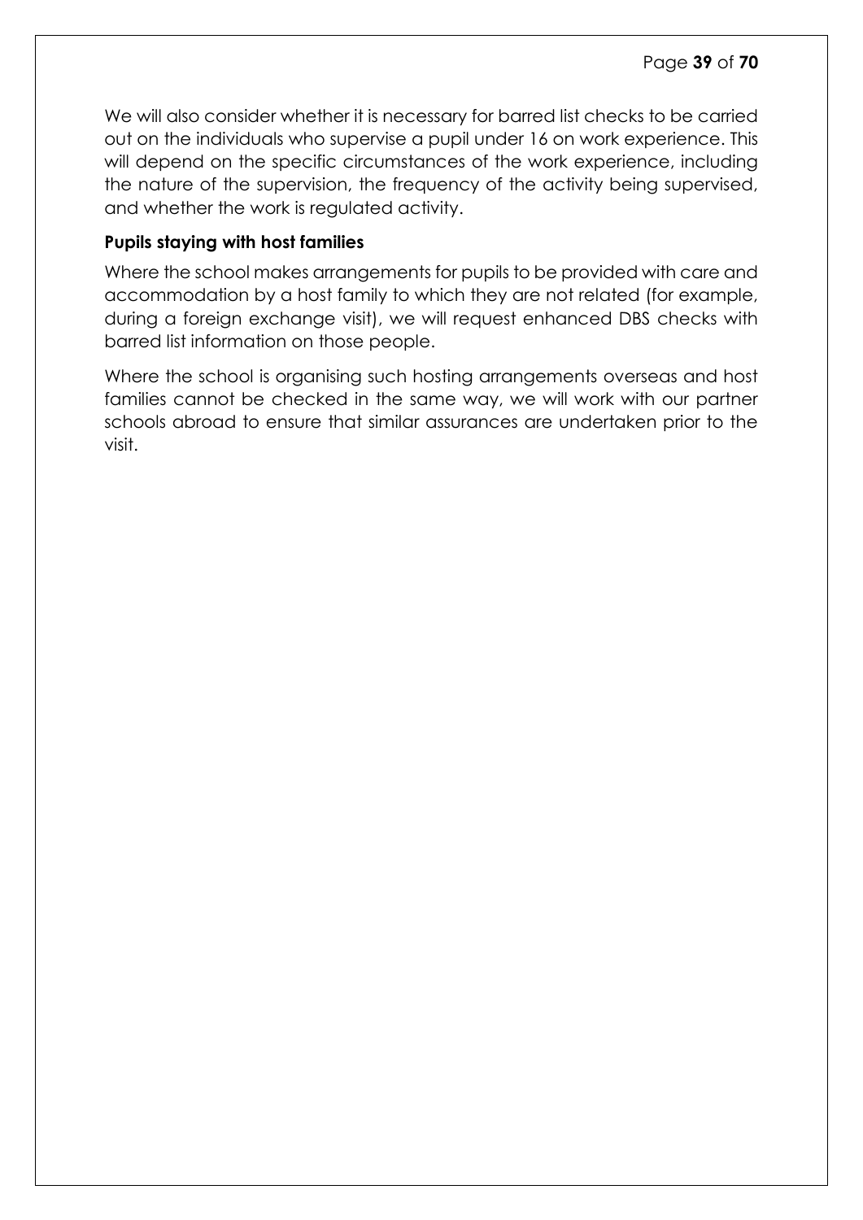We will also consider whether it is necessary for barred list checks to be carried out on the individuals who supervise a pupil under 16 on work experience. This will depend on the specific circumstances of the work experience, including the nature of the supervision, the frequency of the activity being supervised, and whether the work is regulated activity.

**Pupils staying with host families**

Where the school makes arrangements for pupils to be provided with care and accommodation by a host family to which they are not related (for example, during a foreign exchange visit), we will request enhanced DBS checks with barred list information on those people.

Where the school is organising such hosting arrangements overseas and host families cannot be checked in the same way, we will work with our partner schools abroad to ensure that similar assurances are undertaken prior to the visit.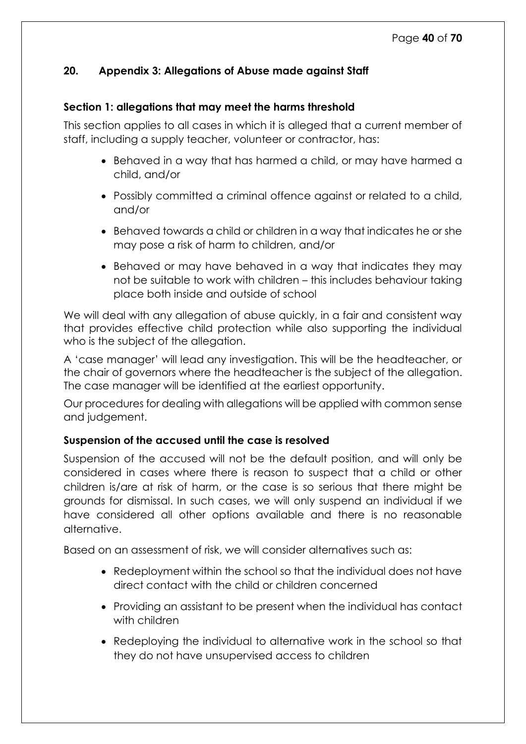## 20. Appendix 3: Allegations of Abuse made against Staff

### Section 1: allegations that may meet the harms threshold

This section applies to all cases in which it is alleged that a current member of staff, including a supply teacher, volunteer or contractor, has:

- Behaved in a way that has harmed a child, or may have harmed a child, and/or
- Possibly committed a criminal offence against or related to a child, and/or
- Behaved towards a child or children in a way that indicates he or she may pose a risk of harm to children, and/or
- Behaved or may have behaved in a way that indicates they may not be suitable to work with children – this includes behaviour taking place both inside and outside of school

We will deal with any allegation of abuse quickly, in a fair and consistent way that provides effective child protection while also supporting the individual who is the subject of the allegation.

A 'case manager' will lead any investigation. This will be the headteacher, or the chair of governors where the headteacher is the subject of the allegation. The case manager will be identified at the earliest opportunity.

Our procedures for dealing with allegations will be applied with common sense and judgement.

### Suspension of the accused until the case is resolved

Suspension of the accused will not be the default position, and will only be considered in cases where there is reason to suspect that a child or other children is/are at risk of harm, or the case is so serious that there might be grounds for dismissal. In such cases, we will only suspend an individual if we have considered all other options available and there is no reasonable alternative.

Based on an assessment of risk, we will consider alternatives such as:

- Redeployment within the school so that the individual does not have direct contact with the child or children concerned
- Providing an assistant to be present when the individual has contact with children
- Redeploying the individual to alternative work in the school so that they do not have unsupervised access to children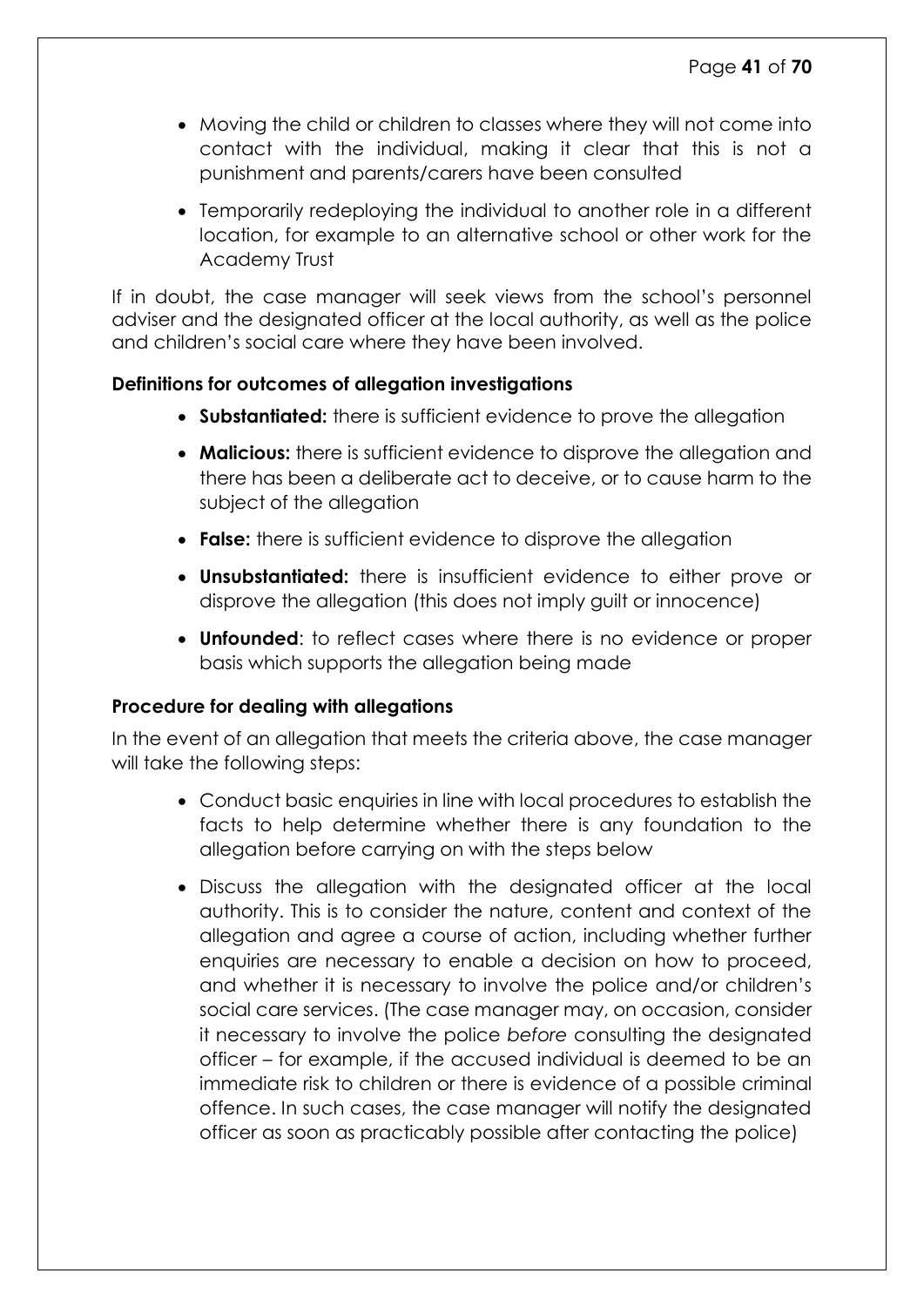- Moving the child or children to classes where they will not come into contact with the individual, making it clear that this is not a punishment and parents/carers have been consulted
- Temporarily redeploying the individual to another role in a different location, for example to an alternative school or other work for the Academy Trust

If in doubt, the case manager will seek views from the school's personnel adviser and the designated officer at the local authority, as well as the police and children's social care where they have been involved.

**Definitions for outcomes of allegation investigations**

- **Substantiated:** there is sufficient evidence to prove the allegation
- **Malicious:** there is sufficient evidence to disprove the allegation and there has been a deliberate act to deceive, or to cause harm to the subject of the allegation
- **False:** there is sufficient evidence to disprove the allegation
- **Unsubstantiated:** there is insufficient evidence to either prove or disprove the allegation (this does not imply guilt or innocence)
- **Unfounded**: to reflect cases where there is no evidence or proper basis which supports the allegation being made

**Procedure for dealing with allegations**

In the event of an allegation that meets the criteria above, the case manager will take the following steps:

- Conduct basic enquiries in line with local procedures to establish the facts to help determine whether there is any foundation to the allegation before carrying on with the steps below
- Discuss the allegation with the designated officer at the local authority. This is to consider the nature, content and context of the allegation and agree a course of action, including whether further enquiries are necessary to enable a decision on how to proceed, and whether it is necessary to involve the police and/or children's social care services. (The case manager may, on occasion, consider it necessary to involve the police *before* consulting the designated officer – for example, if the accused individual is deemed to be an immediate risk to children or there is evidence of a possible criminal offence. In such cases, the case manager will notify the designated officer as soon as practicably possible after contacting the police)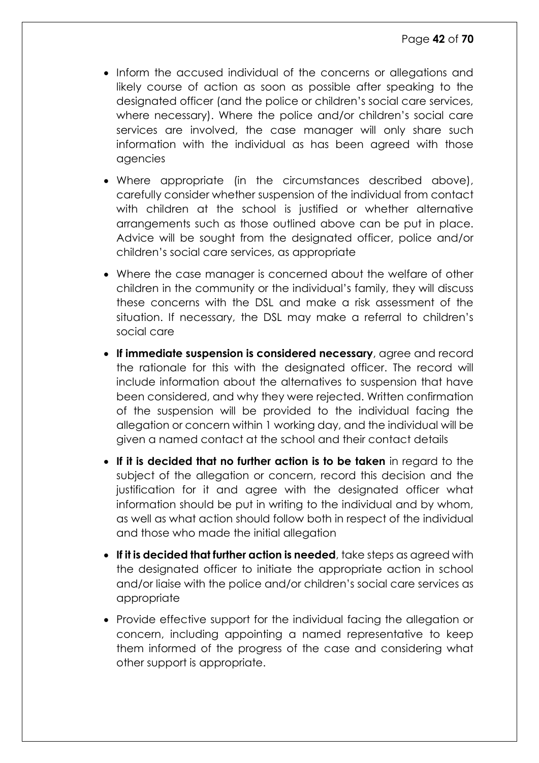- Inform the accused individual of the concerns or allegations and likely course of action as soon as possible after speaking to the designated officer (and the police or children's social care services, where necessary). Where the police and/or children's social care services are involved, the case manager will only share such information with the individual as has been agreed with those agencies
- Where appropriate (in the circumstances described above), carefully consider whether suspension of the individual from contact with children at the school is justified or whether alternative arrangements such as those outlined above can be put in place. Advice will be sought from the designated officer, police and/or children's social care services, as appropriate
- Where the case manager is concerned about the welfare of other children in the community or the individual's family, they will discuss these concerns with the DSL and make a risk assessment of the situation. If necessary, the DSL may make a referral to children's social care
- **If immediate suspension is considered necessary**, agree and record the rationale for this with the designated officer. The record will include information about the alternatives to suspension that have been considered, and why they were rejected. Written confirmation of the suspension will be provided to the individual facing the allegation or concern within 1 working day, and the individual will be given a named contact at the school and their contact details
- **If it is decided that no further action is to be taken** in regard to the subject of the allegation or concern, record this decision and the justification for it and agree with the designated officer what information should be put in writing to the individual and by whom, as well as what action should follow both in respect of the individual and those who made the initial allegation
- **If it is decided that further action is needed**, take steps as agreed with the designated officer to initiate the appropriate action in school and/or liaise with the police and/or children's social care services as appropriate
- Provide effective support for the individual facing the allegation or concern, including appointing a named representative to keep them informed of the progress of the case and considering what other support is appropriate.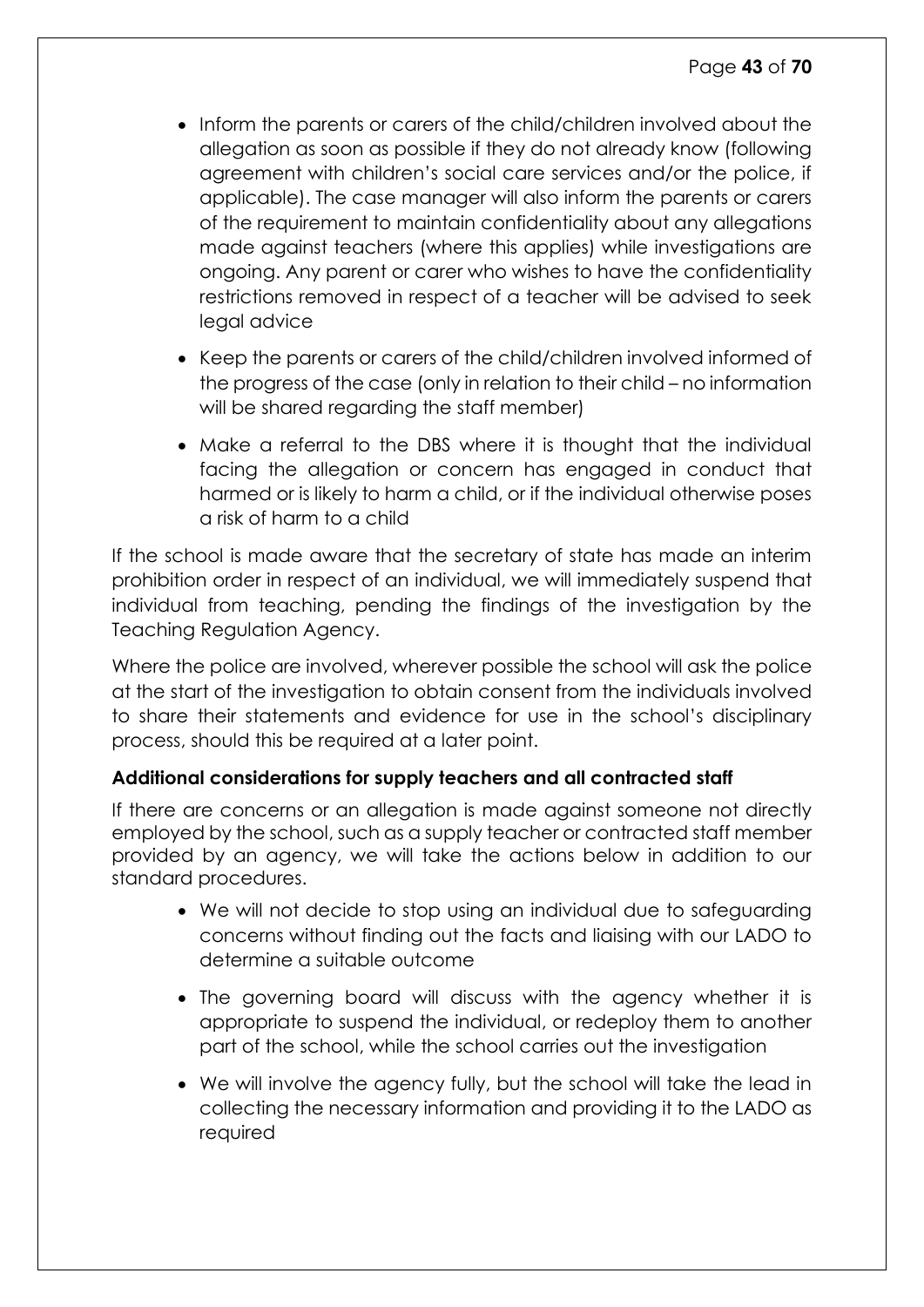- Inform the parents or carers of the child/children involved about the allegation as soon as possible if they do not already know (following agreement with children's social care services and/or the police, if applicable). The case manager will also inform the parents or carers of the requirement to maintain confidentiality about any allegations made against teachers (where this applies) while investigations are ongoing. Any parent or carer who wishes to have the confidentiality restrictions removed in respect of a teacher will be advised to seek legal advice
- Keep the parents or carers of the child/children involved informed of the progress of the case (only in relation to their child – no information will be shared regarding the staff member)
- Make a referral to the DBS where it is thought that the individual facing the allegation or concern has engaged in conduct that harmed or is likely to harm a child, or if the individual otherwise poses a risk of harm to a child

If the school is made aware that the secretary of state has made an interim prohibition order in respect of an individual, we will immediately suspend that individual from teaching, pending the findings of the investigation by the Teaching Regulation Agency.

Where the police are involved, wherever possible the school will ask the police at the start of the investigation to obtain consent from the individuals involved to share their statements and evidence for use in the school's disciplinary process, should this be required at a later point.

**Additional considerations for supply teachers and all contracted staff**

If there are concerns or an allegation is made against someone not directly employed by the school, such as a supply teacher or contracted staff member provided by an agency, we will take the actions below in addition to our standard procedures.

- We will not decide to stop using an individual due to safeguarding concerns without finding out the facts and liaising with our LADO to determine a suitable outcome
- The governing board will discuss with the agency whether it is appropriate to suspend the individual, or redeploy them to another part of the school, while the school carries out the investigation
- We will involve the agency fully, but the school will take the lead in collecting the necessary information and providing it to the LADO as required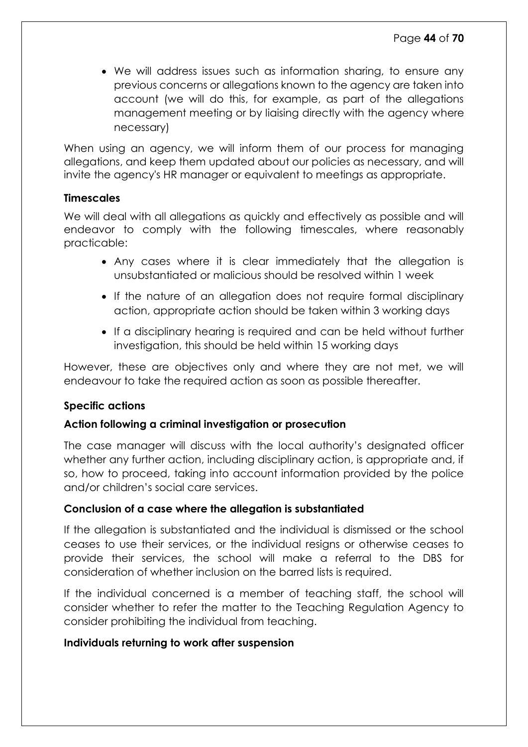- We will address issues such as information sharing, to ensure any previous concerns or allegations known to the agency are taken into account (we will do this, for example, as part of the allegations management meeting or by liaising directly with the agency where necessary)

When using an agency, we will inform them of our process for managing allegations, and keep them updated about our policies as necessary, and will invite the agency's HR manager or equivalent to meetings as appropriate.

**Timescales**

We will deal with all allegations as quickly and effectively as possible and will endeavor to comply with the following timescales, where reasonably practicable:

- Any cases where it is clear immediately that the allegation is unsubstantiated or malicious should be resolved within 1 week
- If the nature of an allegation does not require formal disciplinary action, appropriate action should be taken within 3 working days
- If a disciplinary hearing is required and can be held without further investigation, this should be held within 15 working days

However, these are objectives only and where they are not met, we will endeavour to take the required action as soon as possible thereafter.

**Specific actions**

**Action following a criminal investigation or prosecution**

The case manager will discuss with the local authority's designated officer whether any further action, including disciplinary action, is appropriate and, if so, how to proceed, taking into account information provided by the police and/or children's social care services.

**Conclusion of a case where the allegation is substantiated**

If the allegation is substantiated and the individual is dismissed or the school ceases to use their services, or the individual resigns or otherwise ceases to provide their services, the school will make a referral to the DBS for consideration of whether inclusion on the barred lists is required.

If the individual concerned is a member of teaching staff, the school will consider whether to refer the matter to the Teaching Regulation Agency to consider prohibiting the individual from teaching.

**Individuals returning to work after suspension**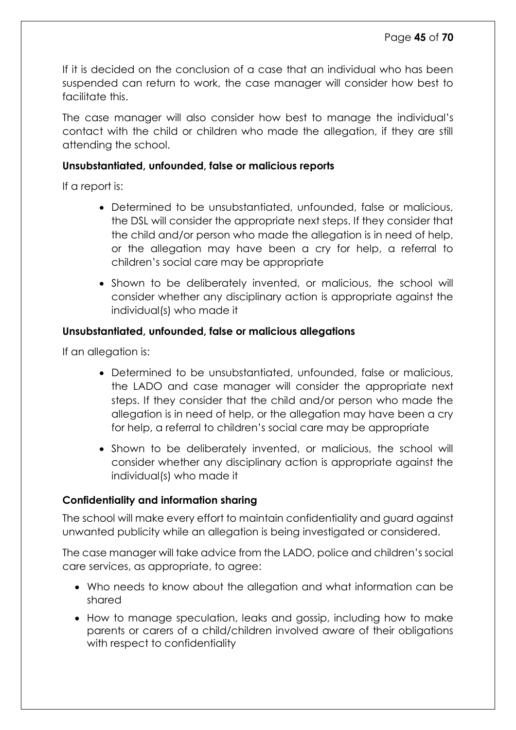If it is decided on the conclusion of a case that an individual who has been suspended can return to work, the case manager will consider how best to facilitate this.

The case manager will also consider how best to manage the individual's contact with the child or children who made the allegation, if they are still attending the school.

**Unsubstantiated, unfounded, false or malicious reports**

If a report is:

- Determined to be unsubstantiated, unfounded, false or malicious, the DSL will consider the appropriate next steps. If they consider that the child and/or person who made the allegation is in need of help, or the allegation may have been a cry for help, a referral to children's social care may be appropriate
- Shown to be deliberately invented, or malicious, the school will consider whether any disciplinary action is appropriate against the individual(s) who made it

**Unsubstantiated, unfounded, false or malicious allegations**

If an allegation is:

- Determined to be unsubstantiated, unfounded, false or malicious, the LADO and case manager will consider the appropriate next steps. If they consider that the child and/or person who made the allegation is in need of help, or the allegation may have been a cry for help, a referral to children's social care may be appropriate
- Shown to be deliberately invented, or malicious, the school will consider whether any disciplinary action is appropriate against the individual(s) who made it

**Confidentiality and information sharing**

The school will make every effort to maintain confidentiality and guard against unwanted publicity while an allegation is being investigated or considered.

The case manager will take advice from the LADO, police and children's social care services, as appropriate, to agree:

- Who needs to know about the allegation and what information can be shared
- How to manage speculation, leaks and gossip, including how to make parents or carers of a child/children involved aware of their obligations with respect to confidentiality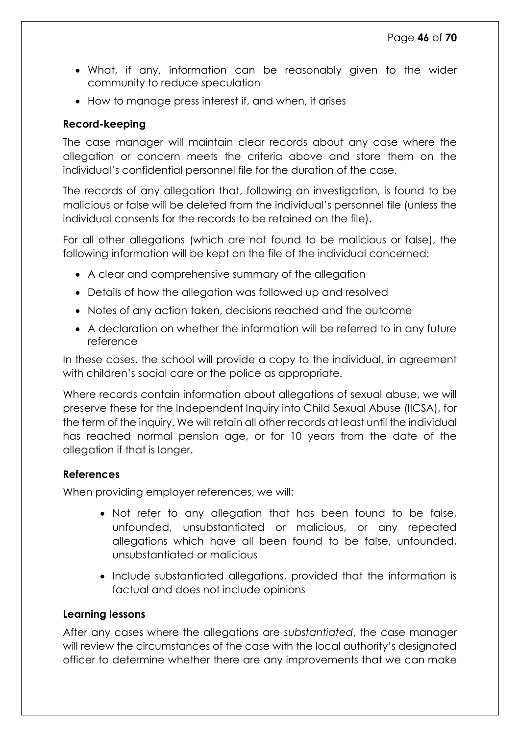- What, if any, information can be reasonably given to the wider community to reduce speculation
- How to manage press interest if, and when, it arises

**Record-keeping**

The case manager will maintain clear records about any case where the allegation or concern meets the criteria above and store them on the individual's confidential personnel file for the duration of the case.

The records of any allegation that, following an investigation, is found to be malicious or false will be deleted from the individual's personnel file (unless the individual consents for the records to be retained on the file).

For all other allegations (which are not found to be malicious or false), the following information will be kept on the file of the individual concerned:

- A clear and comprehensive summary of the allegation
- Details of how the allegation was followed up and resolved
- Notes of any action taken, decisions reached and the outcome
- A declaration on whether the information will be referred to in any future reference

In these cases, the school will provide a copy to the individual, in agreement with children's social care or the police as appropriate.

Where records contain information about allegations of sexual abuse, we will preserve these for the Independent Inquiry into Child Sexual Abuse (IICSA), for the term of the inquiry. We will retain all other records at least until the individual has reached normal pension age, or for 10 years from the date of the allegation if that is longer.

**References**

When providing employer references, we will:

- Not refer to any allegation that has been found to be false, unfounded, unsubstantiated or malicious, or any repeated allegations which have all been found to be false, unfounded, unsubstantiated or malicious
- Include substantiated allegations, provided that the information is factual and does not include opinions

**Learning lessons**

After any cases where the allegations are *substantiated*, the case manager will review the circumstances of the case with the local authority's designated officer to determine whether there are any improvements that we can make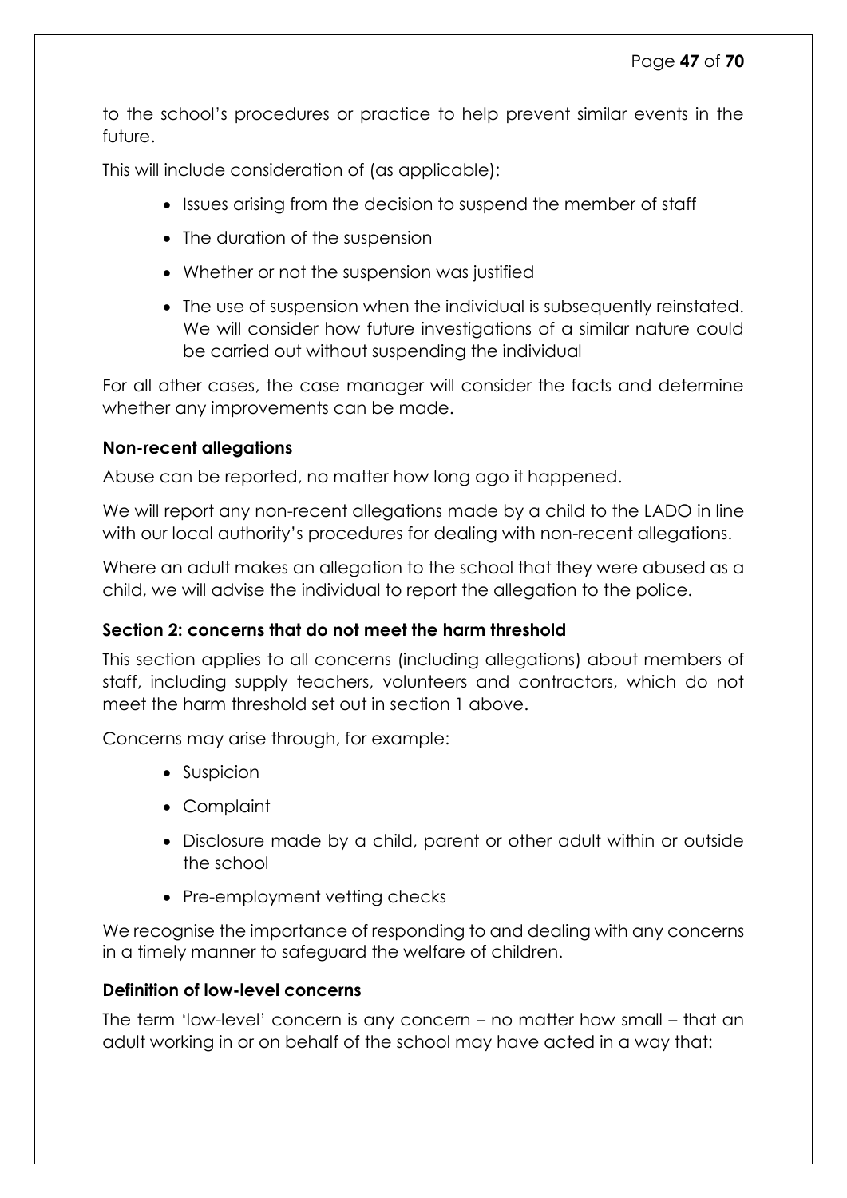to the school's procedures or practice to help prevent similar events in the future.

This will include consideration of (as applicable):

- Issues arising from the decision to suspend the member of staff
- The duration of the suspension
- Whether or not the suspension was justified
- The use of suspension when the individual is subsequently reinstated. We will consider how future investigations of a similar nature could be carried out without suspending the individual

For all other cases, the case manager will consider the facts and determine whether any improvements can be made.

**Non-recent allegations**

Abuse can be reported, no matter how long ago it happened.

We will report any non-recent allegations made by a child to the LADO in line with our local authority's procedures for dealing with non-recent allegations.

Where an adult makes an allegation to the school that they were abused as a child, we will advise the individual to report the allegation to the police.

**Section 2: concerns that do not meet the harm threshold**

This section applies to all concerns (including allegations) about members of staff, including supply teachers, volunteers and contractors, which do not meet the harm threshold set out in section 1 above.

Concerns may arise through, for example:

- Suspicion
- Complaint
- Disclosure made by a child, parent or other adult within or outside the school
- Pre-employment vetting checks

We recognise the importance of responding to and dealing with any concerns in a timely manner to safeguard the welfare of children.

**Definition of low-level concerns**

The term 'low-level' concern is any concern – no matter how small – that an adult working in or on behalf of the school may have acted in a way that: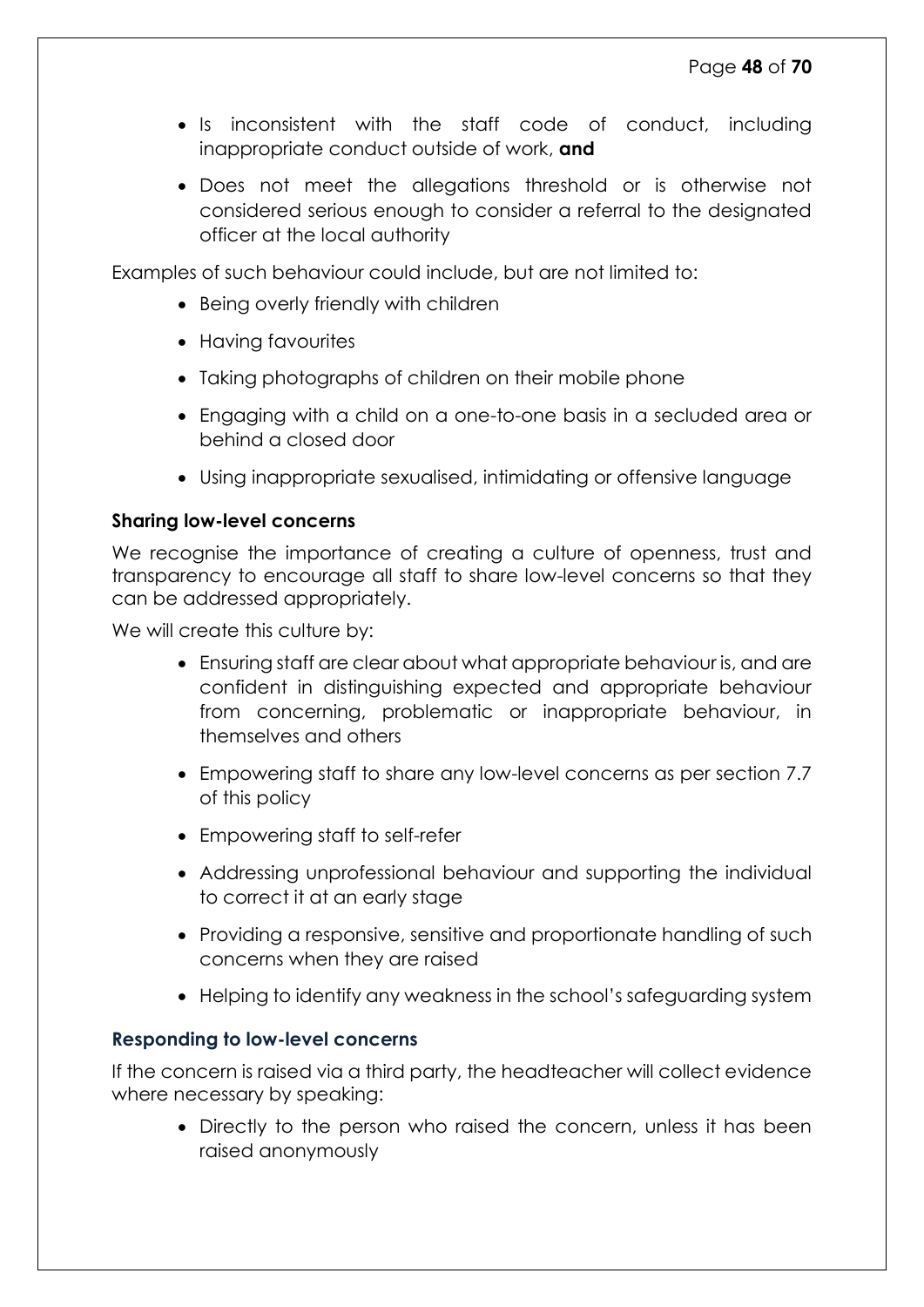- Is inconsistent with the staff code of conduct, including inappropriate conduct outside of work, **and**
- Does not meet the allegations threshold or is otherwise not considered serious enough to consider a referral to the designated officer at the local authority

Examples of such behaviour could include, but are not limited to:

- Being overly friendly with children
- Having favourites
- Taking photographs of children on their mobile phone
- Engaging with a child on a one-to-one basis in a secluded area or behind a closed door
- Using inappropriate sexualised, intimidating or offensive language

**Sharing low-level concerns**

We recognise the importance of creating a culture of openness, trust and transparency to encourage all staff to share low-level concerns so that they can be addressed appropriately.

We will create this culture by:

- Ensuring staff are clear about what appropriate behaviour is, and are confident in distinguishing expected and appropriate behaviour from concerning, problematic or inappropriate behaviour, in themselves and others
- Empowering staff to share any low-level concerns as per section 7.7 of this policy
- Empowering staff to self-refer
- Addressing unprofessional behaviour and supporting the individual to correct it at an early stage
- Providing a responsive, sensitive and proportionate handling of such concerns when they are raised
- Helping to identify any weakness in the school's safeguarding system

**Responding to low-level concerns**

If the concern is raised via a third party, the headteacher will collect evidence where necessary by speaking:

- Directly to the person who raised the concern, unless it has been raised anonymously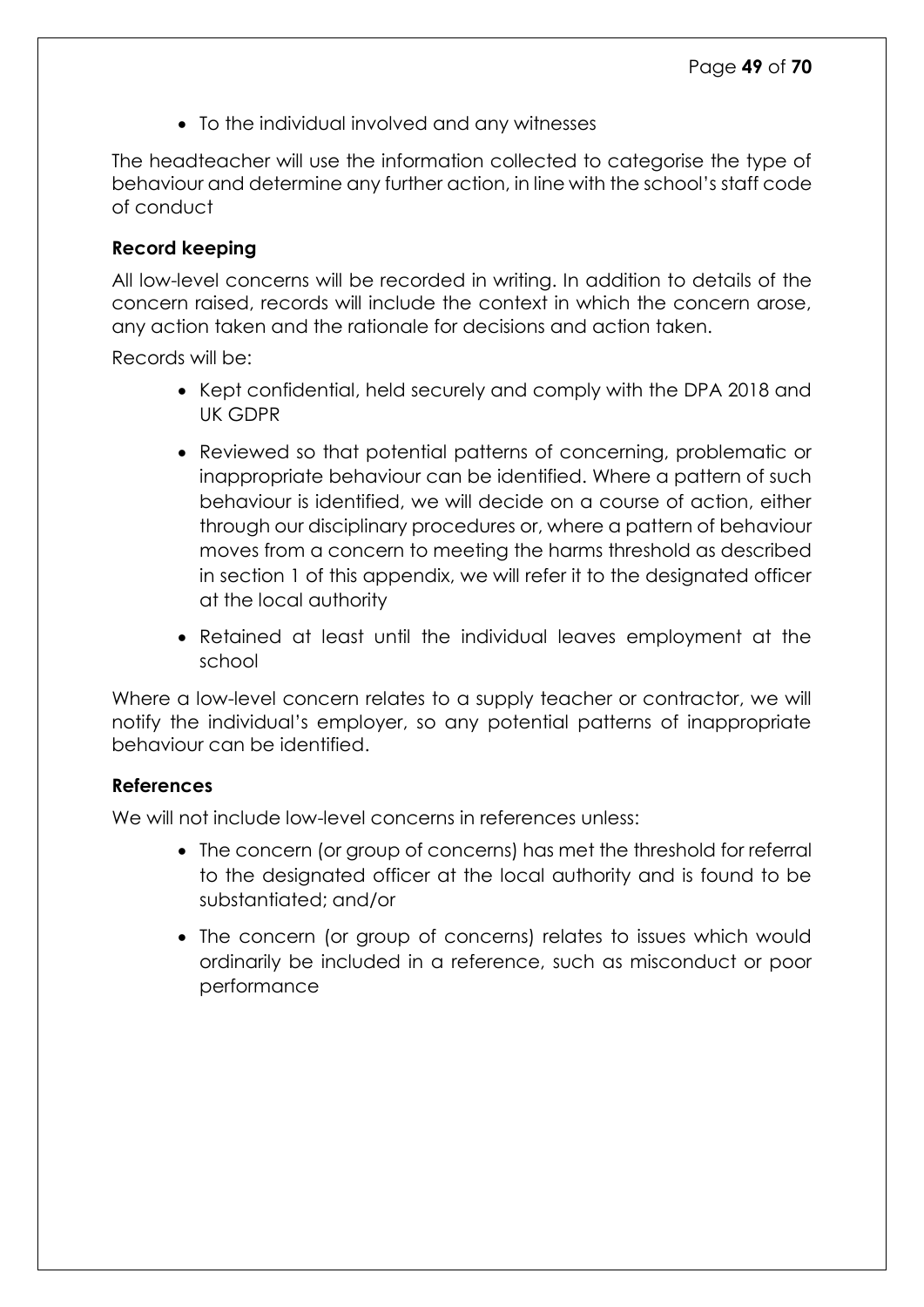- To the individual involved and any witnesses

The headteacher will use the information collected to categorise the type of behaviour and determine any further action, in line with the school's staff code of conduct

**Record keeping**

All low-level concerns will be recorded in writing. In addition to details of the concern raised, records will include the context in which the concern arose, any action taken and the rationale for decisions and action taken.

Records will be:

- Kept confidential, held securely and comply with the DPA 2018 and UK GDPR
- Reviewed so that potential patterns of concerning, problematic or inappropriate behaviour can be identified. Where a pattern of such behaviour is identified, we will decide on a course of action, either through our disciplinary procedures or, where a pattern of behaviour moves from a concern to meeting the harms threshold as described in section 1 of this appendix, we will refer it to the designated officer at the local authority
- Retained at least until the individual leaves employment at the school

Where a low-level concern relates to a supply teacher or contractor, we will notify the individual's employer, so any potential patterns of inappropriate behaviour can be identified.

**References**

We will not include low-level concerns in references unless:

- The concern (or group of concerns) has met the threshold for referral to the designated officer at the local authority and is found to be substantiated; and/or
- The concern (or group of concerns) relates to issues which would ordinarily be included in a reference, such as misconduct or poor performance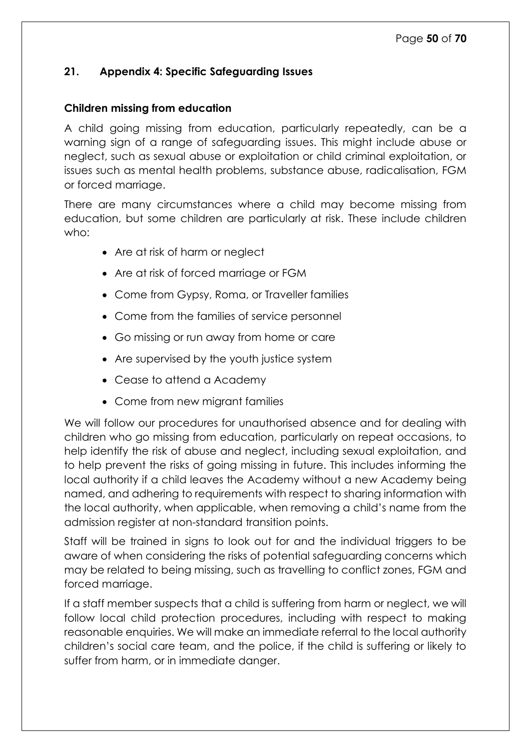## 21. Appendix 4: Specific Safeguarding Issues

### Children missing from education

A child going missing from education, particularly repeatedly, can be a warning sign of a range of safeguarding issues. This might include abuse or neglect, such as sexual abuse or exploitation or child criminal exploitation, or issues such as mental health problems, substance abuse, radicalisation, FGM or forced marriage.

There are many circumstances where a child may become missing from education, but some children are particularly at risk. These include children who:

- Are at risk of harm or neglect
- Are at risk of forced marriage or FGM
- Come from Gypsy, Roma, or Traveller families
- Come from the families of service personnel
- Go missing or run away from home or care
- Are supervised by the youth justice system
- Cease to attend a Academy
- Come from new migrant families

We will follow our procedures for unauthorised absence and for dealing with children who go missing from education, particularly on repeat occasions, to help identify the risk of abuse and neglect, including sexual exploitation, and to help prevent the risks of going missing in future. This includes informing the local authority if a child leaves the Academy without a new Academy being named, and adhering to requirements with respect to sharing information with the local authority, when applicable, when removing a child's name from the admission register at non-standard transition points.

Staff will be trained in signs to look out for and the individual triggers to be aware of when considering the risks of potential safeguarding concerns which may be related to being missing, such as travelling to conflict zones, FGM and forced marriage.

If a staff member suspects that a child is suffering from harm or neglect, we will follow local child protection procedures, including with respect to making reasonable enquiries. We will make an immediate referral to the local authority children's social care team, and the police, if the child is suffering or likely to suffer from harm, or in immediate danger.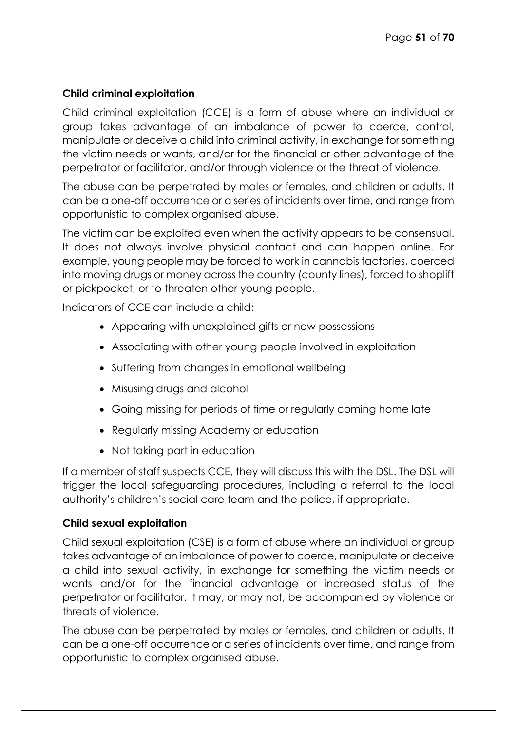### Child criminal exploitation

Child criminal exploitation (CCE) is a form of abuse where an individual or group takes advantage of an imbalance of power to coerce, control, manipulate or deceive a child into criminal activity, in exchange for something the victim needs or wants, and/or for the financial or other advantage of the perpetrator or facilitator, and/or through violence or the threat of violence.

The abuse can be perpetrated by males or females, and children or adults. It can be a one-off occurrence or a series of incidents over time, and range from opportunistic to complex organised abuse.

The victim can be exploited even when the activity appears to be consensual. It does not always involve physical contact and can happen online. For example, young people may be forced to work in cannabis factories, coerced into moving drugs or money across the country (county lines), forced to shoplift or pickpocket, or to threaten other young people.

Indicators of CCE can include a child:

- Appearing with unexplained gifts or new possessions
- Associating with other young people involved in exploitation
- Suffering from changes in emotional wellbeing
- Misusing drugs and alcohol
- Going missing for periods of time or regularly coming home late
- Regularly missing Academy or education
- Not taking part in education

If a member of staff suspects CCE, they will discuss this with the DSL. The DSL will trigger the local safeguarding procedures, including a referral to the local authority's children's social care team and the police, if appropriate.

### Child sexual exploitation

Child sexual exploitation (CSE) is a form of abuse where an individual or group takes advantage of an imbalance of power to coerce, manipulate or deceive a child into sexual activity, in exchange for something the victim needs or wants and/or for the financial advantage or increased status of the perpetrator or facilitator. It may, or may not, be accompanied by violence or threats of violence.

The abuse can be perpetrated by males or females, and children or adults. It can be a one-off occurrence or a series of incidents over time, and range from opportunistic to complex organised abuse.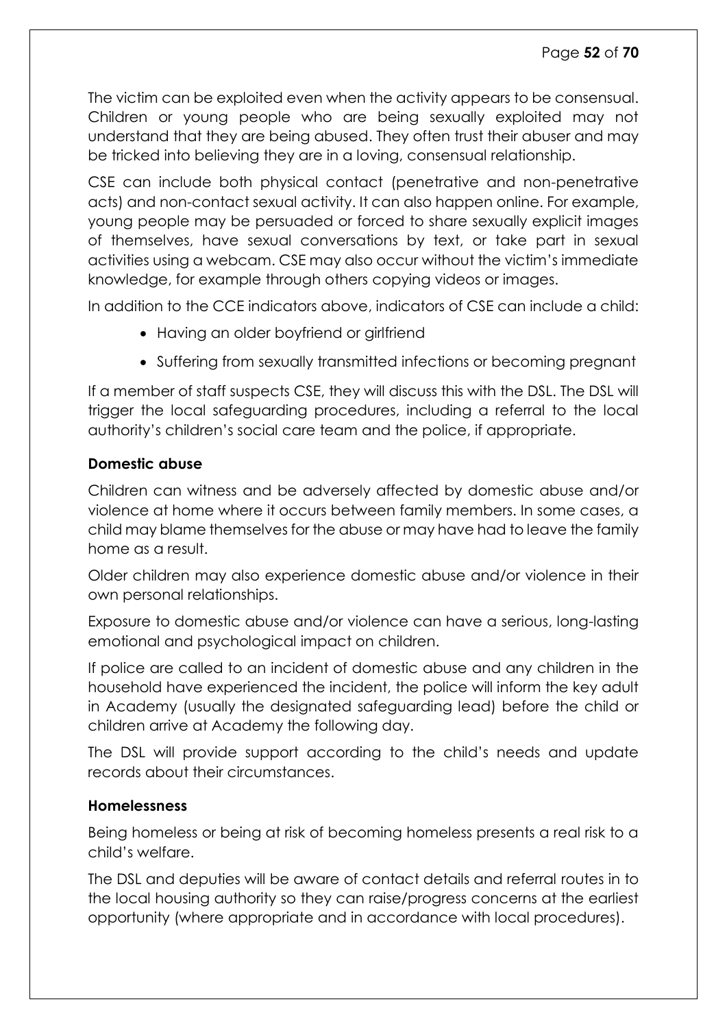The victim can be exploited even when the activity appears to be consensual. Children or young people who are being sexually exploited may not understand that they are being abused. They often trust their abuser and may be tricked into believing they are in a loving, consensual relationship.

CSE can include both physical contact (penetrative and non-penetrative acts) and non-contact sexual activity. It can also happen online. For example, young people may be persuaded or forced to share sexually explicit images of themselves, have sexual conversations by text, or take part in sexual activities using a webcam. CSE may also occur without the victim's immediate knowledge, for example through others copying videos or images.

In addition to the CCE indicators above, indicators of CSE can include a child:

- Having an older boyfriend or girlfriend
- Suffering from sexually transmitted infections or becoming pregnant

If a member of staff suspects CSE, they will discuss this with the DSL. The DSL will trigger the local safeguarding procedures, including a referral to the local authority's children's social care team and the police, if appropriate.

**Domestic abuse**

Children can witness and be adversely affected by domestic abuse and/or violence at home where it occurs between family members. In some cases, a child may blame themselves for the abuse or may have had to leave the family home as a result.

Older children may also experience domestic abuse and/or violence in their own personal relationships.

Exposure to domestic abuse and/or violence can have a serious, long-lasting emotional and psychological impact on children.

If police are called to an incident of domestic abuse and any children in the household have experienced the incident, the police will inform the key adult in Academy (usually the designated safeguarding lead) before the child or children arrive at Academy the following day.

The DSL will provide support according to the child's needs and update records about their circumstances.

**Homelessness**

Being homeless or being at risk of becoming homeless presents a real risk to a child's welfare.

The DSL and deputies will be aware of contact details and referral routes in to the local housing authority so they can raise/progress concerns at the earliest opportunity (where appropriate and in accordance with local procedures).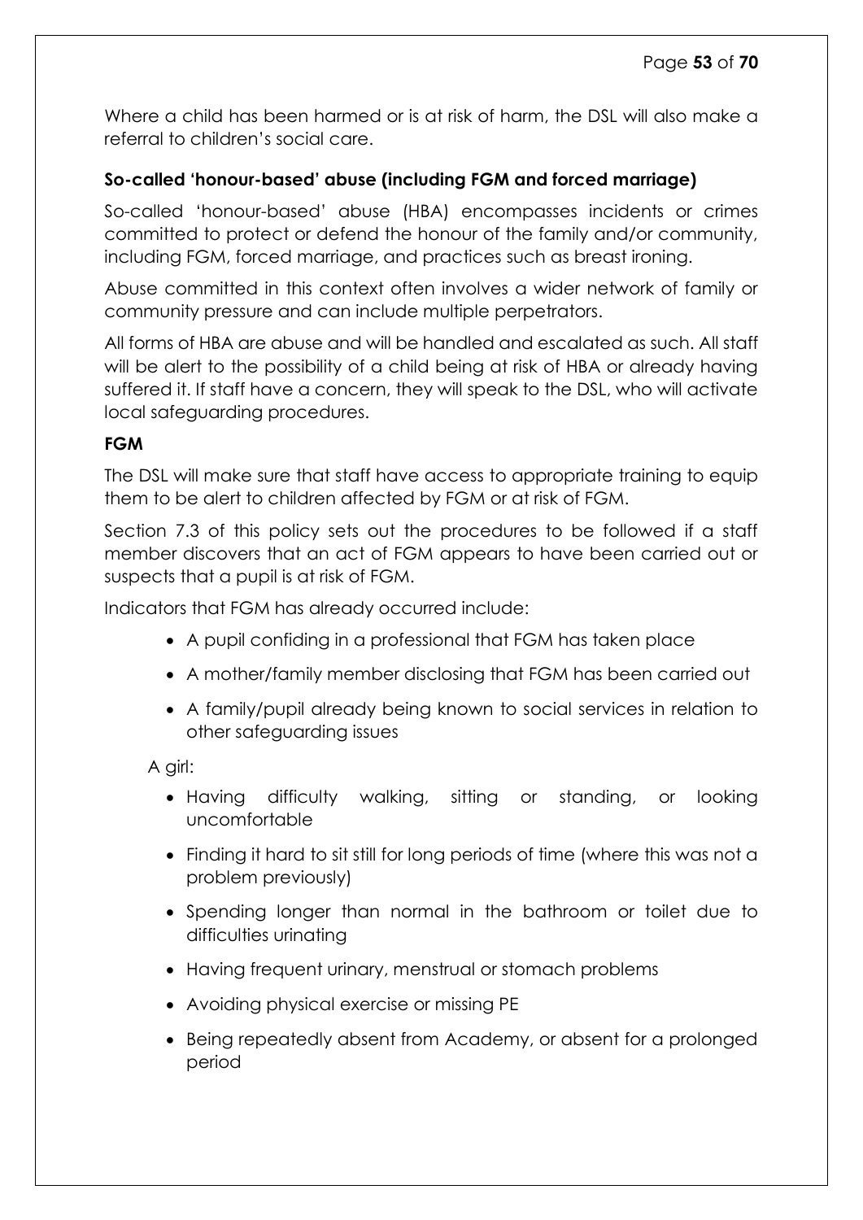Where a child has been harmed or is at risk of harm, the DSL will also make a referral to children's social care.

**So-called 'honour-based' abuse (including FGM and forced marriage)**

So-called 'honour-based' abuse (HBA) encompasses incidents or crimes committed to protect or defend the honour of the family and/or community, including FGM, forced marriage, and practices such as breast ironing.

Abuse committed in this context often involves a wider network of family or community pressure and can include multiple perpetrators.

All forms of HBA are abuse and will be handled and escalated as such. All staff will be alert to the possibility of a child being at risk of HBA or already having suffered it. If staff have a concern, they will speak to the DSL, who will activate local safeguarding procedures.

**FGM**

The DSL will make sure that staff have access to appropriate training to equip them to be alert to children affected by FGM or at risk of FGM.

Section 7.3 of this policy sets out the procedures to be followed if a staff member discovers that an act of FGM appears to have been carried out or suspects that a pupil is at risk of FGM.

Indicators that FGM has already occurred include:

- A pupil confiding in a professional that FGM has taken place
- A mother/family member disclosing that FGM has been carried out
- A family/pupil already being known to social services in relation to other safeguarding issues

A girl:

- Having difficulty walking, sitting or standing, or looking uncomfortable
- Finding it hard to sit still for long periods of time (where this was not a problem previously)
- Spending longer than normal in the bathroom or toilet due to difficulties urinating
- Having frequent urinary, menstrual or stomach problems
- Avoiding physical exercise or missing PE
- Being repeatedly absent from Academy, or absent for a prolonged period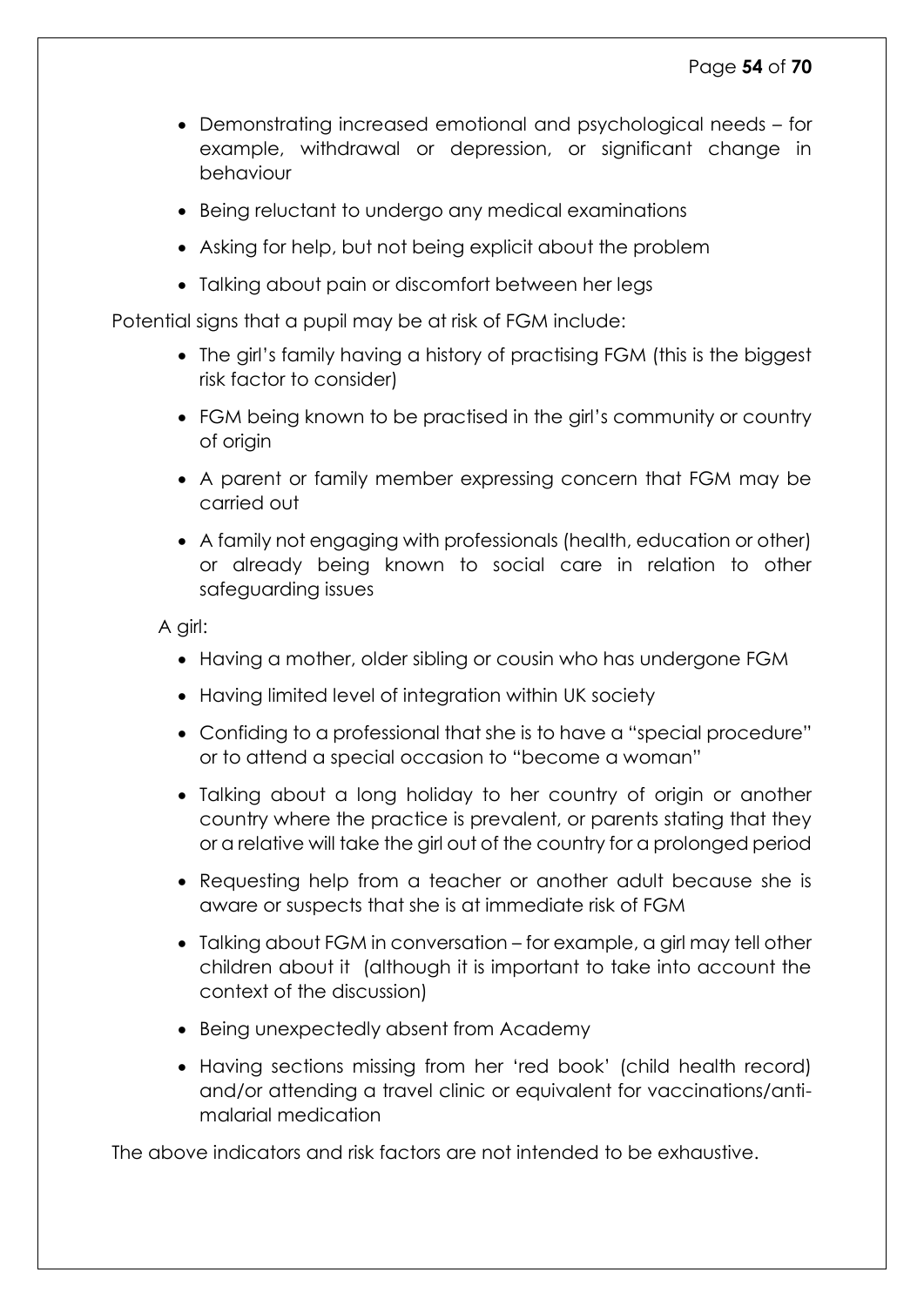- Demonstrating increased emotional and psychological needs – for example, withdrawal or depression, or significant change in behaviour
- Being reluctant to undergo any medical examinations
- Asking for help, but not being explicit about the problem
- Talking about pain or discomfort between her legs

Potential signs that a pupil may be at risk of FGM include:

- The girl's family having a history of practising FGM (this is the biggest risk factor to consider)
- FGM being known to be practised in the girl's community or country of origin
- A parent or family member expressing concern that FGM may be carried out
- A family not engaging with professionals (health, education or other) or already being known to social care in relation to other safeguarding issues

A girl:

- Having a mother, older sibling or cousin who has undergone FGM
- Having limited level of integration within UK society
- Confiding to a professional that she is to have a "special procedure" or to attend a special occasion to "become a woman"
- Talking about a long holiday to her country of origin or another country where the practice is prevalent, or parents stating that they or a relative will take the girl out of the country for a prolonged period
- Requesting help from a teacher or another adult because she is aware or suspects that she is at immediate risk of FGM
- Talking about FGM in conversation – for example, a girl may tell other children about it (although it is important to take into account the context of the discussion)
- Being unexpectedly absent from Academy
- Having sections missing from her 'red book' (child health record) and/or attending a travel clinic or equivalent for vaccinations/anti-malarial medication

The above indicators and risk factors are not intended to be exhaustive.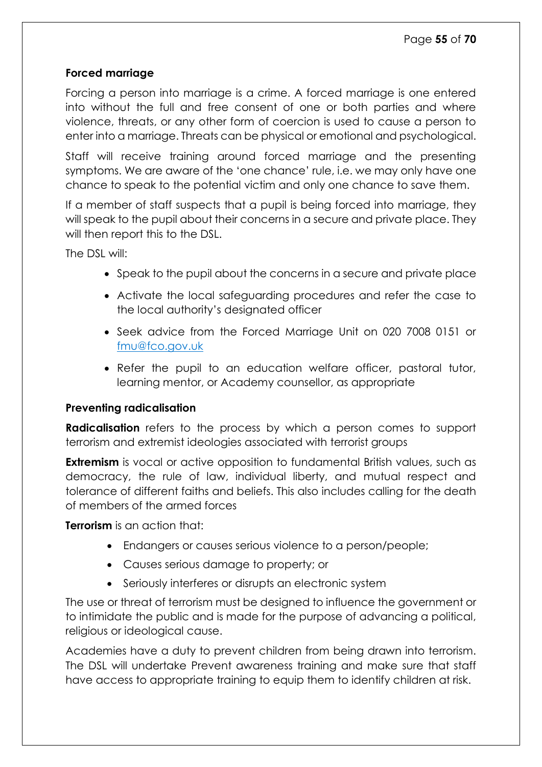### Forced marriage

Forcing a person into marriage is a crime. A forced marriage is one entered into without the full and free consent of one or both parties and where violence, threats, or any other form of coercion is used to cause a person to enter into a marriage. Threats can be physical or emotional and psychological.

Staff will receive training around forced marriage and the presenting symptoms. We are aware of the 'one chance' rule, i.e. we may only have one chance to speak to the potential victim and only one chance to save them.

If a member of staff suspects that a pupil is being forced into marriage, they will speak to the pupil about their concerns in a secure and private place. They will then report this to the DSL.

The DSL will:

- Speak to the pupil about the concerns in a secure and private place
- Activate the local safeguarding procedures and refer the case to the local authority's designated officer
- Seek advice from the Forced Marriage Unit on 020 7008 0151 or [fmu@fco.gov.uk](mailto:fmu@fco.gov.uk)
- Refer the pupil to an education welfare officer, pastoral tutor, learning mentor, or Academy counsellor, as appropriate

### Preventing radicalisation

**Radicalisation** refers to the process by which a person comes to support terrorism and extremist ideologies associated with terrorist groups

**Extremism** is vocal or active opposition to fundamental British values, such as democracy, the rule of law, individual liberty, and mutual respect and tolerance of different faiths and beliefs. This also includes calling for the death of members of the armed forces

**Terrorism** is an action that:

- Endangers or causes serious violence to a person/people;
- Causes serious damage to property; or
- Seriously interferes or disrupts an electronic system

The use or threat of terrorism must be designed to influence the government or to intimidate the public and is made for the purpose of advancing a political, religious or ideological cause.

Academies have a duty to prevent children from being drawn into terrorism. The DSL will undertake Prevent awareness training and make sure that staff have access to appropriate training to equip them to identify children at risk.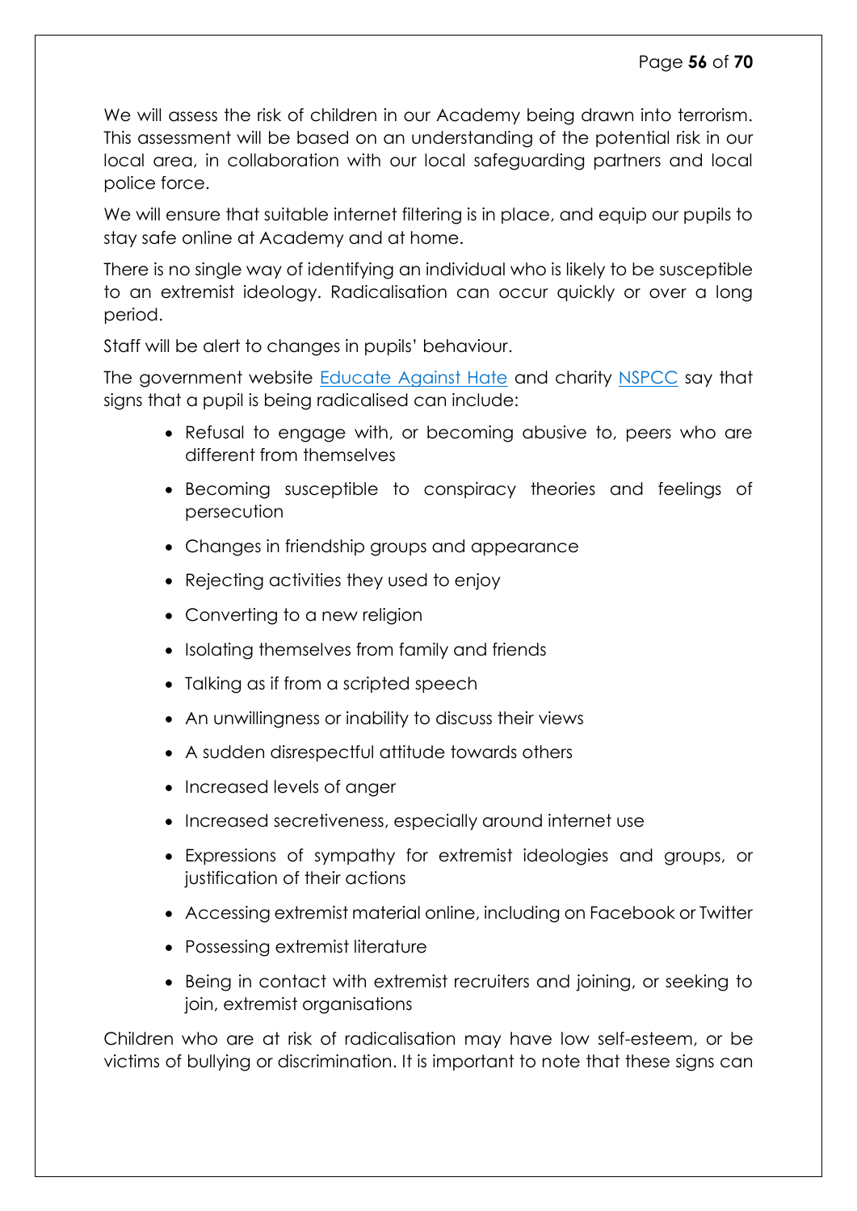We will assess the risk of children in our Academy being drawn into terrorism. This assessment will be based on an understanding of the potential risk in our local area, in collaboration with our local safeguarding partners and local police force.

We will ensure that suitable internet filtering is in place, and equip our pupils to stay safe online at Academy and at home.

There is no single way of identifying an individual who is likely to be susceptible to an extremist ideology. Radicalisation can occur quickly or over a long period.

Staff will be alert to changes in pupils' behaviour.

The government website Educate Against Hate and charity NSPCC say that signs that a pupil is being radicalised can include:

- Refusal to engage with, or becoming abusive to, peers who are different from themselves
- Becoming susceptible to conspiracy theories and feelings of persecution
- Changes in friendship groups and appearance
- Rejecting activities they used to enjoy
- Converting to a new religion
- Isolating themselves from family and friends
- Talking as if from a scripted speech
- An unwillingness or inability to discuss their views
- A sudden disrespectful attitude towards others
- Increased levels of anger
- Increased secretiveness, especially around internet use
- Expressions of sympathy for extremist ideologies and groups, or justification of their actions
- Accessing extremist material online, including on Facebook or Twitter
- Possessing extremist literature
- Being in contact with extremist recruiters and joining, or seeking to join, extremist organisations

Children who are at risk of radicalisation may have low self-esteem, or be victims of bullying or discrimination. It is important to note that these signs can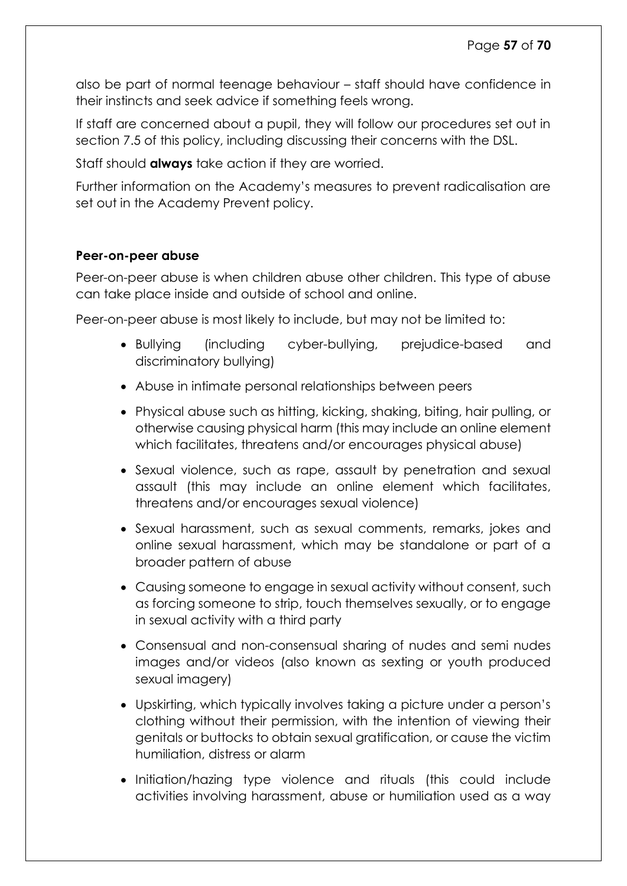also be part of normal teenage behaviour – staff should have confidence in their instincts and seek advice if something feels wrong.

If staff are concerned about a pupil, they will follow our procedures set out in section 7.5 of this policy, including discussing their concerns with the DSL.

Staff should **always** take action if they are worried.

Further information on the Academy's measures to prevent radicalisation are set out in the Academy Prevent policy.

**Peer-on-peer abuse**

Peer-on-peer abuse is when children abuse other children. This type of abuse can take place inside and outside of school and online.

Peer-on-peer abuse is most likely to include, but may not be limited to:

- Bullying (including cyber-bullying, prejudice-based and discriminatory bullying)
- Abuse in intimate personal relationships between peers
- Physical abuse such as hitting, kicking, shaking, biting, hair pulling, or otherwise causing physical harm (this may include an online element which facilitates, threatens and/or encourages physical abuse)
- Sexual violence, such as rape, assault by penetration and sexual assault (this may include an online element which facilitates, threatens and/or encourages sexual violence)
- Sexual harassment, such as sexual comments, remarks, jokes and online sexual harassment, which may be standalone or part of a broader pattern of abuse
- Causing someone to engage in sexual activity without consent, such as forcing someone to strip, touch themselves sexually, or to engage in sexual activity with a third party
- Consensual and non-consensual sharing of nudes and semi nudes images and/or videos (also known as sexting or youth produced sexual imagery)
- Upskirting, which typically involves taking a picture under a person's clothing without their permission, with the intention of viewing their genitals or buttocks to obtain sexual gratification, or cause the victim humiliation, distress or alarm
- Initiation/hazing type violence and rituals (this could include activities involving harassment, abuse or humiliation used as a way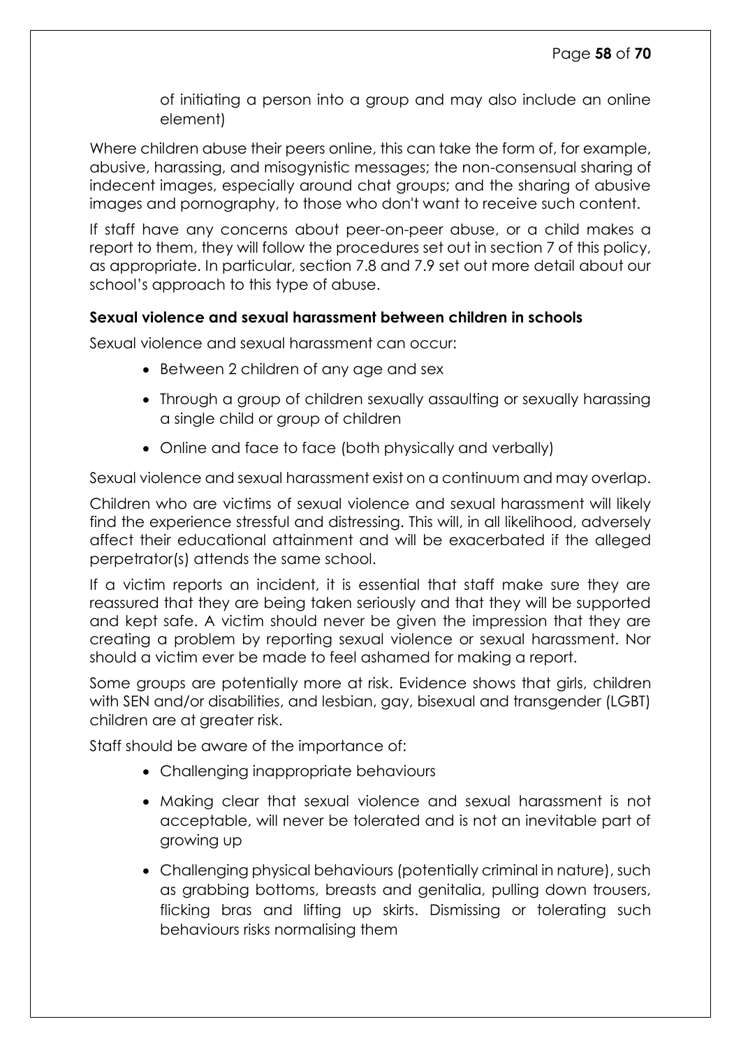of initiating a person into a group and may also include an online element)

Where children abuse their peers online, this can take the form of, for example, abusive, harassing, and misogynistic messages; the non-consensual sharing of indecent images, especially around chat groups; and the sharing of abusive images and pornography, to those who don't want to receive such content.

If staff have any concerns about peer-on-peer abuse, or a child makes a report to them, they will follow the procedures set out in section 7 of this policy, as appropriate. In particular, section 7.8 and 7.9 set out more detail about our school's approach to this type of abuse.

**Sexual violence and sexual harassment between children in schools**

Sexual violence and sexual harassment can occur:

- Between 2 children of any age and sex
- Through a group of children sexually assaulting or sexually harassing a single child or group of children
- Online and face to face (both physically and verbally)

Sexual violence and sexual harassment exist on a continuum and may overlap.

Children who are victims of sexual violence and sexual harassment will likely find the experience stressful and distressing. This will, in all likelihood, adversely affect their educational attainment and will be exacerbated if the alleged perpetrator(s) attends the same school.

If a victim reports an incident, it is essential that staff make sure they are reassured that they are being taken seriously and that they will be supported and kept safe. A victim should never be given the impression that they are creating a problem by reporting sexual violence or sexual harassment. Nor should a victim ever be made to feel ashamed for making a report.

Some groups are potentially more at risk. Evidence shows that girls, children with SEN and/or disabilities, and lesbian, gay, bisexual and transgender (LGBT) children are at greater risk.

Staff should be aware of the importance of:

- Challenging inappropriate behaviours
- Making clear that sexual violence and sexual harassment is not acceptable, will never be tolerated and is not an inevitable part of growing up
- Challenging physical behaviours (potentially criminal in nature), such as grabbing bottoms, breasts and genitalia, pulling down trousers, flicking bras and lifting up skirts. Dismissing or tolerating such behaviours risks normalising them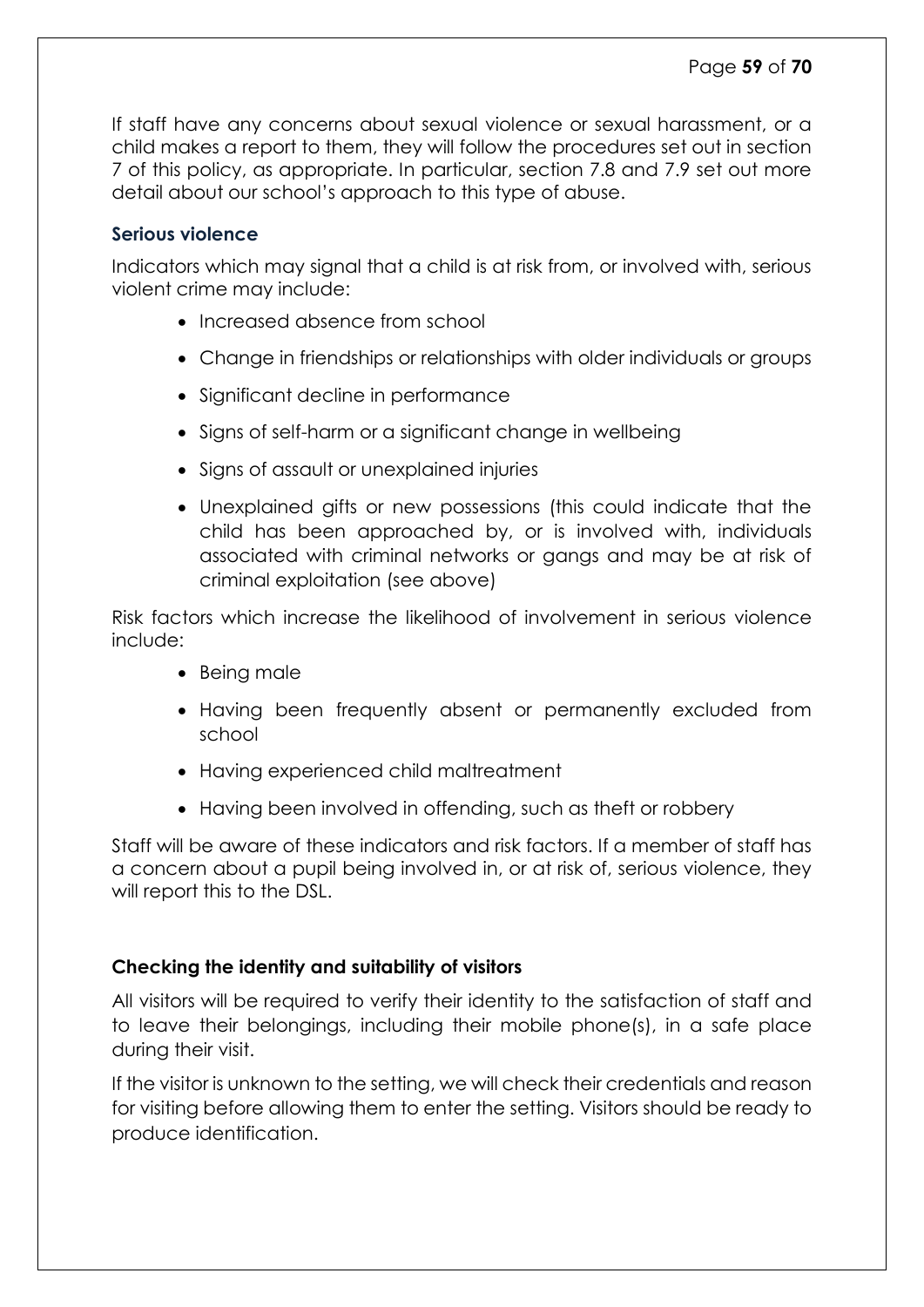If staff have any concerns about sexual violence or sexual harassment, or a child makes a report to them, they will follow the procedures set out in section 7 of this policy, as appropriate. In particular, section 7.8 and 7.9 set out more detail about our school's approach to this type of abuse.

### Serious violence

Indicators which may signal that a child is at risk from, or involved with, serious violent crime may include:

- Increased absence from school
- Change in friendships or relationships with older individuals or groups
- Significant decline in performance
- Signs of self-harm or a significant change in wellbeing
- Signs of assault or unexplained injuries
- Unexplained gifts or new possessions (this could indicate that the child has been approached by, or is involved with, individuals associated with criminal networks or gangs and may be at risk of criminal exploitation (see above)

Risk factors which increase the likelihood of involvement in serious violence include:

- Being male
- Having been frequently absent or permanently excluded from school
- Having experienced child maltreatment
- Having been involved in offending, such as theft or robbery

Staff will be aware of these indicators and risk factors. If a member of staff has a concern about a pupil being involved in, or at risk of, serious violence, they will report this to the DSL.

### Checking the identity and suitability of visitors

All visitors will be required to verify their identity to the satisfaction of staff and to leave their belongings, including their mobile phone(s), in a safe place during their visit.

If the visitor is unknown to the setting, we will check their credentials and reason for visiting before allowing them to enter the setting. Visitors should be ready to produce identification.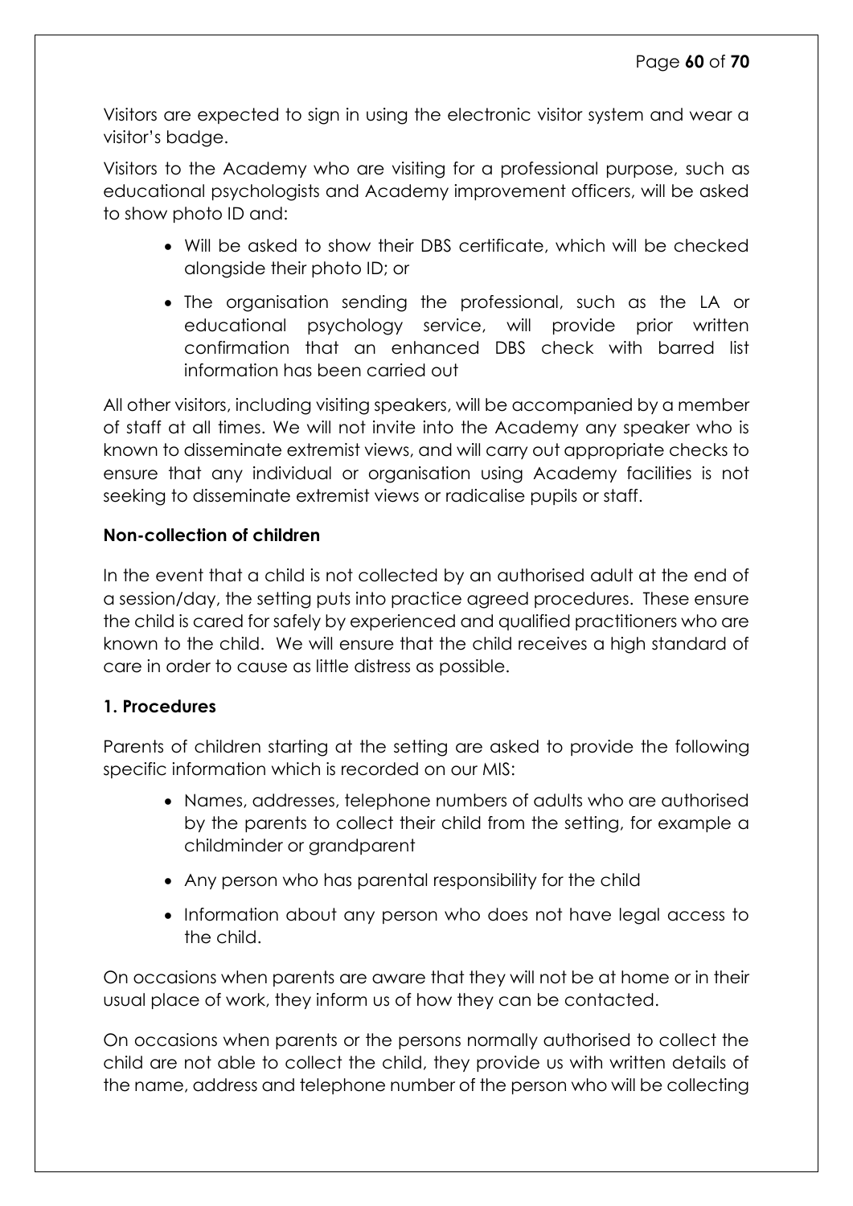Visitors are expected to sign in using the electronic visitor system and wear a visitor's badge.

Visitors to the Academy who are visiting for a professional purpose, such as educational psychologists and Academy improvement officers, will be asked to show photo ID and:

- Will be asked to show their DBS certificate, which will be checked alongside their photo ID; or
- The organisation sending the professional, such as the LA or educational psychology service, will provide prior written confirmation that an enhanced DBS check with barred list information has been carried out

All other visitors, including visiting speakers, will be accompanied by a member of staff at all times. We will not invite into the Academy any speaker who is known to disseminate extremist views, and will carry out appropriate checks to ensure that any individual or organisation using Academy facilities is not seeking to disseminate extremist views or radicalise pupils or staff.

**Non-collection of children**

In the event that a child is not collected by an authorised adult at the end of a session/day, the setting puts into practice agreed procedures. These ensure the child is cared for safely by experienced and qualified practitioners who are known to the child. We will ensure that the child receives a high standard of care in order to cause as little distress as possible.

**1. Procedures**

Parents of children starting at the setting are asked to provide the following specific information which is recorded on our MIS:

- Names, addresses, telephone numbers of adults who are authorised by the parents to collect their child from the setting, for example a childminder or grandparent
- Any person who has parental responsibility for the child
- Information about any person who does not have legal access to the child.

On occasions when parents are aware that they will not be at home or in their usual place of work, they inform us of how they can be contacted.

On occasions when parents or the persons normally authorised to collect the child are not able to collect the child, they provide us with written details of the name, address and telephone number of the person who will be collecting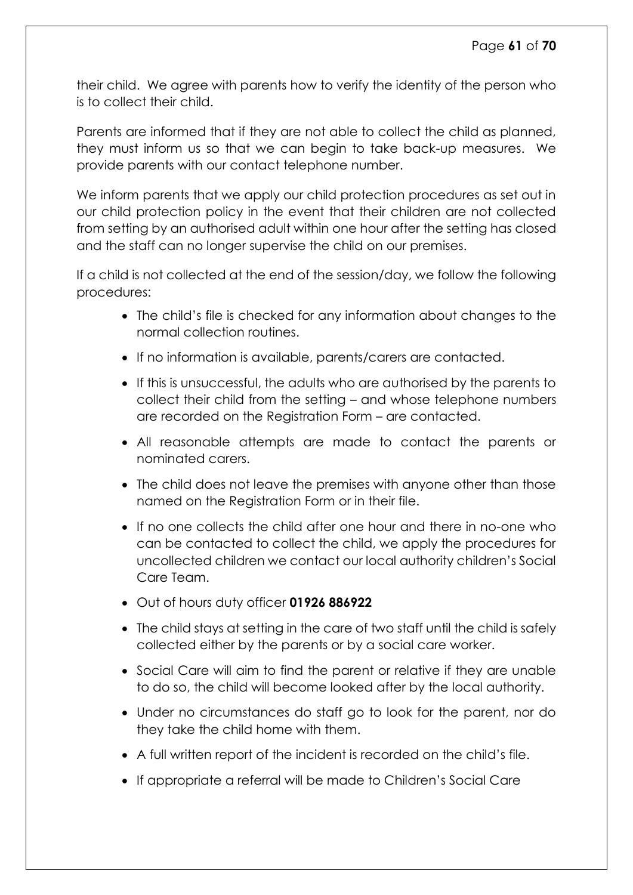their child. We agree with parents how to verify the identity of the person who is to collect their child.

Parents are informed that if they are not able to collect the child as planned, they must inform us so that we can begin to take back-up measures. We provide parents with our contact telephone number.

We inform parents that we apply our child protection procedures as set out in our child protection policy in the event that their children are not collected from setting by an authorised adult within one hour after the setting has closed and the staff can no longer supervise the child on our premises.

If a child is not collected at the end of the session/day, we follow the following procedures:

- The child's file is checked for any information about changes to the normal collection routines.
- If no information is available, parents/carers are contacted.
- If this is unsuccessful, the adults who are authorised by the parents to collect their child from the setting – and whose telephone numbers are recorded on the Registration Form – are contacted.
- All reasonable attempts are made to contact the parents or nominated carers.
- The child does not leave the premises with anyone other than those named on the Registration Form or in their file.
- If no one collects the child after one hour and there in no-one who can be contacted to collect the child, we apply the procedures for uncollected children we contact our local authority children's Social Care Team.
- Out of hours duty officer **01926 886922**
- The child stays at setting in the care of two staff until the child is safely collected either by the parents or by a social care worker.
- Social Care will aim to find the parent or relative if they are unable to do so, the child will become looked after by the local authority.
- Under no circumstances do staff go to look for the parent, nor do they take the child home with them.
- A full written report of the incident is recorded on the child's file.
- If appropriate a referral will be made to Children's Social Care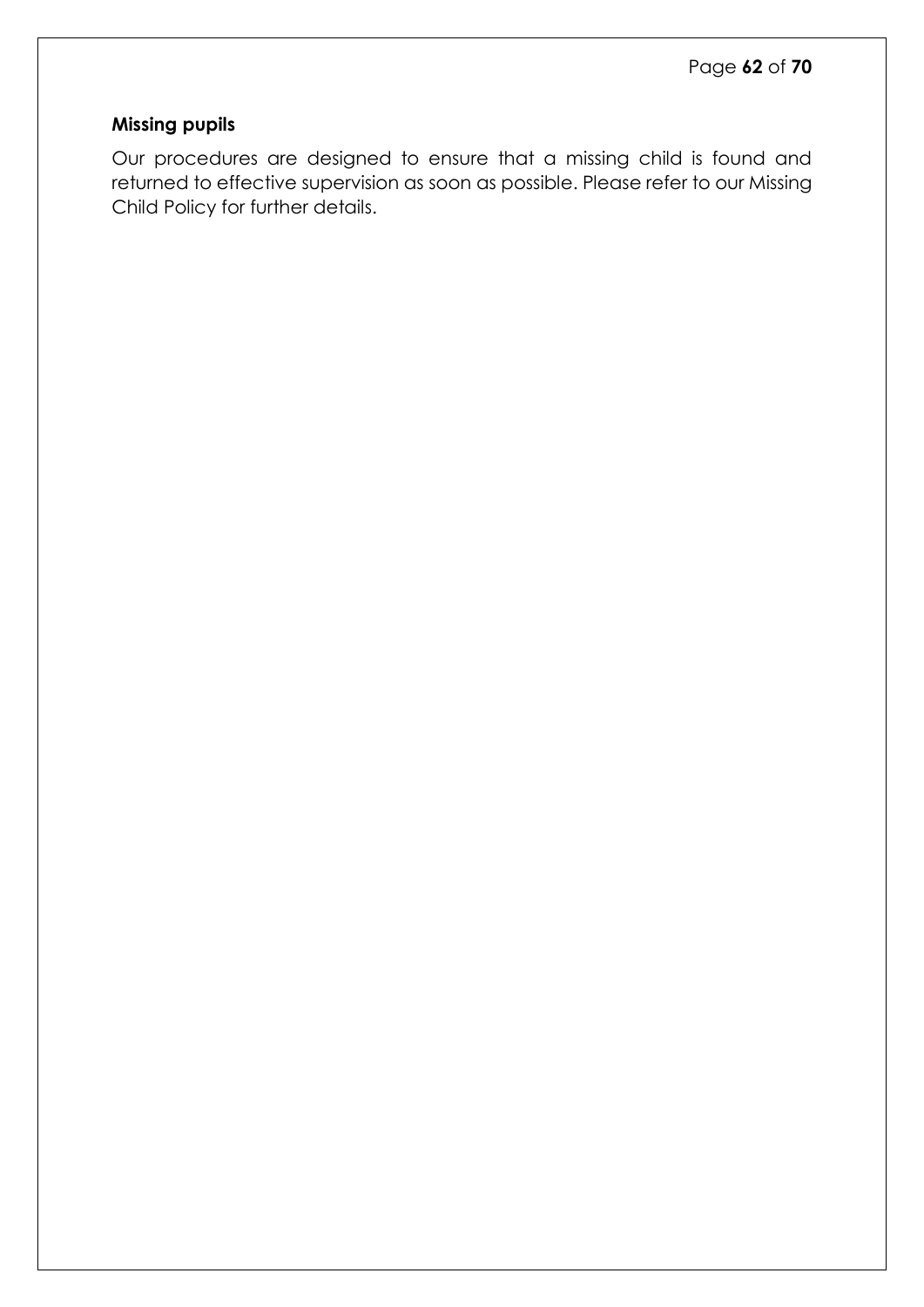**Missing pupils**

Our procedures are designed to ensure that a missing child is found and returned to effective supervision as soon as possible. Please refer to our Missing Child Policy for further details.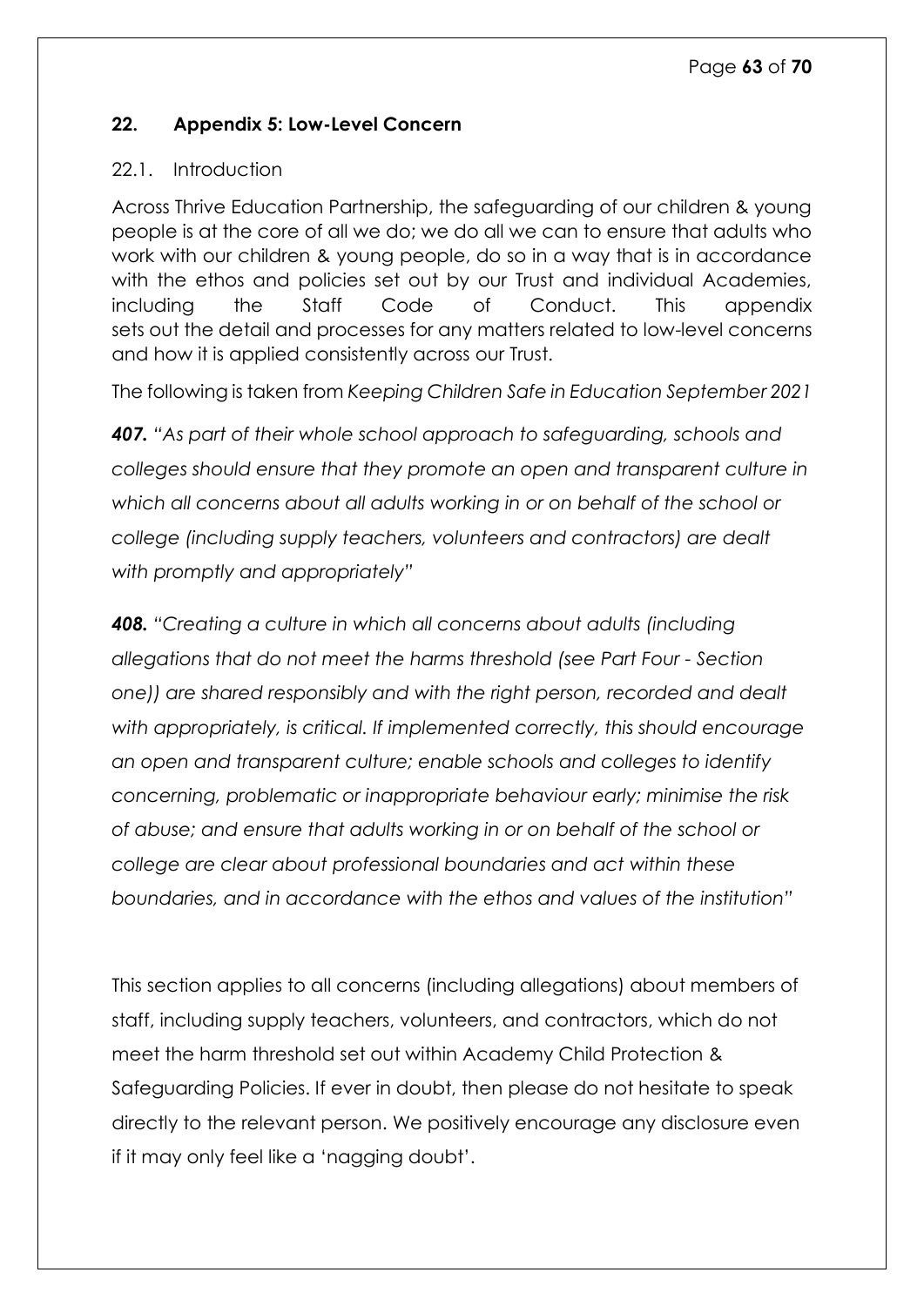## 22. Appendix 5: Low-Level Concern

### 22.1. Introduction

Across Thrive Education Partnership, the safeguarding of our children & young people is at the core of all we do; we do all we can to ensure that adults who work with our children & young people, do so in a way that is in accordance with the ethos and policies set out by our Trust and individual Academies, including the Staff Code of Conduct. This appendix sets out the detail and processes for any matters related to low-level concerns and how it is applied consistently across our Trust.

The following is taken from *Keeping Children Safe in Education September 2021*

***407.*** *"As part of their whole school approach to safeguarding, schools and colleges should ensure that they promote an open and transparent culture in which all concerns about all adults working in or on behalf of the school or college (including supply teachers, volunteers and contractors) are dealt with promptly and appropriately"*

***408.*** *"Creating a culture in which all concerns about adults (including allegations that do not meet the harms threshold (see Part Four - Section one)) are shared responsibly and with the right person, recorded and dealt with appropriately, is critical. If implemented correctly, this should encourage an open and transparent culture; enable schools and colleges to identify concerning, problematic or inappropriate behaviour early; minimise the risk of abuse; and ensure that adults working in or on behalf of the school or college are clear about professional boundaries and act within these boundaries, and in accordance with the ethos and values of the institution"*

This section applies to all concerns (including allegations) about members of staff, including supply teachers, volunteers, and contractors, which do not meet the harm threshold set out within Academy Child Protection & Safeguarding Policies. If ever in doubt, then please do not hesitate to speak directly to the relevant person. We positively encourage any disclosure even if it may only feel like a 'nagging doubt'.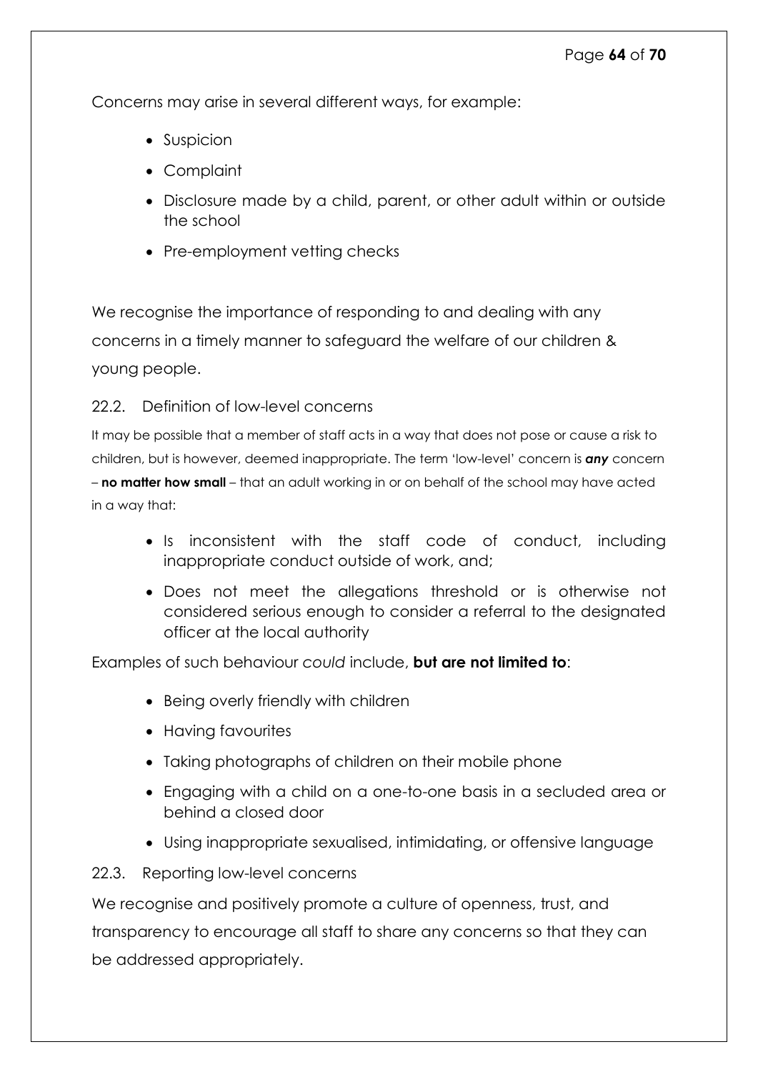Concerns may arise in several different ways, for example:

- Suspicion
- Complaint
- Disclosure made by a child, parent, or other adult within or outside the school
- Pre-employment vetting checks

We recognise the importance of responding to and dealing with any concerns in a timely manner to safeguard the welfare of our children & young people.

### 22.2. Definition of low-level concerns

It may be possible that a member of staff acts in a way that does not pose or cause a risk to children, but is however, deemed inappropriate. The term 'low-level' concern is ***any*** concern – **no matter how small** – that an adult working in or on behalf of the school may have acted in a way that:

- Is inconsistent with the staff code of conduct, including inappropriate conduct outside of work, and;
- Does not meet the allegations threshold or is otherwise not considered serious enough to consider a referral to the designated officer at the local authority

Examples of such behaviour *could* include, **but are not limited to**:

- Being overly friendly with children
- Having favourites
- Taking photographs of children on their mobile phone
- Engaging with a child on a one-to-one basis in a secluded area or behind a closed door
- Using inappropriate sexualised, intimidating, or offensive language

### 22.3. Reporting low-level concerns

We recognise and positively promote a culture of openness, trust, and transparency to encourage all staff to share any concerns so that they can be addressed appropriately.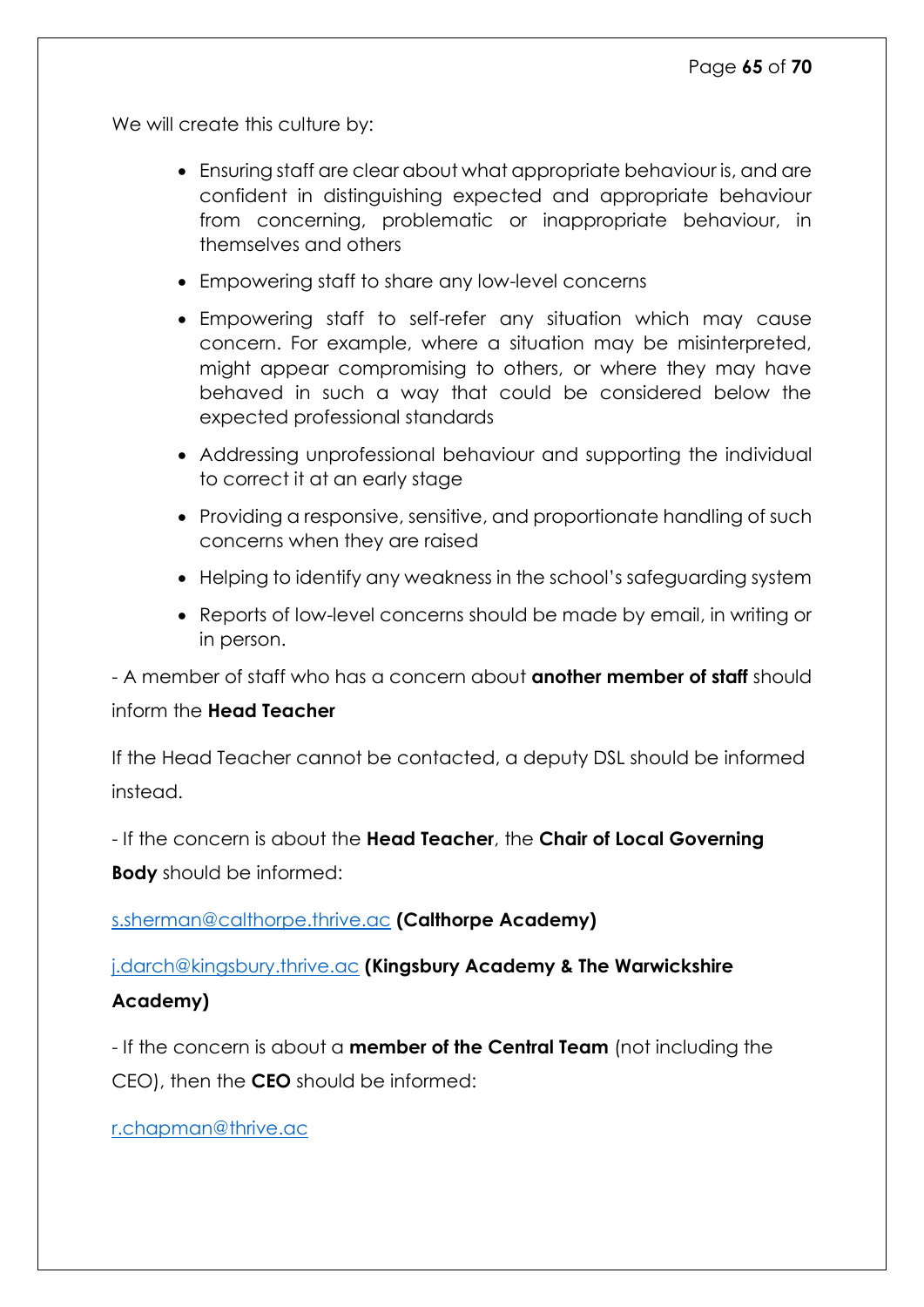We will create this culture by:

- Ensuring staff are clear about what appropriate behaviour is, and are confident in distinguishing expected and appropriate behaviour from concerning, problematic or inappropriate behaviour, in themselves and others
- Empowering staff to share any low-level concerns
- Empowering staff to self-refer any situation which may cause concern. For example, where a situation may be misinterpreted, might appear compromising to others, or where they may have behaved in such a way that could be considered below the expected professional standards
- Addressing unprofessional behaviour and supporting the individual to correct it at an early stage
- Providing a responsive, sensitive, and proportionate handling of such concerns when they are raised
- Helping to identify any weakness in the school's safeguarding system
- Reports of low-level concerns should be made by email, in writing or in person.

- A member of staff who has a concern about **another member of staff** should inform the **Head Teacher**

If the Head Teacher cannot be contacted, a deputy DSL should be informed instead.

- If the concern is about the **Head Teacher**, the **Chair of Local Governing Body** should be informed:

s.sherman@calthorpe.thrive.ac **(Calthorpe Academy)**

j.darch@kingsbury.thrive.ac **(Kingsbury Academy & The Warwickshire Academy)**

- If the concern is about a **member of the Central Team** (not including the CEO), then the **CEO** should be informed:

r.chapman@thrive.ac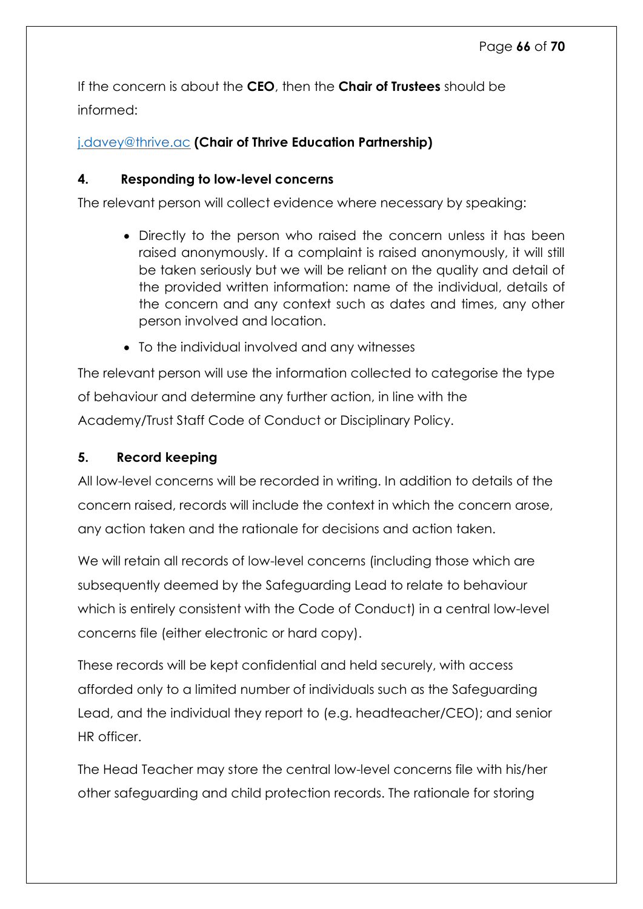If the concern is about the **CEO**, then the **Chair of Trustees** should be informed:

[j.davey@thrive.ac](mailto:j.davey@thrive.ac) **(Chair of Thrive Education Partnership)**

## 4. Responding to low-level concerns

The relevant person will collect evidence where necessary by speaking:

- Directly to the person who raised the concern unless it has been raised anonymously. If a complaint is raised anonymously, it will still be taken seriously but we will be reliant on the quality and detail of the provided written information: name of the individual, details of the concern and any context such as dates and times, any other person involved and location.
- To the individual involved and any witnesses

The relevant person will use the information collected to categorise the type of behaviour and determine any further action, in line with the Academy/Trust Staff Code of Conduct or Disciplinary Policy.

## 5. Record keeping

All low-level concerns will be recorded in writing. In addition to details of the concern raised, records will include the context in which the concern arose, any action taken and the rationale for decisions and action taken.

We will retain all records of low-level concerns (including those which are subsequently deemed by the Safeguarding Lead to relate to behaviour which is entirely consistent with the Code of Conduct) in a central low-level concerns file (either electronic or hard copy).

These records will be kept confidential and held securely, with access afforded only to a limited number of individuals such as the Safeguarding Lead, and the individual they report to (e.g. headteacher/CEO); and senior HR officer.

The Head Teacher may store the central low-level concerns file with his/her other safeguarding and child protection records. The rationale for storing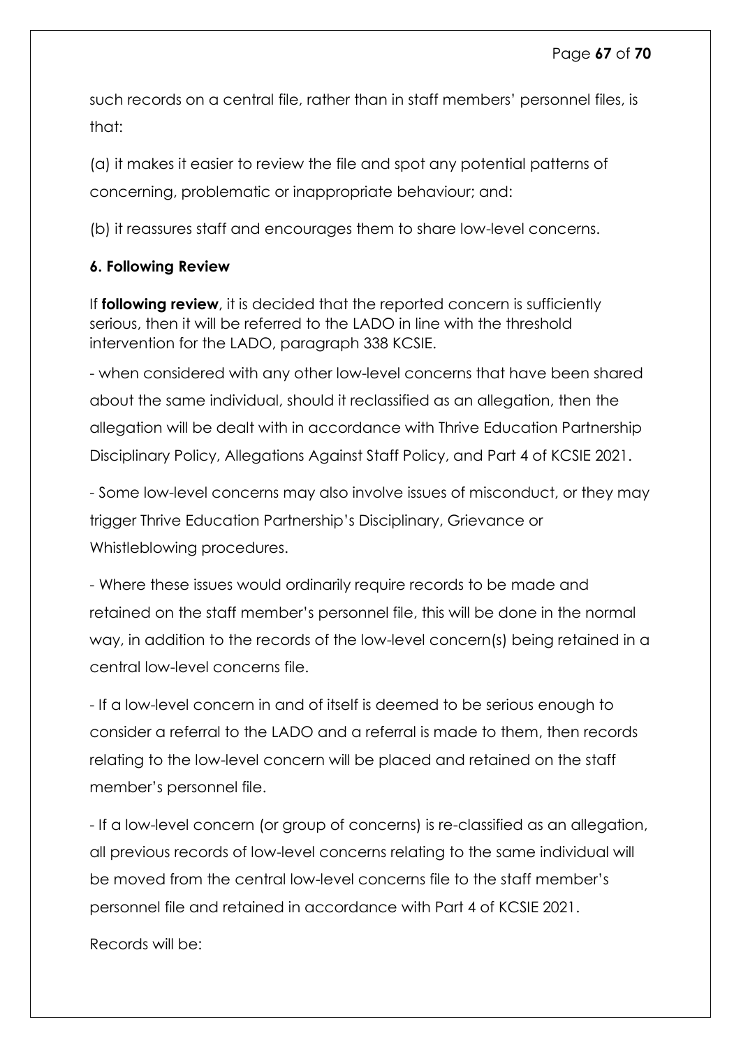such records on a central file, rather than in staff members' personnel files, is that:

(a) it makes it easier to review the file and spot any potential patterns of concerning, problematic or inappropriate behaviour; and:

(b) it reassures staff and encourages them to share low-level concerns.

**6. Following Review**

If **following review**, it is decided that the reported concern is sufficiently serious, then it will be referred to the LADO in line with the threshold intervention for the LADO, paragraph 338 KCSIE.

- when considered with any other low-level concerns that have been shared about the same individual, should it reclassified as an allegation, then the allegation will be dealt with in accordance with Thrive Education Partnership Disciplinary Policy, Allegations Against Staff Policy, and Part 4 of KCSIE 2021.

- Some low-level concerns may also involve issues of misconduct, or they may trigger Thrive Education Partnership's Disciplinary, Grievance or Whistleblowing procedures.

- Where these issues would ordinarily require records to be made and retained on the staff member's personnel file, this will be done in the normal way, in addition to the records of the low-level concern(s) being retained in a central low-level concerns file.

- If a low-level concern in and of itself is deemed to be serious enough to consider a referral to the LADO and a referral is made to them, then records relating to the low-level concern will be placed and retained on the staff member's personnel file.

- If a low-level concern (or group of concerns) is re-classified as an allegation, all previous records of low-level concerns relating to the same individual will be moved from the central low-level concerns file to the staff member's personnel file and retained in accordance with Part 4 of KCSIE 2021.

Records will be: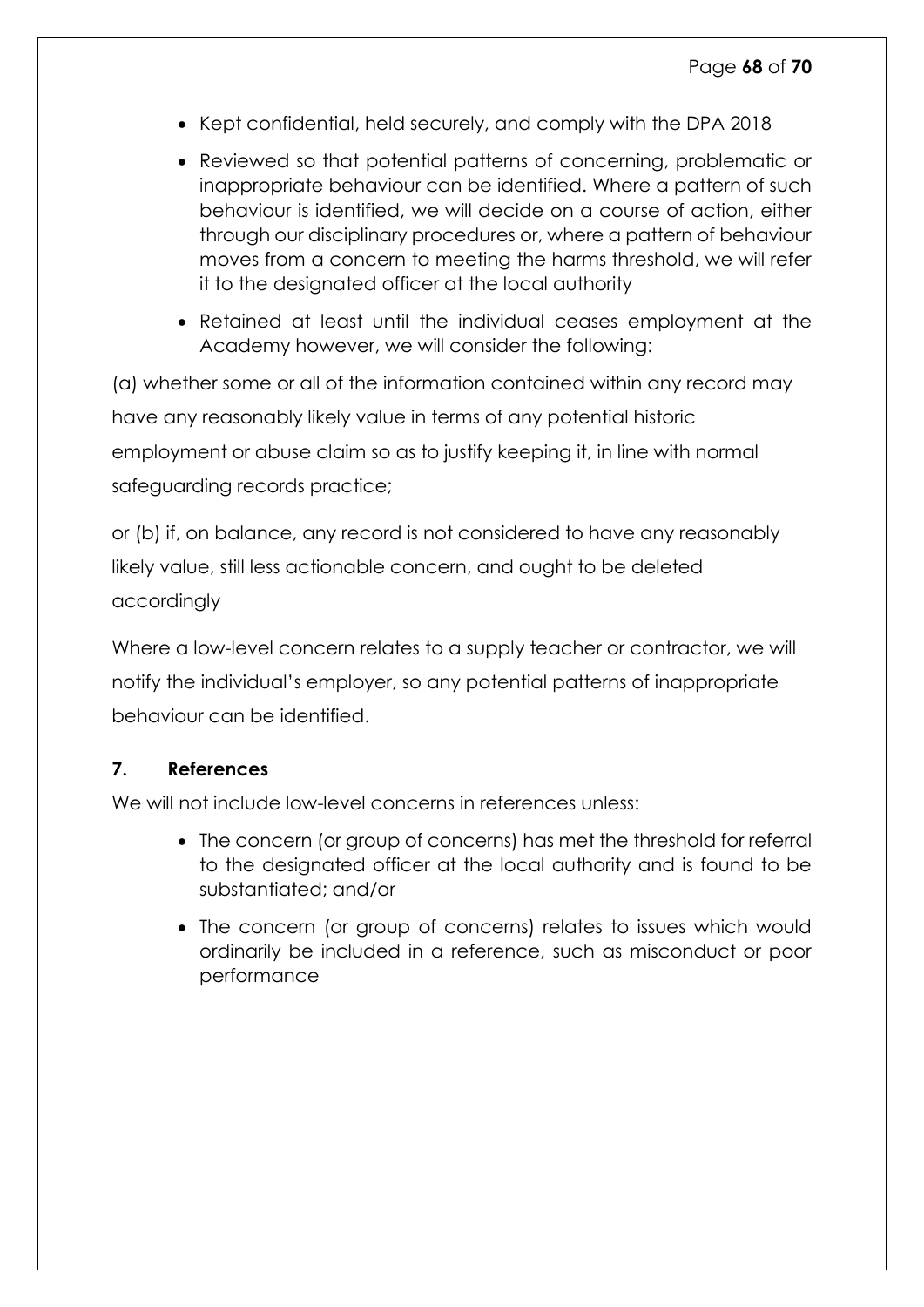- Kept confidential, held securely, and comply with the DPA 2018
- Reviewed so that potential patterns of concerning, problematic or inappropriate behaviour can be identified. Where a pattern of such behaviour is identified, we will decide on a course of action, either through our disciplinary procedures or, where a pattern of behaviour moves from a concern to meeting the harms threshold, we will refer it to the designated officer at the local authority
- Retained at least until the individual ceases employment at the Academy however, we will consider the following:

(a) whether some or all of the information contained within any record may have any reasonably likely value in terms of any potential historic employment or abuse claim so as to justify keeping it, in line with normal safeguarding records practice;

or (b) if, on balance, any record is not considered to have any reasonably likely value, still less actionable concern, and ought to be deleted accordingly

Where a low-level concern relates to a supply teacher or contractor, we will notify the individual's employer, so any potential patterns of inappropriate behaviour can be identified.

## 7. References

We will not include low-level concerns in references unless:

- The concern (or group of concerns) has met the threshold for referral to the designated officer at the local authority and is found to be substantiated; and/or
- The concern (or group of concerns) relates to issues which would ordinarily be included in a reference, such as misconduct or poor performance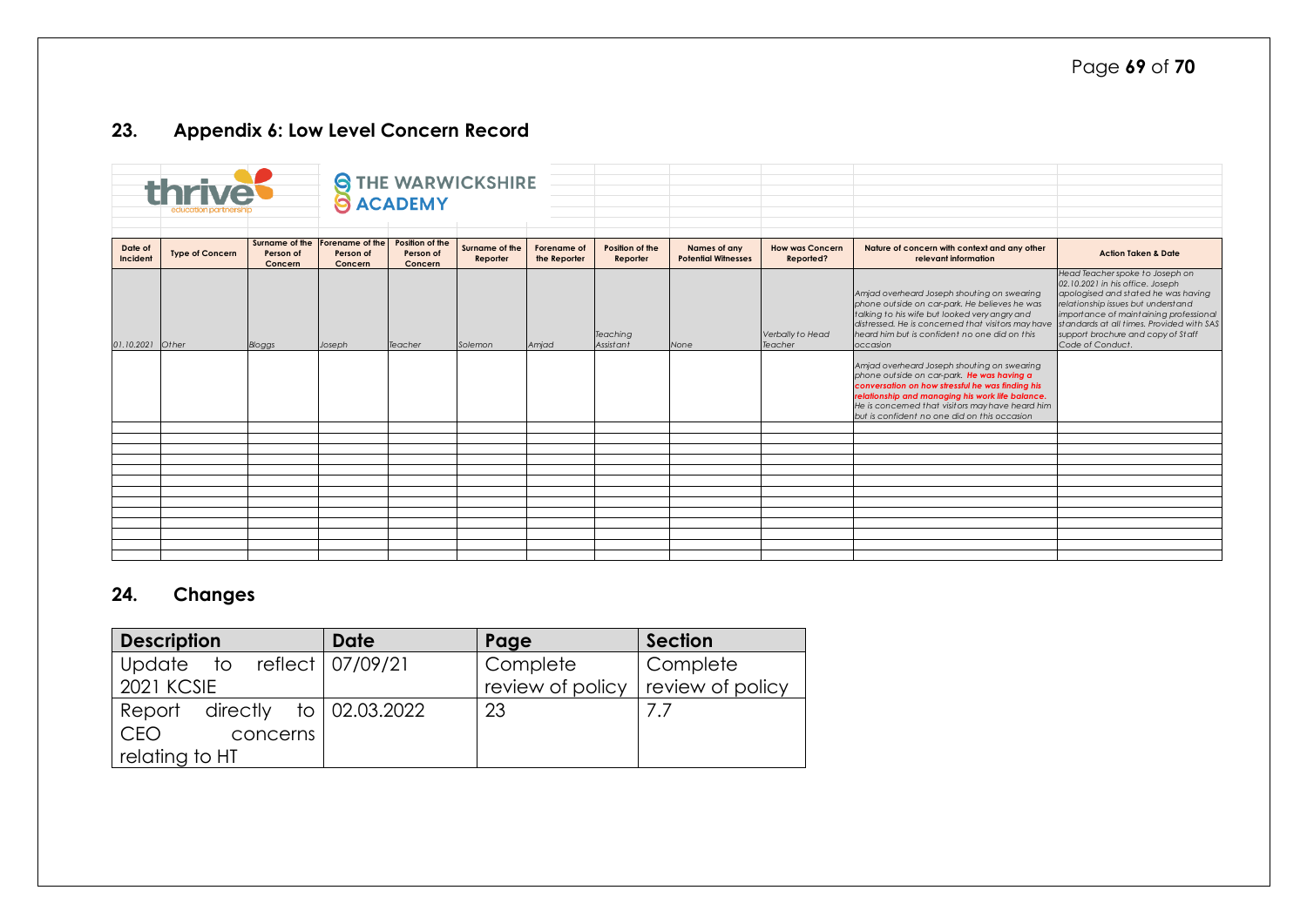## 23. Appendix 6: Low Level Concern Record

thrive education partnership | THE WARWICKSHIRE ACADEMY

| Date of Incident | Type of Concern | Surname of the Person of Concern | Forename of the Person of Concern | Position of the Person of Concern | Surname of the Reporter | Forename of the Reporter | Position of the Reporter | Names of any Potential Witnesses | How was Concern Reported? | Nature of concern with context and any other relevant information | Action Taken & Date |
|---|---|---|---|---|---|---|---|---|---|---|---|
| *01.10.2021* | *Other* | *Bloggs* | *Joseph* | *Teacher* | *Solemon* | *Amjad* | *Teaching Assistant* | *None* | *Verbally to Head Teacher* | *Amjad overheard Joseph shouting on swearing phone outside on car-park. He believes he was talking to his wife but looked very angry and distressed. He is concerned that visitors may have heard him but is confident no one did on this occasion* | *Head Teacher spoke to Joseph on 02.10.2021 in his office. Joseph apologised and stated he was having relationship issues but understand importance of maintaining professional standards at all times. Provided with SAS support brochure and copy of Staff Code of Conduct.* |
| | | | | | | | | | | *Amjad overheard Joseph shouting on swearing phone outside on car-park.* ***He was having a conversation on how stressful he was finding his relationship and managing his work life balance.*** *He is concerned that visitors may have heard him but is confident no one did on this occasion* | |
| | | | | | | | | | | | |
| | | | | | | | | | | | |
| | | | | | | | | | | | |
| | | | | | | | | | | | |
| | | | | | | | | | | | |
| | | | | | | | | | | | |
| | | | | | | | | | | | |
| | | | | | | | | | | | |
| | | | | | | | | | | | |
| | | | | | | | | | | | |
| | | | | | | | | | | | |
| | | | | | | | | | | | |
| | | | | | | | | | | | |

## 24. Changes

| Description | Date | Page | Section |
|---|---|---|---|
| Update to reflect 2021 KCSIE | 07/09/21 | Complete review of policy | Complete review of policy |
| Report directly to CEO concerns relating to HT | 02.03.2022 | 23 | 7.7 |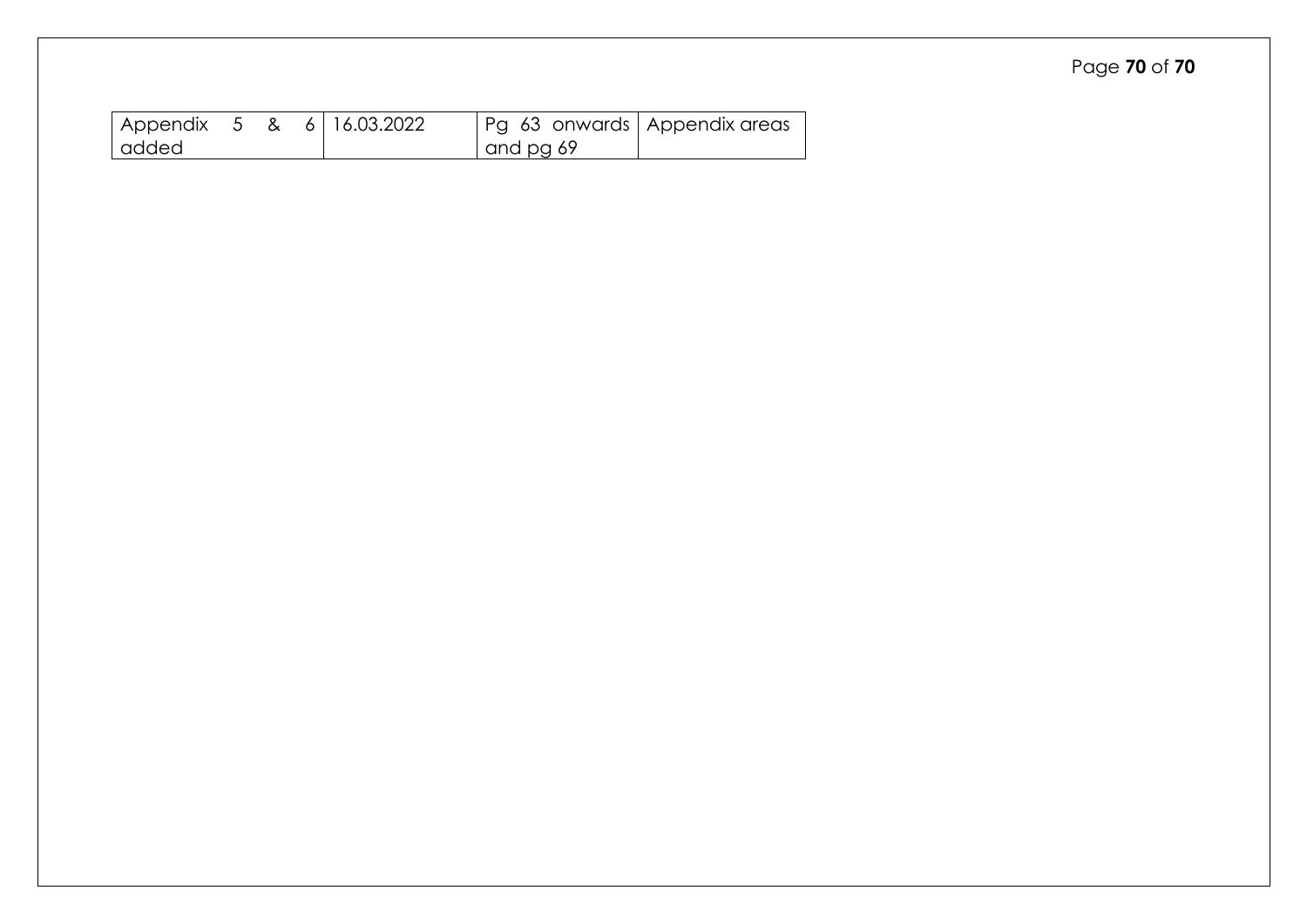| | | | |
|---|---|---|---|
| Appendix 5 & 6 added | 16.03.2022 | Pg 63 onwards and pg 69 | Appendix areas |